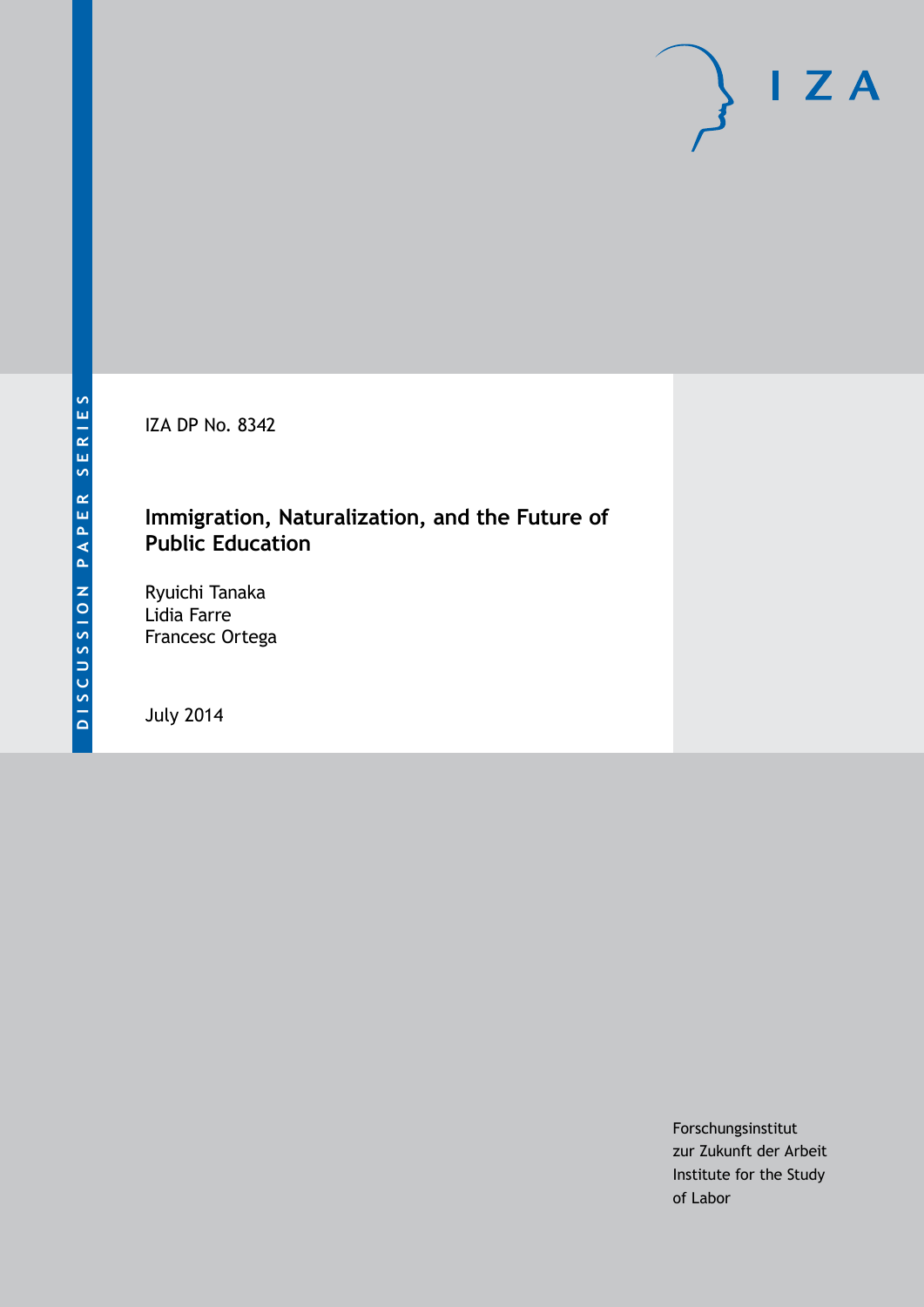DISCUSSION PAPER SERIES

IZA

IZA DP No. 8342

# Immigration, Naturalization, and the Future of Public Education

Ryuichi Tanaka
Lidia Farre
Francesc Ortega

July 2014

Forschungsinstitut
zur Zukunft der Arbeit
Institute for the Study
of Labor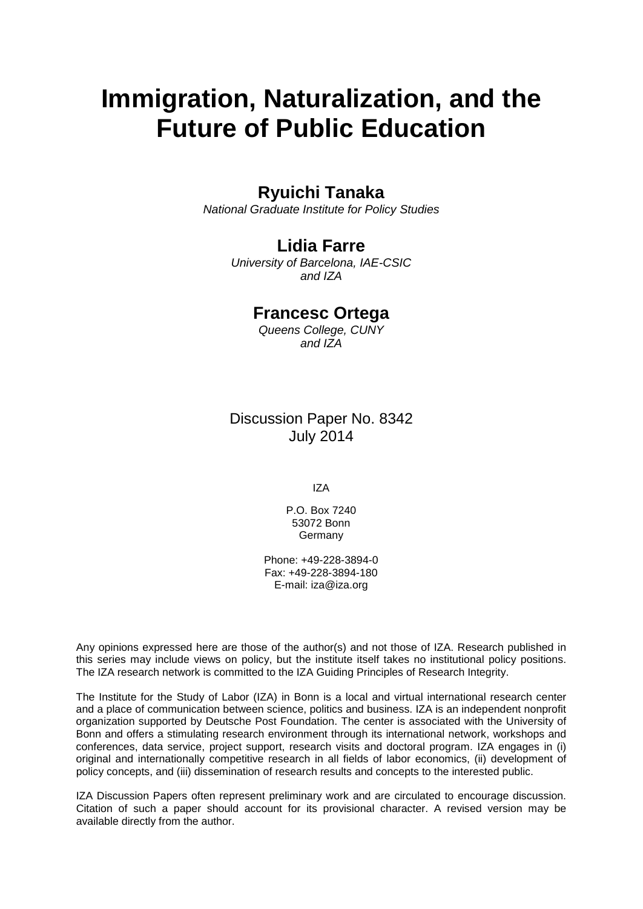# Immigration, Naturalization, and the Future of Public Education

**Ryuichi Tanaka**

*National Graduate Institute for Policy Studies*

**Lidia Farre**

*University of Barcelona, IAE-CSIC and IZA*

**Francesc Ortega**

*Queens College, CUNY and IZA*

Discussion Paper No. 8342
July 2014

IZA

P.O. Box 7240
53072 Bonn
Germany

Phone: +49-228-3894-0
Fax: +49-228-3894-180
E-mail: iza@iza.org

Any opinions expressed here are those of the author(s) and not those of IZA. Research published in this series may include views on policy, but the institute itself takes no institutional policy positions. The IZA research network is committed to the IZA Guiding Principles of Research Integrity.

The Institute for the Study of Labor (IZA) in Bonn is a local and virtual international research center and a place of communication between science, politics and business. IZA is an independent nonprofit organization supported by Deutsche Post Foundation. The center is associated with the University of Bonn and offers a stimulating research environment through its international network, workshops and conferences, data service, project support, research visits and doctoral program. IZA engages in (i) original and internationally competitive research in all fields of labor economics, (ii) development of policy concepts, and (iii) dissemination of research results and concepts to the interested public.

IZA Discussion Papers often represent preliminary work and are circulated to encourage discussion. Citation of such a paper should account for its provisional character. A revised version may be available directly from the author.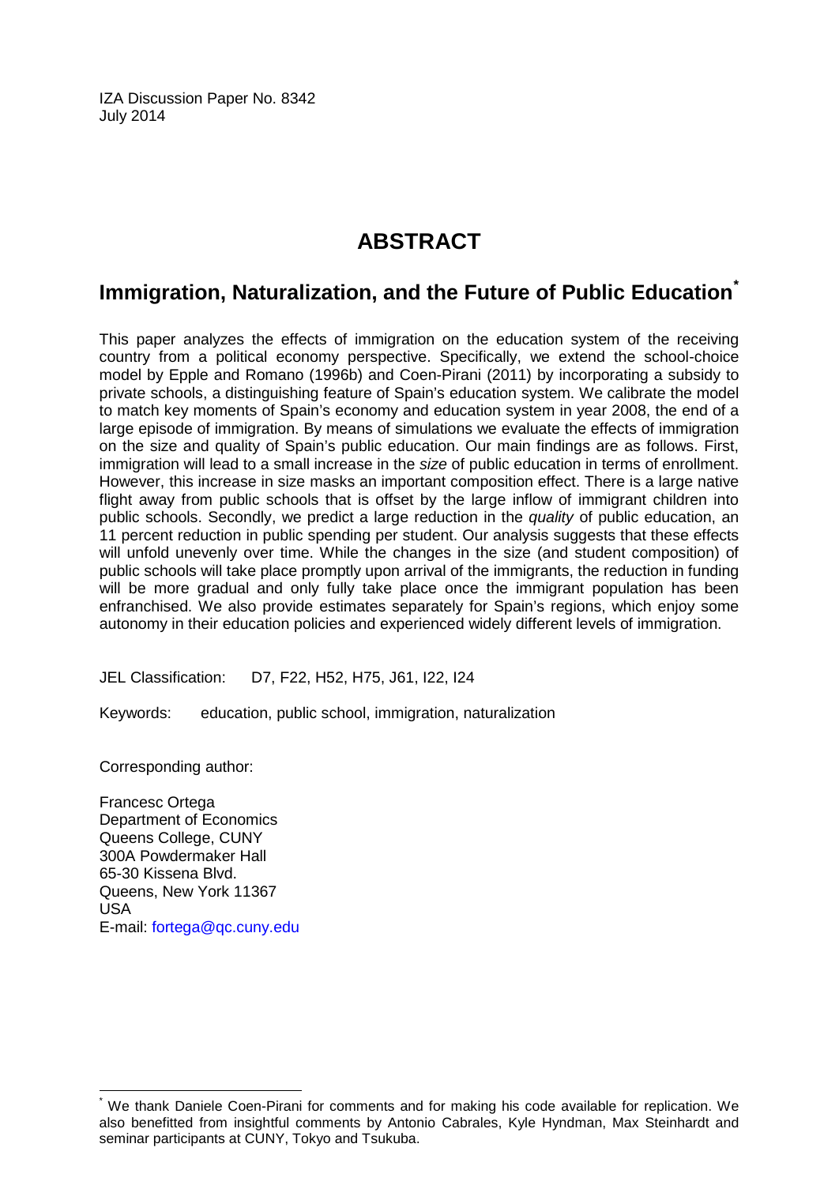IZA Discussion Paper No. 8342
July 2014

# ABSTRACT

## Immigration, Naturalization, and the Future of Public Education*

This paper analyzes the effects of immigration on the education system of the receiving country from a political economy perspective. Specifically, we extend the school-choice model by Epple and Romano (1996b) and Coen-Pirani (2011) by incorporating a subsidy to private schools, a distinguishing feature of Spain's education system. We calibrate the model to match key moments of Spain's economy and education system in year 2008, the end of a large episode of immigration. By means of simulations we evaluate the effects of immigration on the size and quality of Spain's public education. Our main findings are as follows. First, immigration will lead to a small increase in the *size* of public education in terms of enrollment. However, this increase in size masks an important composition effect. There is a large native flight away from public schools that is offset by the large inflow of immigrant children into public schools. Secondly, we predict a large reduction in the *quality* of public education, an 11 percent reduction in public spending per student. Our analysis suggests that these effects will unfold unevenly over time. While the changes in the size (and student composition) of public schools will take place promptly upon arrival of the immigrants, the reduction in funding will be more gradual and only fully take place once the immigrant population has been enfranchised. We also provide estimates separately for Spain's regions, which enjoy some autonomy in their education policies and experienced widely different levels of immigration.

JEL Classification: D7, F22, H52, H75, J61, I22, I24

Keywords: education, public school, immigration, naturalization

Corresponding author:

Francesc Ortega
Department of Economics
Queens College, CUNY
300A Powdermaker Hall
65-30 Kissena Blvd.
Queens, New York 11367
USA
E-mail: fortega@qc.cuny.edu

* We thank Daniele Coen-Pirani for comments and for making his code available for replication. We also benefitted from insightful comments by Antonio Cabrales, Kyle Hyndman, Max Steinhardt and seminar participants at CUNY, Tokyo and Tsukuba.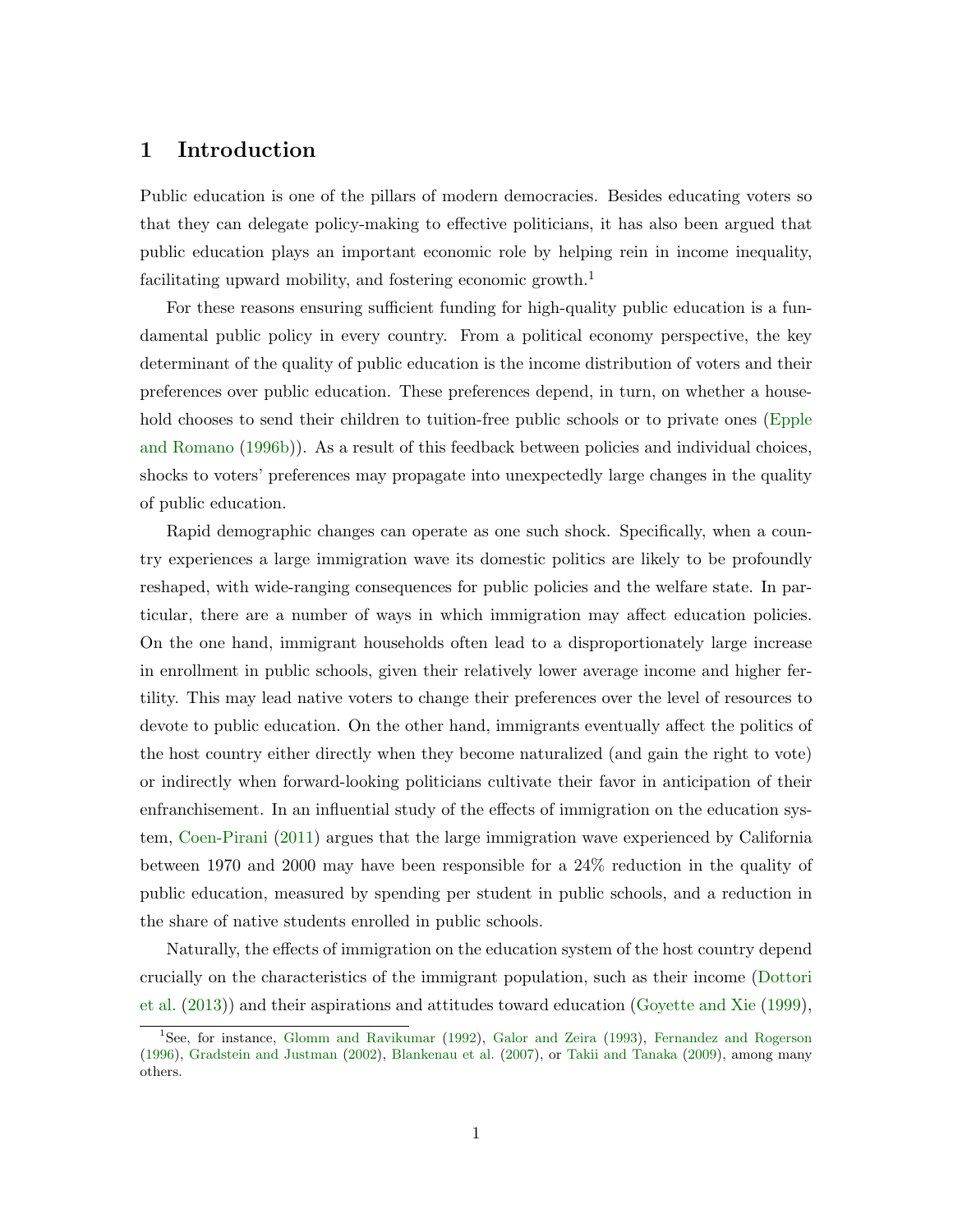# 1 Introduction

Public education is one of the pillars of modern democracies. Besides educating voters so that they can delegate policy-making to effective politicians, it has also been argued that public education plays an important economic role by helping rein in income inequality, facilitating upward mobility, and fostering economic growth.[1]

For these reasons ensuring sufficient funding for high-quality public education is a fundamental public policy in every country. From a political economy perspective, the key determinant of the quality of public education is the income distribution of voters and their preferences over public education. These preferences depend, in turn, on whether a household chooses to send their children to tuition-free public schools or to private ones (Epple and Romano (1996b)). As a result of this feedback between policies and individual choices, shocks to voters' preferences may propagate into unexpectedly large changes in the quality of public education.

Rapid demographic changes can operate as one such shock. Specifically, when a country experiences a large immigration wave its domestic politics are likely to be profoundly reshaped, with wide-ranging consequences for public policies and the welfare state. In particular, there are a number of ways in which immigration may affect education policies. On the one hand, immigrant households often lead to a disproportionately large increase in enrollment in public schools, given their relatively lower average income and higher fertility. This may lead native voters to change their preferences over the level of resources to devote to public education. On the other hand, immigrants eventually affect the politics of the host country either directly when they become naturalized (and gain the right to vote) or indirectly when forward-looking politicians cultivate their favor in anticipation of their enfranchisement. In an influential study of the effects of immigration on the education system, Coen-Pirani (2011) argues that the large immigration wave experienced by California between 1970 and 2000 may have been responsible for a 24% reduction in the quality of public education, measured by spending per student in public schools, and a reduction in the share of native students enrolled in public schools.

Naturally, the effects of immigration on the education system of the host country depend crucially on the characteristics of the immigrant population, such as their income (Dottori et al. (2013)) and their aspirations and attitudes toward education (Goyette and Xie (1999),

[1] See, for instance, Glomm and Ravikumar (1992), Galor and Zeira (1993), Fernandez and Rogerson (1996), Gradstein and Justman (2002), Blankenau et al. (2007), or Takii and Tanaka (2009), among many others.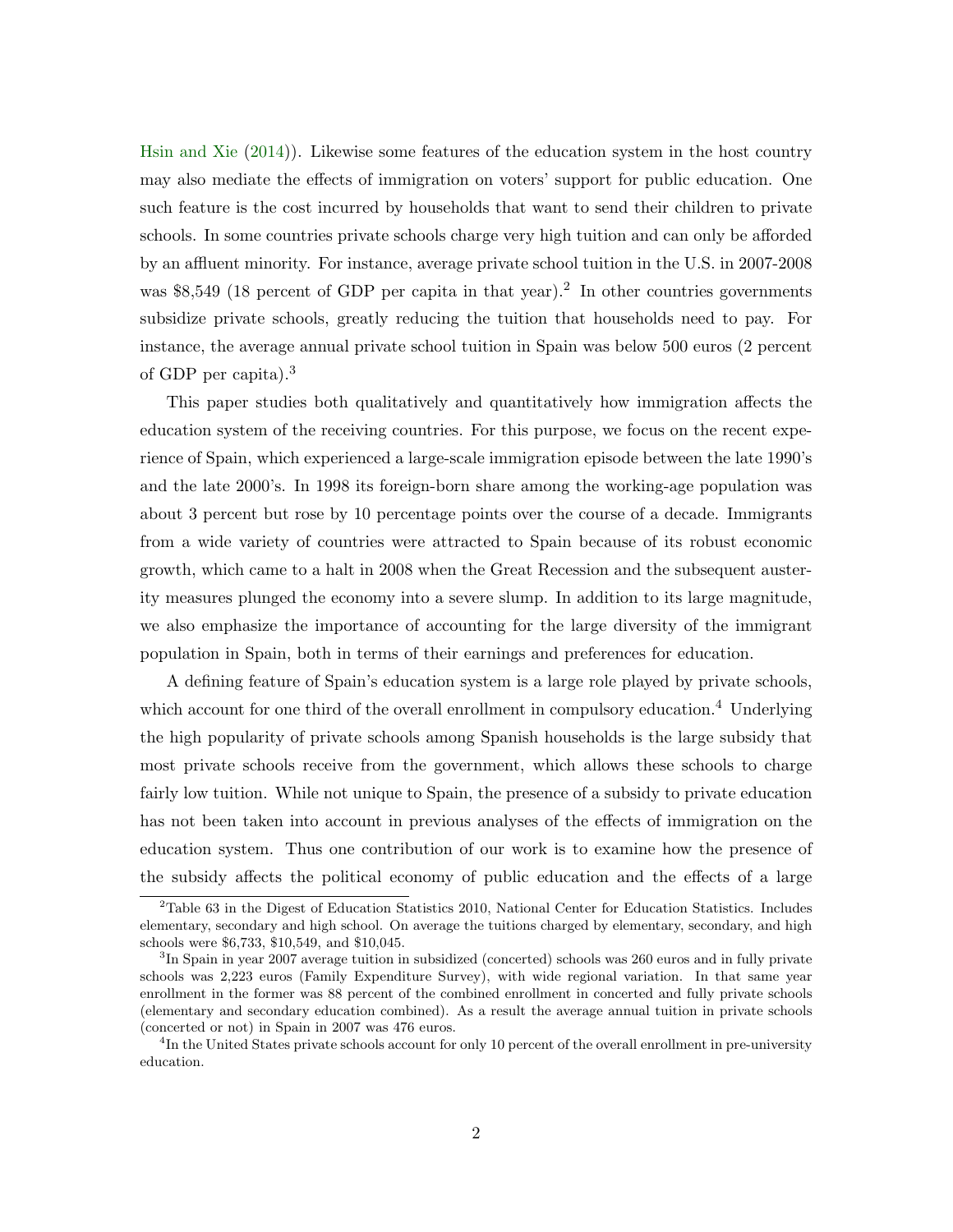Hsin and Xie (2014)). Likewise some features of the education system in the host country may also mediate the effects of immigration on voters' support for public education. One such feature is the cost incurred by households that want to send their children to private schools. In some countries private schools charge very high tuition and can only be afforded by an affluent minority. For instance, average private school tuition in the U.S. in 2007-2008 was $8,549 (18 percent of GDP per capita in that year).[2] In other countries governments subsidize private schools, greatly reducing the tuition that households need to pay. For instance, the average annual private school tuition in Spain was below 500 euros (2 percent of GDP per capita).[3]

This paper studies both qualitatively and quantitatively how immigration affects the education system of the receiving countries. For this purpose, we focus on the recent experience of Spain, which experienced a large-scale immigration episode between the late 1990's and the late 2000's. In 1998 its foreign-born share among the working-age population was about 3 percent but rose by 10 percentage points over the course of a decade. Immigrants from a wide variety of countries were attracted to Spain because of its robust economic growth, which came to a halt in 2008 when the Great Recession and the subsequent austerity measures plunged the economy into a severe slump. In addition to its large magnitude, we also emphasize the importance of accounting for the large diversity of the immigrant population in Spain, both in terms of their earnings and preferences for education.

A defining feature of Spain's education system is a large role played by private schools, which account for one third of the overall enrollment in compulsory education.[4] Underlying the high popularity of private schools among Spanish households is the large subsidy that most private schools receive from the government, which allows these schools to charge fairly low tuition. While not unique to Spain, the presence of a subsidy to private education has not been taken into account in previous analyses of the effects of immigration on the education system. Thus one contribution of our work is to examine how the presence of the subsidy affects the political economy of public education and the effects of a large

[2]Table 63 in the Digest of Education Statistics 2010, National Center for Education Statistics. Includes elementary, secondary and high school. On average the tuitions charged by elementary, secondary, and high schools were $6,733, $10,549, and $10,045.

[3]In Spain in year 2007 average tuition in subsidized (concerted) schools was 260 euros and in fully private schools was 2,223 euros (Family Expenditure Survey), with wide regional variation. In that same year enrollment in the former was 88 percent of the combined enrollment in concerted and fully private schools (elementary and secondary education combined). As a result the average annual tuition in private schools (concerted or not) in Spain in 2007 was 476 euros.

[4]In the United States private schools account for only 10 percent of the overall enrollment in pre-university education.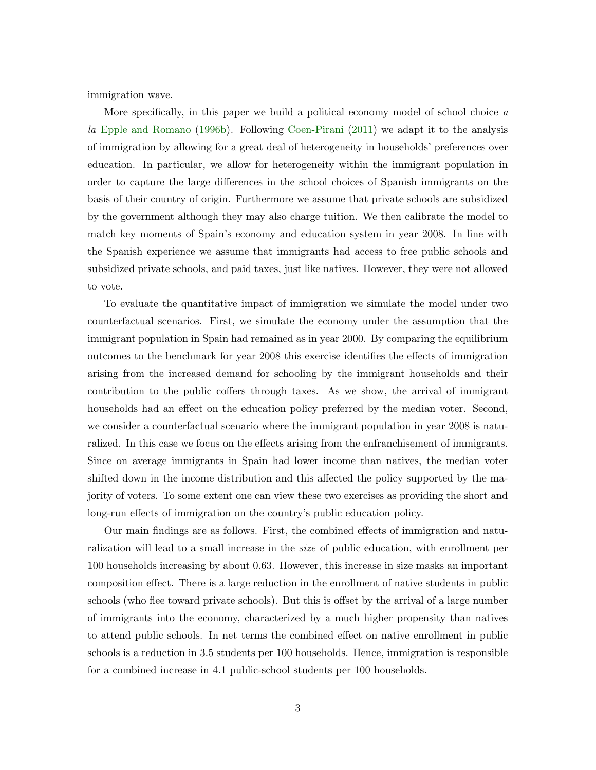immigration wave.

More specifically, in this paper we build a political economy model of school choice *a la* Epple and Romano (1996b). Following Coen-Pirani (2011) we adapt it to the analysis of immigration by allowing for a great deal of heterogeneity in households' preferences over education. In particular, we allow for heterogeneity within the immigrant population in order to capture the large differences in the school choices of Spanish immigrants on the basis of their country of origin. Furthermore we assume that private schools are subsidized by the government although they may also charge tuition. We then calibrate the model to match key moments of Spain's economy and education system in year 2008. In line with the Spanish experience we assume that immigrants had access to free public schools and subsidized private schools, and paid taxes, just like natives. However, they were not allowed to vote.

To evaluate the quantitative impact of immigration we simulate the model under two counterfactual scenarios. First, we simulate the economy under the assumption that the immigrant population in Spain had remained as in year 2000. By comparing the equilibrium outcomes to the benchmark for year 2008 this exercise identifies the effects of immigration arising from the increased demand for schooling by the immigrant households and their contribution to the public coffers through taxes. As we show, the arrival of immigrant households had an effect on the education policy preferred by the median voter. Second, we consider a counterfactual scenario where the immigrant population in year 2008 is naturalized. In this case we focus on the effects arising from the enfranchisement of immigrants. Since on average immigrants in Spain had lower income than natives, the median voter shifted down in the income distribution and this affected the policy supported by the majority of voters. To some extent one can view these two exercises as providing the short and long-run effects of immigration on the country's public education policy.

Our main findings are as follows. First, the combined effects of immigration and naturalization will lead to a small increase in the *size* of public education, with enrollment per 100 households increasing by about 0.63. However, this increase in size masks an important composition effect. There is a large reduction in the enrollment of native students in public schools (who flee toward private schools). But this is offset by the arrival of a large number of immigrants into the economy, characterized by a much higher propensity than natives to attend public schools. In net terms the combined effect on native enrollment in public schools is a reduction in 3.5 students per 100 households. Hence, immigration is responsible for a combined increase in 4.1 public-school students per 100 households.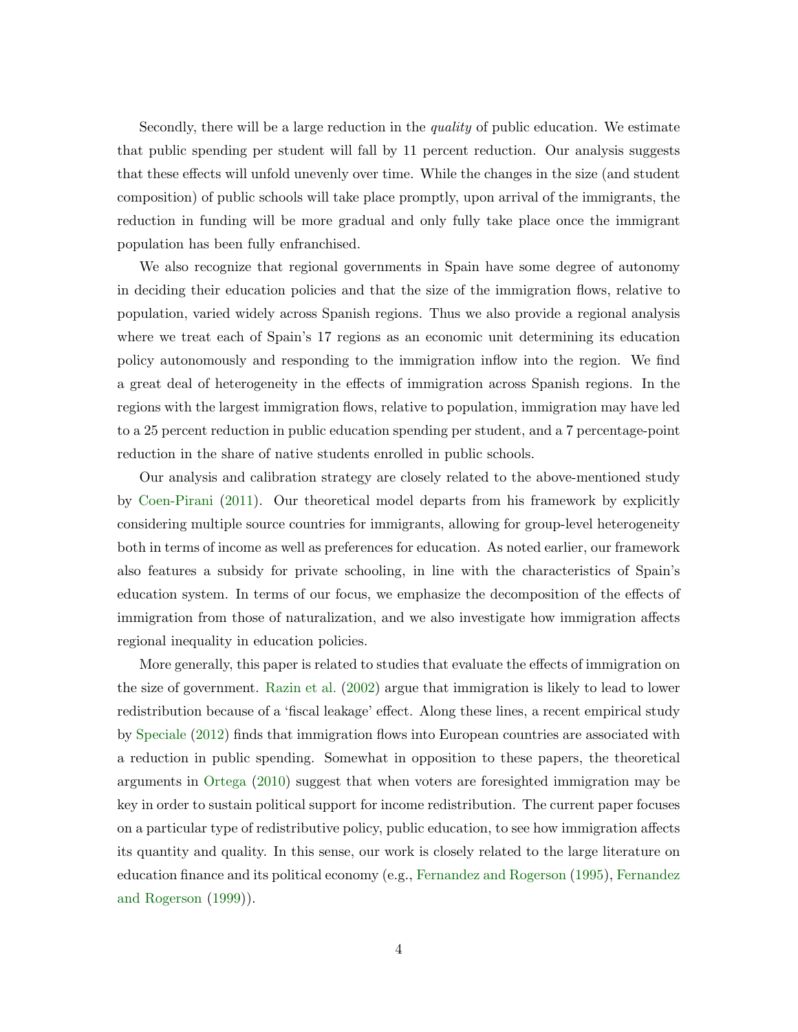Secondly, there will be a large reduction in the *quality* of public education. We estimate that public spending per student will fall by 11 percent reduction. Our analysis suggests that these effects will unfold unevenly over time. While the changes in the size (and student composition) of public schools will take place promptly, upon arrival of the immigrants, the reduction in funding will be more gradual and only fully take place once the immigrant population has been fully enfranchised.

We also recognize that regional governments in Spain have some degree of autonomy in deciding their education policies and that the size of the immigration flows, relative to population, varied widely across Spanish regions. Thus we also provide a regional analysis where we treat each of Spain's 17 regions as an economic unit determining its education policy autonomously and responding to the immigration inflow into the region. We find a great deal of heterogeneity in the effects of immigration across Spanish regions. In the regions with the largest immigration flows, relative to population, immigration may have led to a 25 percent reduction in public education spending per student, and a 7 percentage-point reduction in the share of native students enrolled in public schools.

Our analysis and calibration strategy are closely related to the above-mentioned study by Coen-Pirani (2011). Our theoretical model departs from his framework by explicitly considering multiple source countries for immigrants, allowing for group-level heterogeneity both in terms of income as well as preferences for education. As noted earlier, our framework also features a subsidy for private schooling, in line with the characteristics of Spain's education system. In terms of our focus, we emphasize the decomposition of the effects of immigration from those of naturalization, and we also investigate how immigration affects regional inequality in education policies.

More generally, this paper is related to studies that evaluate the effects of immigration on the size of government. Razin et al. (2002) argue that immigration is likely to lead to lower redistribution because of a 'fiscal leakage' effect. Along these lines, a recent empirical study by Speciale (2012) finds that immigration flows into European countries are associated with a reduction in public spending. Somewhat in opposition to these papers, the theoretical arguments in Ortega (2010) suggest that when voters are foresighted immigration may be key in order to sustain political support for income redistribution. The current paper focuses on a particular type of redistributive policy, public education, to see how immigration affects its quantity and quality. In this sense, our work is closely related to the large literature on education finance and its political economy (e.g., Fernandez and Rogerson (1995), Fernandez and Rogerson (1999)).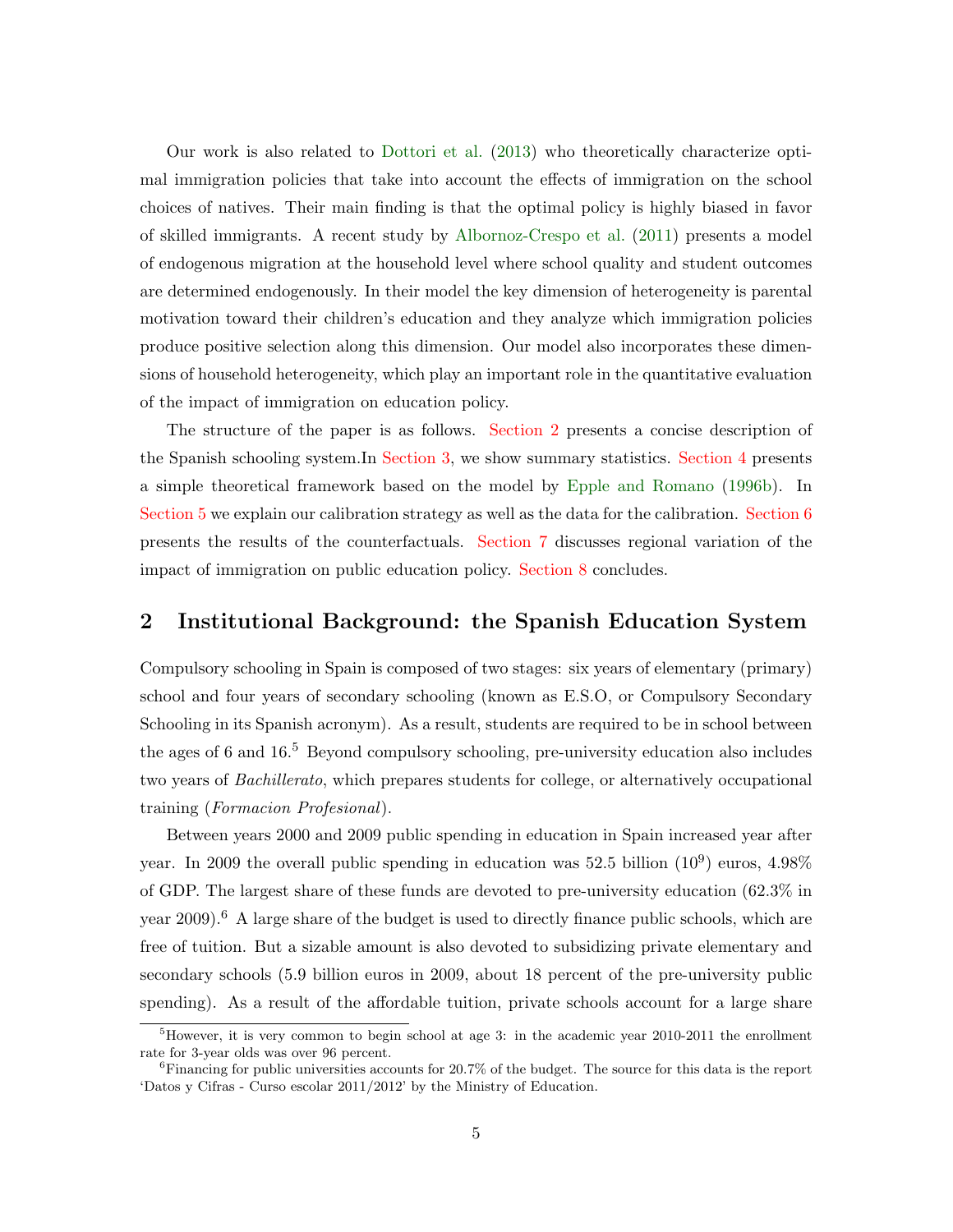Our work is also related to Dottori et al. (2013) who theoretically characterize optimal immigration policies that take into account the effects of immigration on the school choices of natives. Their main finding is that the optimal policy is highly biased in favor of skilled immigrants. A recent study by Albornoz-Crespo et al. (2011) presents a model of endogenous migration at the household level where school quality and student outcomes are determined endogenously. In their model the key dimension of heterogeneity is parental motivation toward their children's education and they analyze which immigration policies produce positive selection along this dimension. Our model also incorporates these dimensions of household heterogeneity, which play an important role in the quantitative evaluation of the impact of immigration on education policy.

The structure of the paper is as follows. Section 2 presents a concise description of the Spanish schooling system.In Section 3, we show summary statistics. Section 4 presents a simple theoretical framework based on the model by Epple and Romano (1996b). In Section 5 we explain our calibration strategy as well as the data for the calibration. Section 6 presents the results of the counterfactuals. Section 7 discusses regional variation of the impact of immigration on public education policy. Section 8 concludes.

## 2 Institutional Background: the Spanish Education System

Compulsory schooling in Spain is composed of two stages: six years of elementary (primary) school and four years of secondary schooling (known as E.S.O, or Compulsory Secondary Schooling in its Spanish acronym). As a result, students are required to be in school between the ages of 6 and 16.[5] Beyond compulsory schooling, pre-university education also includes two years of *Bachillerato*, which prepares students for college, or alternatively occupational training (*Formacion Profesional*).

Between years 2000 and 2009 public spending in education in Spain increased year after year. In 2009 the overall public spending in education was 52.5 billion ($10^9$) euros, 4.98% of GDP. The largest share of these funds are devoted to pre-university education (62.3% in year 2009).[6] A large share of the budget is used to directly finance public schools, which are free of tuition. But a sizable amount is also devoted to subsidizing private elementary and secondary schools (5.9 billion euros in 2009, about 18 percent of the pre-university public spending). As a result of the affordable tuition, private schools account for a large share

[5] However, it is very common to begin school at age 3: in the academic year 2010-2011 the enrollment rate for 3-year olds was over 96 percent.

[6] Financing for public universities accounts for 20.7% of the budget. The source for this data is the report 'Datos y Cifras - Curso escolar 2011/2012' by the Ministry of Education.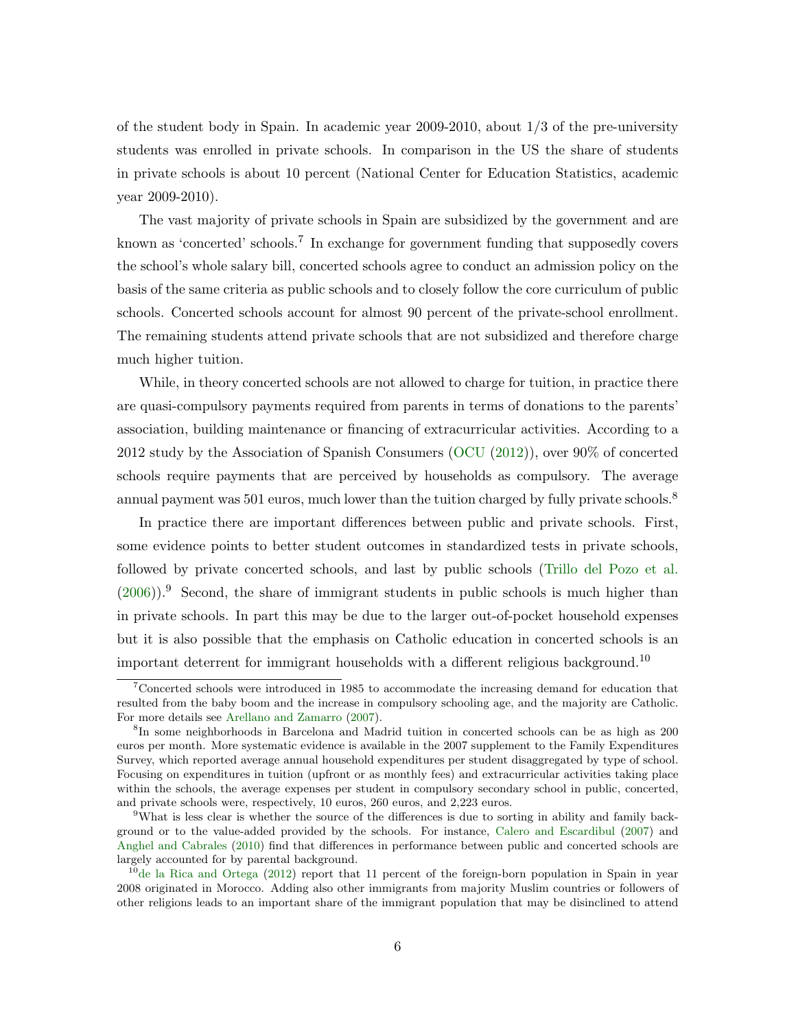of the student body in Spain. In academic year 2009-2010, about 1/3 of the pre-university students was enrolled in private schools. In comparison in the US the share of students in private schools is about 10 percent (National Center for Education Statistics, academic year 2009-2010).

The vast majority of private schools in Spain are subsidized by the government and are known as 'concerted' schools.[7] In exchange for government funding that supposedly covers the school's whole salary bill, concerted schools agree to conduct an admission policy on the basis of the same criteria as public schools and to closely follow the core curriculum of public schools. Concerted schools account for almost 90 percent of the private-school enrollment. The remaining students attend private schools that are not subsidized and therefore charge much higher tuition.

While, in theory concerted schools are not allowed to charge for tuition, in practice there are quasi-compulsory payments required from parents in terms of donations to the parents' association, building maintenance or financing of extracurricular activities. According to a 2012 study by the Association of Spanish Consumers (OCU (2012)), over 90% of concerted schools require payments that are perceived by households as compulsory. The average annual payment was 501 euros, much lower than the tuition charged by fully private schools.[8]

In practice there are important differences between public and private schools. First, some evidence points to better student outcomes in standardized tests in private schools, followed by private concerted schools, and last by public schools (Trillo del Pozo et al. (2006)).[9] Second, the share of immigrant students in public schools is much higher than in private schools. In part this may be due to the larger out-of-pocket household expenses but it is also possible that the emphasis on Catholic education in concerted schools is an important deterrent for immigrant households with a different religious background.[10]

[7] Concerted schools were introduced in 1985 to accommodate the increasing demand for education that resulted from the baby boom and the increase in compulsory schooling age, and the majority are Catholic. For more details see Arellano and Zamarro (2007).

[8] In some neighborhoods in Barcelona and Madrid tuition in concerted schools can be as high as 200 euros per month. More systematic evidence is available in the 2007 supplement to the Family Expenditures Survey, which reported average annual household expenditures per student disaggregated by type of school. Focusing on expenditures in tuition (upfront or as monthly fees) and extracurricular activities taking place within the schools, the average expenses per student in compulsory secondary school in public, concerted, and private schools were, respectively, 10 euros, 260 euros, and 2,223 euros.

[9] What is less clear is whether the source of the differences is due to sorting in ability and family background or to the value-added provided by the schools. For instance, Calero and Escardibul (2007) and Anghel and Cabrales (2010) find that differences in performance between public and concerted schools are largely accounted for by parental background.

[10] de la Rica and Ortega (2012) report that 11 percent of the foreign-born population in Spain in year 2008 originated in Morocco. Adding also other immigrants from majority Muslim countries or followers of other religions leads to an important share of the immigrant population that may be disinclined to attend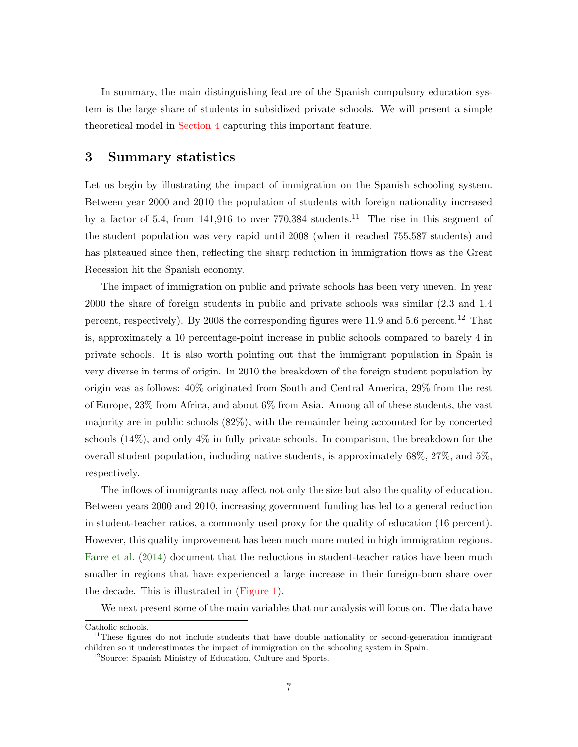In summary, the main distinguishing feature of the Spanish compulsory education system is the large share of students in subsidized private schools. We will present a simple theoretical model in Section 4 capturing this important feature.

## 3 Summary statistics

Let us begin by illustrating the impact of immigration on the Spanish schooling system. Between year 2000 and 2010 the population of students with foreign nationality increased by a factor of 5.4, from 141,916 to over 770,384 students.[11] The rise in this segment of the student population was very rapid until 2008 (when it reached 755,587 students) and has plateaued since then, reflecting the sharp reduction in immigration flows as the Great Recession hit the Spanish economy.

The impact of immigration on public and private schools has been very uneven. In year 2000 the share of foreign students in public and private schools was similar (2.3 and 1.4 percent, respectively). By 2008 the corresponding figures were 11.9 and 5.6 percent.[12] That is, approximately a 10 percentage-point increase in public schools compared to barely 4 in private schools. It is also worth pointing out that the immigrant population in Spain is very diverse in terms of origin. In 2010 the breakdown of the foreign student population by origin was as follows: 40% originated from South and Central America, 29% from the rest of Europe, 23% from Africa, and about 6% from Asia. Among all of these students, the vast majority are in public schools (82%), with the remainder being accounted for by concerted schools (14%), and only 4% in fully private schools. In comparison, the breakdown for the overall student population, including native students, is approximately 68%, 27%, and 5%, respectively.

The inflows of immigrants may affect not only the size but also the quality of education. Between years 2000 and 2010, increasing government funding has led to a general reduction in student-teacher ratios, a commonly used proxy for the quality of education (16 percent). However, this quality improvement has been much more muted in high immigration regions. Farre et al. (2014) document that the reductions in student-teacher ratios have been much smaller in regions that have experienced a large increase in their foreign-born share over the decade. This is illustrated in (Figure 1).

We next present some of the main variables that our analysis will focus on. The data have

---

Catholic schools.

[11] These figures do not include students that have double nationality or second-generation immigrant children so it underestimates the impact of immigration on the schooling system in Spain.

[12] Source: Spanish Ministry of Education, Culture and Sports.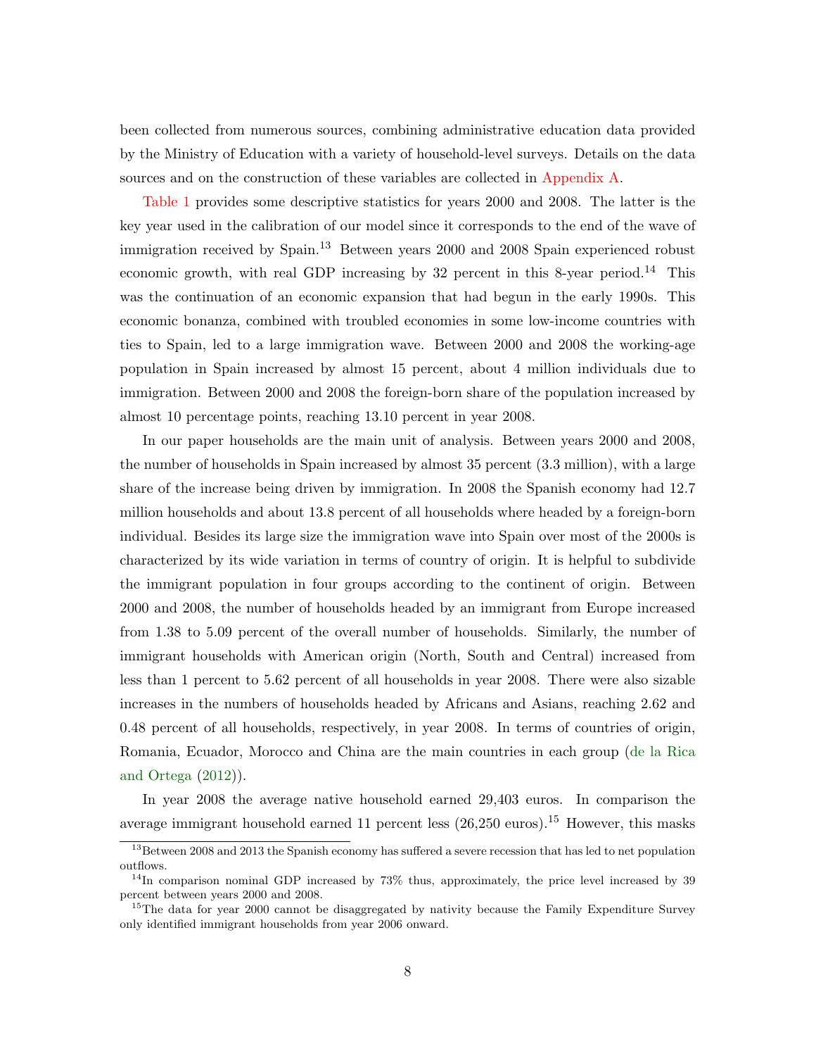been collected from numerous sources, combining administrative education data provided by the Ministry of Education with a variety of household-level surveys. Details on the data sources and on the construction of these variables are collected in Appendix A.

Table 1 provides some descriptive statistics for years 2000 and 2008. The latter is the key year used in the calibration of our model since it corresponds to the end of the wave of immigration received by Spain.[13] Between years 2000 and 2008 Spain experienced robust economic growth, with real GDP increasing by 32 percent in this 8-year period.[14] This was the continuation of an economic expansion that had begun in the early 1990s. This economic bonanza, combined with troubled economies in some low-income countries with ties to Spain, led to a large immigration wave. Between 2000 and 2008 the working-age population in Spain increased by almost 15 percent, about 4 million individuals due to immigration. Between 2000 and 2008 the foreign-born share of the population increased by almost 10 percentage points, reaching 13.10 percent in year 2008.

In our paper households are the main unit of analysis. Between years 2000 and 2008, the number of households in Spain increased by almost 35 percent (3.3 million), with a large share of the increase being driven by immigration. In 2008 the Spanish economy had 12.7 million households and about 13.8 percent of all households where headed by a foreign-born individual. Besides its large size the immigration wave into Spain over most of the 2000s is characterized by its wide variation in terms of country of origin. It is helpful to subdivide the immigrant population in four groups according to the continent of origin. Between 2000 and 2008, the number of households headed by an immigrant from Europe increased from 1.38 to 5.09 percent of the overall number of households. Similarly, the number of immigrant households with American origin (North, South and Central) increased from less than 1 percent to 5.62 percent of all households in year 2008. There were also sizable increases in the numbers of households headed by Africans and Asians, reaching 2.62 and 0.48 percent of all households, respectively, in year 2008. In terms of countries of origin, Romania, Ecuador, Morocco and China are the main countries in each group (de la Rica and Ortega (2012)).

In year 2008 the average native household earned 29,403 euros. In comparison the average immigrant household earned 11 percent less (26,250 euros).[15] However, this masks

[13] Between 2008 and 2013 the Spanish economy has suffered a severe recession that has led to net population outflows.

[14] In comparison nominal GDP increased by 73% thus, approximately, the price level increased by 39 percent between years 2000 and 2008.

[15] The data for year 2000 cannot be disaggregated by nativity because the Family Expenditure Survey only identified immigrant households from year 2006 onward.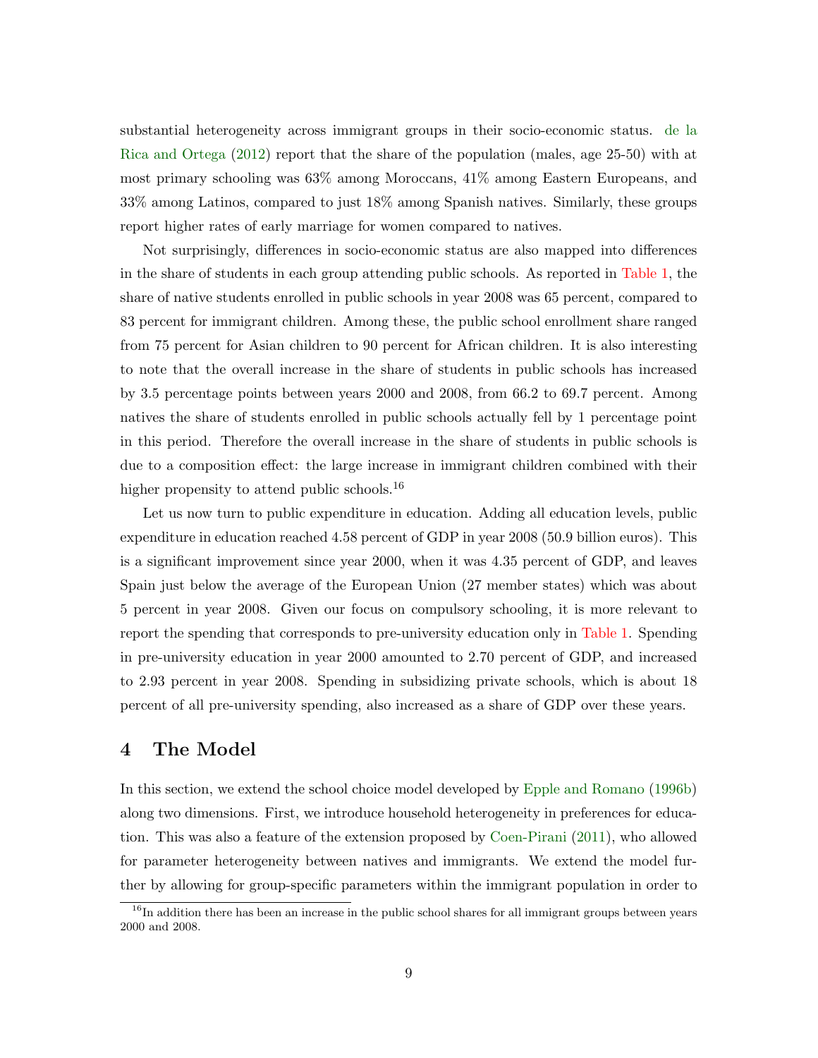substantial heterogeneity across immigrant groups in their socio-economic status. de la Rica and Ortega (2012) report that the share of the population (males, age 25-50) with at most primary schooling was 63% among Moroccans, 41% among Eastern Europeans, and 33% among Latinos, compared to just 18% among Spanish natives. Similarly, these groups report higher rates of early marriage for women compared to natives.

Not surprisingly, differences in socio-economic status are also mapped into differences in the share of students in each group attending public schools. As reported in Table 1, the share of native students enrolled in public schools in year 2008 was 65 percent, compared to 83 percent for immigrant children. Among these, the public school enrollment share ranged from 75 percent for Asian children to 90 percent for African children. It is also interesting to note that the overall increase in the share of students in public schools has increased by 3.5 percentage points between years 2000 and 2008, from 66.2 to 69.7 percent. Among natives the share of students enrolled in public schools actually fell by 1 percentage point in this period. Therefore the overall increase in the share of students in public schools is due to a composition effect: the large increase in immigrant children combined with their higher propensity to attend public schools.[16]

Let us now turn to public expenditure in education. Adding all education levels, public expenditure in education reached 4.58 percent of GDP in year 2008 (50.9 billion euros). This is a significant improvement since year 2000, when it was 4.35 percent of GDP, and leaves Spain just below the average of the European Union (27 member states) which was about 5 percent in year 2008. Given our focus on compulsory schooling, it is more relevant to report the spending that corresponds to pre-university education only in Table 1. Spending in pre-university education in year 2000 amounted to 2.70 percent of GDP, and increased to 2.93 percent in year 2008. Spending in subsidizing private schools, which is about 18 percent of all pre-university spending, also increased as a share of GDP over these years.

# 4 The Model

In this section, we extend the school choice model developed by Epple and Romano (1996b) along two dimensions. First, we introduce household heterogeneity in preferences for education. This was also a feature of the extension proposed by Coen-Pirani (2011), who allowed for parameter heterogeneity between natives and immigrants. We extend the model further by allowing for group-specific parameters within the immigrant population in order to

[16] In addition there has been an increase in the public school shares for all immigrant groups between years 2000 and 2008.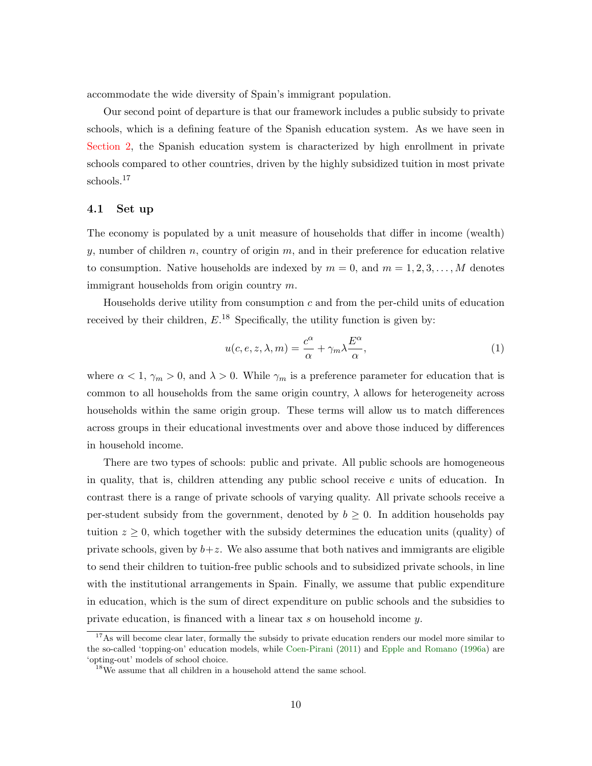accommodate the wide diversity of Spain's immigrant population.

Our second point of departure is that our framework includes a public subsidy to private schools, which is a defining feature of the Spanish education system. As we have seen in Section 2, the Spanish education system is characterized by high enrollment in private schools compared to other countries, driven by the highly subsidized tuition in most private schools.[17]

### 4.1 Set up

The economy is populated by a unit measure of households that differ in income (wealth) $y$, number of children $n$, country of origin $m$, and in their preference for education relative to consumption. Native households are indexed by $m = 0$, and $m = 1, 2, 3, \ldots, M$ denotes immigrant households from origin country $m$.

Households derive utility from consumption $c$ and from the per-child units of education received by their children, $E$.[18] Specifically, the utility function is given by:

$$u(c, e, z, \lambda, m) = \frac{c^{\alpha}}{\alpha} + \gamma_m \lambda \frac{E^{\alpha}}{\alpha}, \tag{1}$$

where $\alpha < 1$, $\gamma_m > 0$, and $\lambda > 0$. While $\gamma_m$ is a preference parameter for education that is common to all households from the same origin country, $\lambda$ allows for heterogeneity across households within the same origin group. These terms will allow us to match differences across groups in their educational investments over and above those induced by differences in household income.

There are two types of schools: public and private. All public schools are homogeneous in quality, that is, children attending any public school receive $e$ units of education. In contrast there is a range of private schools of varying quality. All private schools receive a per-student subsidy from the government, denoted by $b \geq 0$. In addition households pay tuition $z \geq 0$, which together with the subsidy determines the education units (quality) of private schools, given by $b+z$. We also assume that both natives and immigrants are eligible to send their children to tuition-free public schools and to subsidized private schools, in line with the institutional arrangements in Spain. Finally, we assume that public expenditure in education, which is the sum of direct expenditure on public schools and the subsidies to private education, is financed with a linear tax $s$ on household income $y$.

[17] As will become clear later, formally the subsidy to private education renders our model more similar to the so-called 'topping-on' education models, while Coen-Pirani (2011) and Epple and Romano (1996a) are 'opting-out' models of school choice.

[18] We assume that all children in a household attend the same school.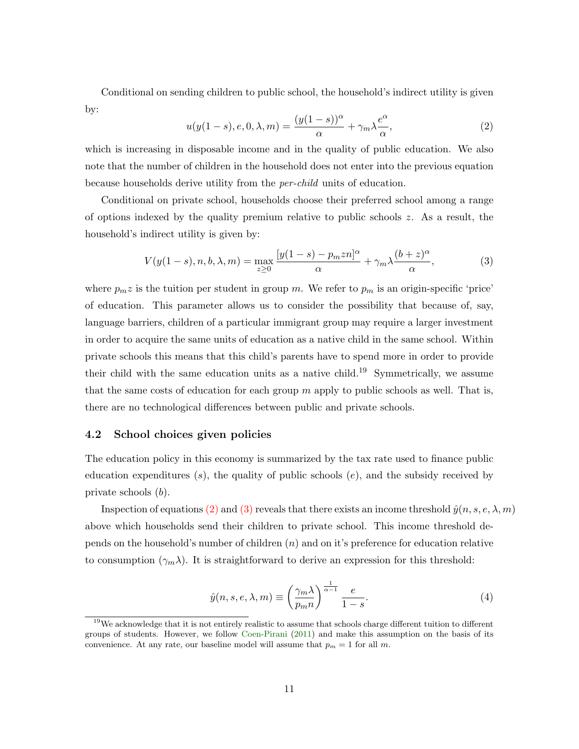Conditional on sending children to public school, the household's indirect utility is given by:

$$u(y(1-s), e, 0, \lambda, m) = \frac{(y(1-s))^{\alpha}}{\alpha} + \gamma_m \lambda \frac{e^{\alpha}}{\alpha}, \tag{2}$$

which is increasing in disposable income and in the quality of public education. We also note that the number of children in the household does not enter into the previous equation because households derive utility from the *per-child* units of education.

Conditional on private school, households choose their preferred school among a range of options indexed by the quality premium relative to public schools $z$. As a result, the household's indirect utility is given by:

$$V(y(1-s), n, b, \lambda, m) = \max_{z \geq 0} \frac{[y(1-s) - p_m z n]^{\alpha}}{\alpha} + \gamma_m \lambda \frac{(b+z)^{\alpha}}{\alpha}, \tag{3}$$

where $p_m z$ is the tuition per student in group $m$. We refer to $p_m$ is an origin-specific 'price' of education. This parameter allows us to consider the possibility that because of, say, language barriers, children of a particular immigrant group may require a larger investment in order to acquire the same units of education as a native child in the same school. Within private schools this means that this child's parents have to spend more in order to provide their child with the same education units as a native child.[19] Symmetrically, we assume that the same costs of education for each group $m$ apply to public schools as well. That is, there are no technological differences between public and private schools.

### 4.2 School choices given policies

The education policy in this economy is summarized by the tax rate used to finance public education expenditures ($s$), the quality of public schools ($e$), and the subsidy received by private schools ($b$).

Inspection of equations (2) and (3) reveals that there exists an income threshold $\hat{y}(n, s, e, \lambda, m)$ above which households send their children to private school. This income threshold depends on the household's number of children ($n$) and on it's preference for education relative to consumption ($\gamma_m \lambda$). It is straightforward to derive an expression for this threshold:

$$\hat{y}(n, s, e, \lambda, m) \equiv \left(\frac{\gamma_m \lambda}{p_m n}\right)^{\frac{1}{\alpha - 1}} \frac{e}{1-s}. \tag{4}$$

[19] We acknowledge that it is not entirely realistic to assume that schools charge different tuition to different groups of students. However, we follow Coen-Pirani (2011) and make this assumption on the basis of its convenience. At any rate, our baseline model will assume that $p_m = 1$ for all $m$.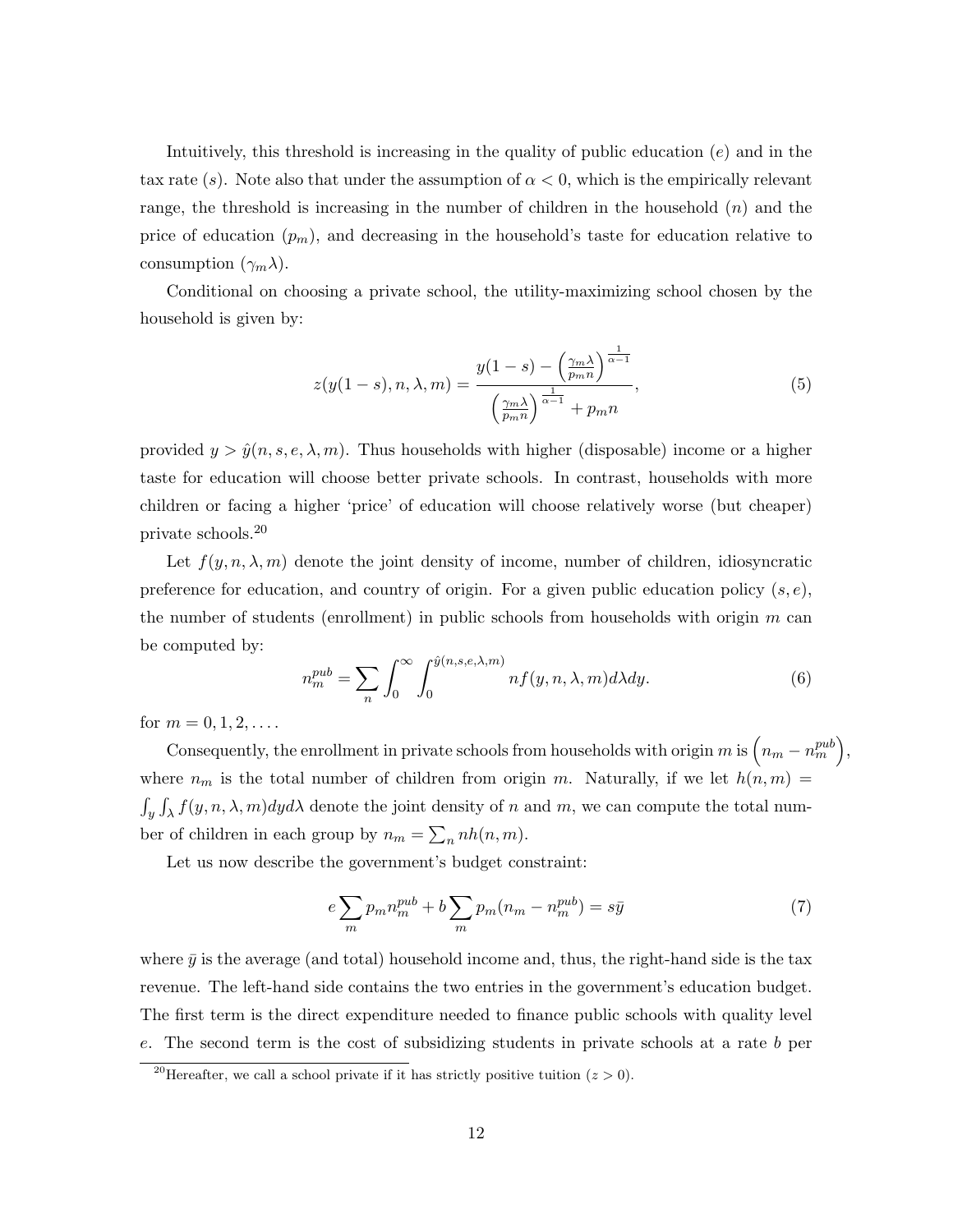Intuitively, this threshold is increasing in the quality of public education ($e$) and in the tax rate ($s$). Note also that under the assumption of $\alpha < 0$, which is the empirically relevant range, the threshold is increasing in the number of children in the household ($n$) and the price of education ($p_m$), and decreasing in the household's taste for education relative to consumption ($\gamma_m \lambda$).

Conditional on choosing a private school, the utility-maximizing school chosen by the household is given by:

$$z(y(1-s), n, \lambda, m) = \frac{y(1-s) - \left(\frac{\gamma_m \lambda}{p_m n}\right)^{\frac{1}{\alpha-1}}}{\left(\frac{\gamma_m \lambda}{p_m n}\right)^{\frac{1}{\alpha-1}} + p_m n}, \tag{5}$$

provided $y > \hat{y}(n, s, e, \lambda, m)$. Thus households with higher (disposable) income or a higher taste for education will choose better private schools. In contrast, households with more children or facing a higher 'price' of education will choose relatively worse (but cheaper) private schools.[20]

Let $f(y, n, \lambda, m)$ denote the joint density of income, number of children, idiosyncratic preference for education, and country of origin. For a given public education policy $(s, e)$, the number of students (enrollment) in public schools from households with origin $m$ can be computed by:

$$n_m^{pub} = \sum_n \int_0^\infty \int_0^{\hat{y}(n,s,e,\lambda,m)} n f(y, n, \lambda, m) d\lambda dy. \tag{6}$$

for $m = 0, 1, 2, \ldots$.

Consequently, the enrollment in private schools from households with origin $m$ is $\left(n_m - n_m^{pub}\right)$, where $n_m$ is the total number of children from origin $m$. Naturally, if we let $h(n, m) = \int_y \int_\lambda f(y, n, \lambda, m) dy d\lambda$ denote the joint density of $n$ and $m$, we can compute the total number of children in each group by $n_m = \sum_n n h(n, m)$.

Let us now describe the government's budget constraint:

$$e \sum_m p_m n_m^{pub} + b \sum_m p_m (n_m - n_m^{pub}) = s\bar{y} \tag{7}$$

where $\bar{y}$ is the average (and total) household income and, thus, the right-hand side is the tax revenue. The left-hand side contains the two entries in the government's education budget. The first term is the direct expenditure needed to finance public schools with quality level $e$. The second term is the cost of subsidizing students in private schools at a rate $b$ per

[20] Hereafter, we call a school private if it has strictly positive tuition ($z > 0$).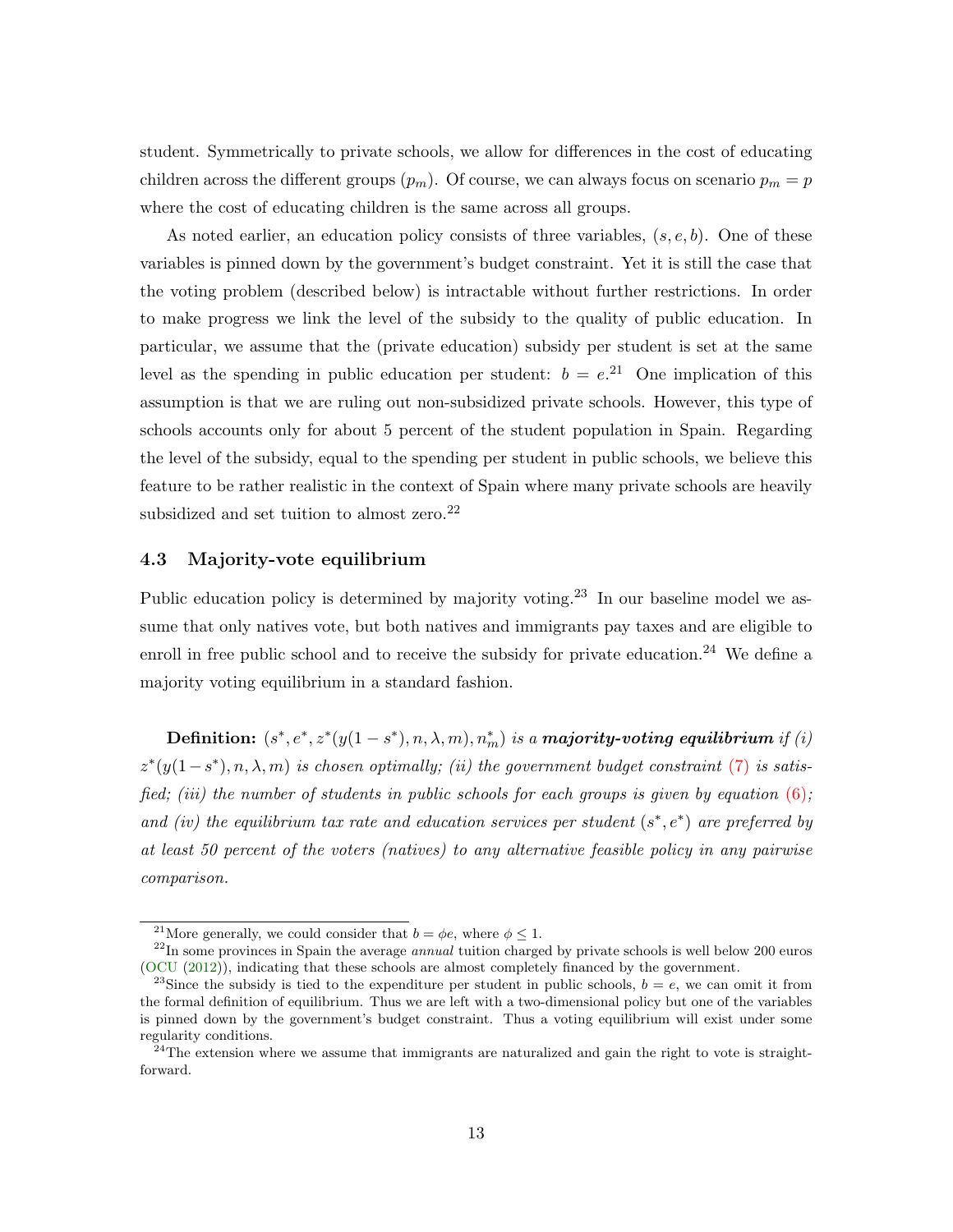student. Symmetrically to private schools, we allow for differences in the cost of educating children across the different groups ($p_m$). Of course, we can always focus on scenario $p_m = p$ where the cost of educating children is the same across all groups.

As noted earlier, an education policy consists of three variables, $(s, e, b)$. One of these variables is pinned down by the government's budget constraint. Yet it is still the case that the voting problem (described below) is intractable without further restrictions. In order to make progress we link the level of the subsidy to the quality of public education. In particular, we assume that the (private education) subsidy per student is set at the same level as the spending in public education per student: $b = e$.[21] One implication of this assumption is that we are ruling out non-subsidized private schools. However, this type of schools accounts only for about 5 percent of the student population in Spain. Regarding the level of the subsidy, equal to the spending per student in public schools, we believe this feature to be rather realistic in the context of Spain where many private schools are heavily subsidized and set tuition to almost zero.[22]

### 4.3 Majority-vote equilibrium

Public education policy is determined by majority voting.[23] In our baseline model we assume that only natives vote, but both natives and immigrants pay taxes and are eligible to enroll in free public school and to receive the subsidy for private education.[24] We define a majority voting equilibrium in a standard fashion.

**Definition:** *$(s^*, e^*, z^*(y(1-s^*), n, \lambda, m), n_m^*)$ is a **majority-voting equilibrium** if (i) $z^*(y(1-s^*), n, \lambda, m)$ is chosen optimally; (ii) the government budget constraint (7) is satisfied; (iii) the number of students in public schools for each groups is given by equation (6); and (iv) the equilibrium tax rate and education services per student $(s^*, e^*)$ are preferred by at least 50 percent of the voters (natives) to any alternative feasible policy in any pairwise comparison.*

---

[21] More generally, we could consider that $b = \phi e$, where $\phi \leq 1$.

[22] In some provinces in Spain the average *annual* tuition charged by private schools is well below 200 euros (OCU (2012)), indicating that these schools are almost completely financed by the government.

[23] Since the subsidy is tied to the expenditure per student in public schools, $b = e$, we can omit it from the formal definition of equilibrium. Thus we are left with a two-dimensional policy but one of the variables is pinned down by the government's budget constraint. Thus a voting equilibrium will exist under some regularity conditions.

[24] The extension where we assume that immigrants are naturalized and gain the right to vote is straightforward.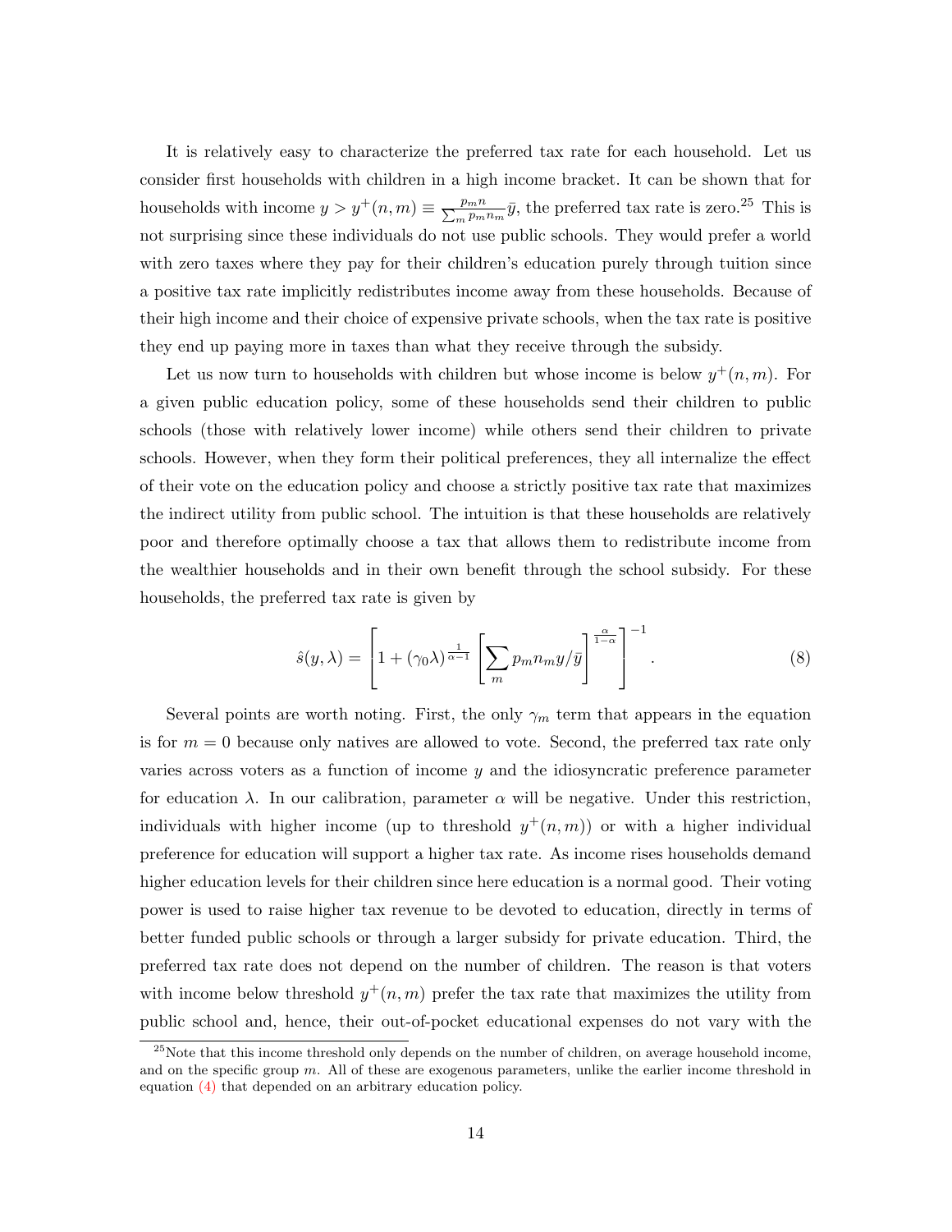It is relatively easy to characterize the preferred tax rate for each household. Let us consider first households with children in a high income bracket. It can be shown that for households with income $y > y^{+}(n,m) \equiv \frac{p_m n}{\sum_m p_m n_m}\bar{y}$, the preferred tax rate is zero.[25] This is not surprising since these individuals do not use public schools. They would prefer a world with zero taxes where they pay for their children's education purely through tuition since a positive tax rate implicitly redistributes income away from these households. Because of their high income and their choice of expensive private schools, when the tax rate is positive they end up paying more in taxes than what they receive through the subsidy.

Let us now turn to households with children but whose income is below $y^{+}(n,m)$. For a given public education policy, some of these households send their children to public schools (those with relatively lower income) while others send their children to private schools. However, when they form their political preferences, they all internalize the effect of their vote on the education policy and choose a strictly positive tax rate that maximizes the indirect utility from public school. The intuition is that these households are relatively poor and therefore optimally choose a tax that allows them to redistribute income from the wealthier households and in their own benefit through the school subsidy. For these households, the preferred tax rate is given by

$$\hat{s}(y,\lambda) = \left[1 + (\gamma_0 \lambda)^{\frac{1}{\alpha-1}} \left[\sum_m p_m n_m y/\bar{y}\right]^{\frac{\alpha}{1-\alpha}}\right]^{-1}. \tag{8}$$

Several points are worth noting. First, the only $\gamma_m$ term that appears in the equation is for $m = 0$ because only natives are allowed to vote. Second, the preferred tax rate only varies across voters as a function of income $y$ and the idiosyncratic preference parameter for education $\lambda$. In our calibration, parameter $\alpha$ will be negative. Under this restriction, individuals with higher income (up to threshold $y^{+}(n,m)$) or with a higher individual preference for education will support a higher tax rate. As income rises households demand higher education levels for their children since here education is a normal good. Their voting power is used to raise higher tax revenue to be devoted to education, directly in terms of better funded public schools or through a larger subsidy for private education. Third, the preferred tax rate does not depend on the number of children. The reason is that voters with income below threshold $y^{+}(n,m)$ prefer the tax rate that maximizes the utility from public school and, hence, their out-of-pocket educational expenses do not vary with the

[25] Note that this income threshold only depends on the number of children, on average household income, and on the specific group $m$. All of these are exogenous parameters, unlike the earlier income threshold in equation (4) that depended on an arbitrary education policy.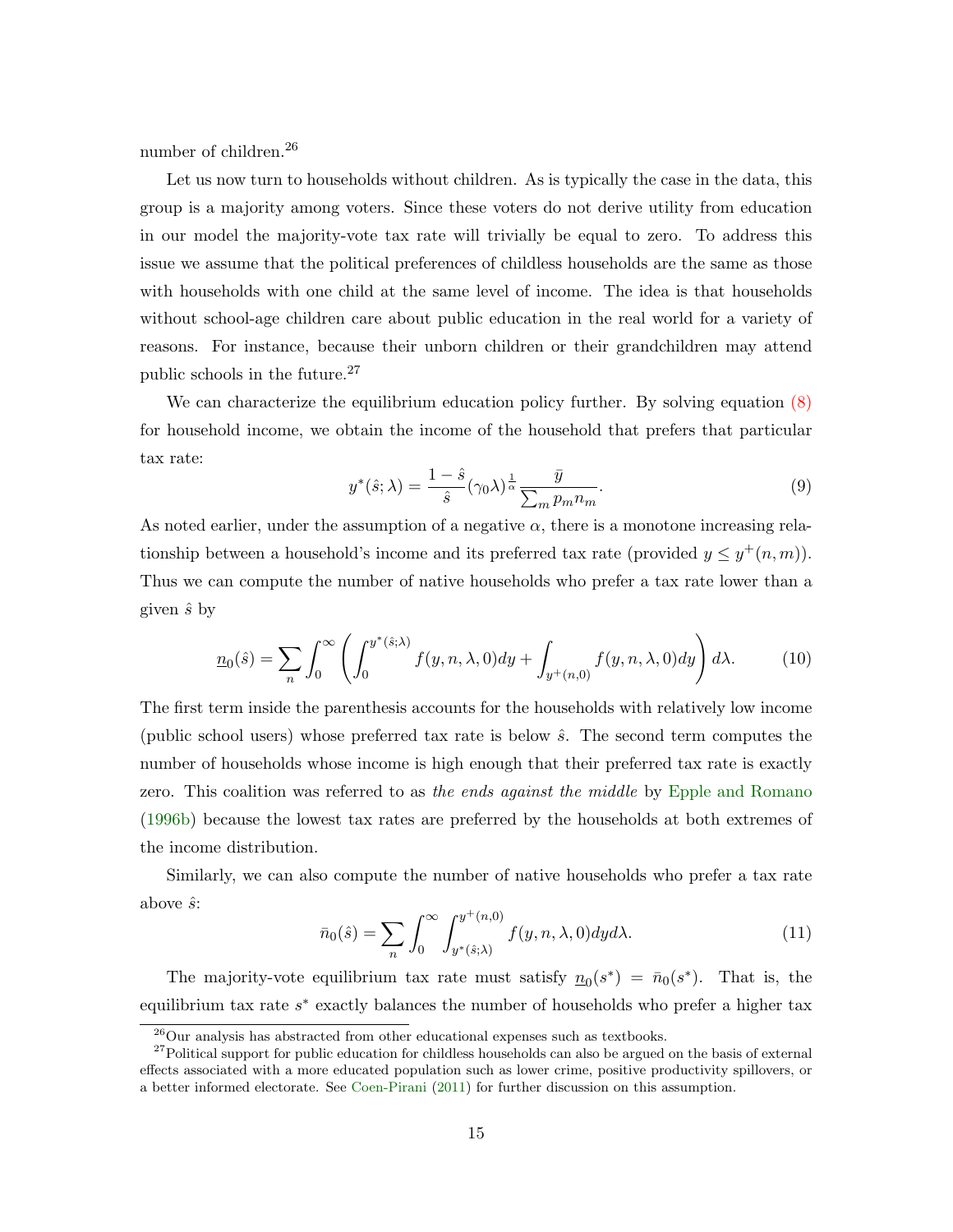number of children.[26]

Let us now turn to households without children. As is typically the case in the data, this group is a majority among voters. Since these voters do not derive utility from education in our model the majority-vote tax rate will trivially be equal to zero. To address this issue we assume that the political preferences of childless households are the same as those with households with one child at the same level of income. The idea is that households without school-age children care about public education in the real world for a variety of reasons. For instance, because their unborn children or their grandchildren may attend public schools in the future.[27]

We can characterize the equilibrium education policy further. By solving equation (8) for household income, we obtain the income of the household that prefers that particular tax rate:

$$y^*(\hat{s};\lambda) = \frac{1-\hat{s}}{\hat{s}}(\gamma_0\lambda)^{\frac{1}{\alpha}}\frac{\bar{y}}{\sum_m p_m n_m}. \tag{9}$$

As noted earlier, under the assumption of a negative $\alpha$, there is a monotone increasing relationship between a household's income and its preferred tax rate (provided $y \leq y^+(n,m)$). Thus we can compute the number of native households who prefer a tax rate lower than a given $\hat{s}$ by

$$\underline{n}_0(\hat{s}) = \sum_n \int_0^\infty \left( \int_0^{y^*(\hat{s};\lambda)} f(y,n,\lambda,0)dy + \int_{y^+(n,0)} f(y,n,\lambda,0)dy \right) d\lambda. \tag{10}$$

The first term inside the parenthesis accounts for the households with relatively low income (public school users) whose preferred tax rate is below $\hat{s}$. The second term computes the number of households whose income is high enough that their preferred tax rate is exactly zero. This coalition was referred to as *the ends against the middle* by Epple and Romano (1996b) because the lowest tax rates are preferred by the households at both extremes of the income distribution.

Similarly, we can also compute the number of native households who prefer a tax rate above $\hat{s}$:

$$\bar{n}_0(\hat{s}) = \sum_n \int_0^\infty \int_{y^*(\hat{s};\lambda)}^{y^+(n,0)} f(y,n,\lambda,0)dyd\lambda. \tag{11}$$

The majority-vote equilibrium tax rate must satisfy $\underline{n}_0(s^*) = \bar{n}_0(s^*)$. That is, the equilibrium tax rate $s^*$ exactly balances the number of households who prefer a higher tax

[26] Our analysis has abstracted from other educational expenses such as textbooks.

[27] Political support for public education for childless households can also be argued on the basis of external effects associated with a more educated population such as lower crime, positive productivity spillovers, or a better informed electorate. See Coen-Pirani (2011) for further discussion on this assumption.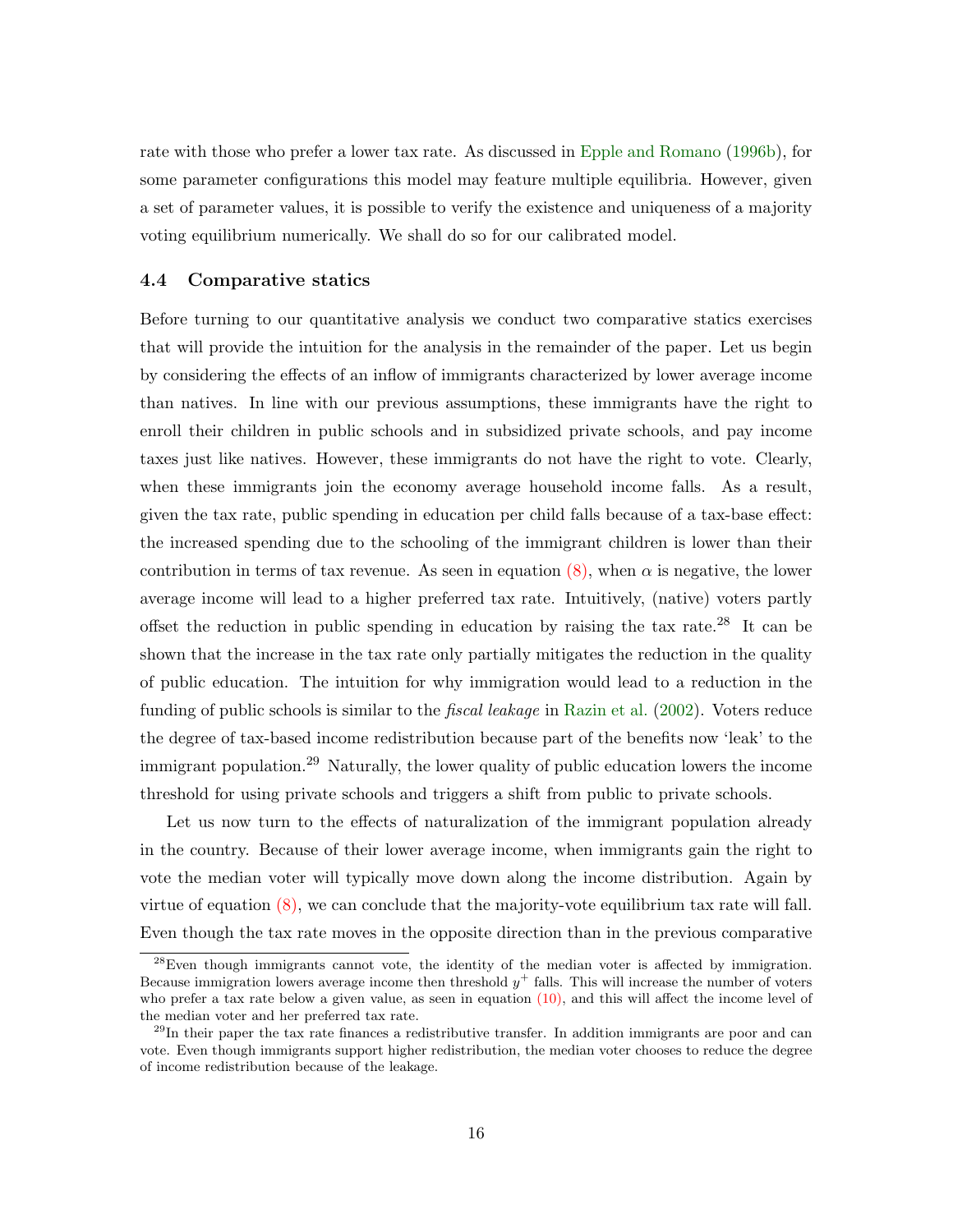rate with those who prefer a lower tax rate. As discussed in Epple and Romano (1996b), for some parameter configurations this model may feature multiple equilibria. However, given a set of parameter values, it is possible to verify the existence and uniqueness of a majority voting equilibrium numerically. We shall do so for our calibrated model.

### 4.4 Comparative statics

Before turning to our quantitative analysis we conduct two comparative statics exercises that will provide the intuition for the analysis in the remainder of the paper. Let us begin by considering the effects of an inflow of immigrants characterized by lower average income than natives. In line with our previous assumptions, these immigrants have the right to enroll their children in public schools and in subsidized private schools, and pay income taxes just like natives. However, these immigrants do not have the right to vote. Clearly, when these immigrants join the economy average household income falls. As a result, given the tax rate, public spending in education per child falls because of a tax-base effect: the increased spending due to the schooling of the immigrant children is lower than their contribution in terms of tax revenue. As seen in equation (8), when $\alpha$ is negative, the lower average income will lead to a higher preferred tax rate. Intuitively, (native) voters partly offset the reduction in public spending in education by raising the tax rate.[28] It can be shown that the increase in the tax rate only partially mitigates the reduction in the quality of public education. The intuition for why immigration would lead to a reduction in the funding of public schools is similar to the *fiscal leakage* in Razin et al. (2002). Voters reduce the degree of tax-based income redistribution because part of the benefits now 'leak' to the immigrant population.[29] Naturally, the lower quality of public education lowers the income threshold for using private schools and triggers a shift from public to private schools.

Let us now turn to the effects of naturalization of the immigrant population already in the country. Because of their lower average income, when immigrants gain the right to vote the median voter will typically move down along the income distribution. Again by virtue of equation (8), we can conclude that the majority-vote equilibrium tax rate will fall. Even though the tax rate moves in the opposite direction than in the previous comparative

[28] Even though immigrants cannot vote, the identity of the median voter is affected by immigration. Because immigration lowers average income then threshold $y^+$ falls. This will increase the number of voters who prefer a tax rate below a given value, as seen in equation (10), and this will affect the income level of the median voter and her preferred tax rate.

[29] In their paper the tax rate finances a redistributive transfer. In addition immigrants are poor and can vote. Even though immigrants support higher redistribution, the median voter chooses to reduce the degree of income redistribution because of the leakage.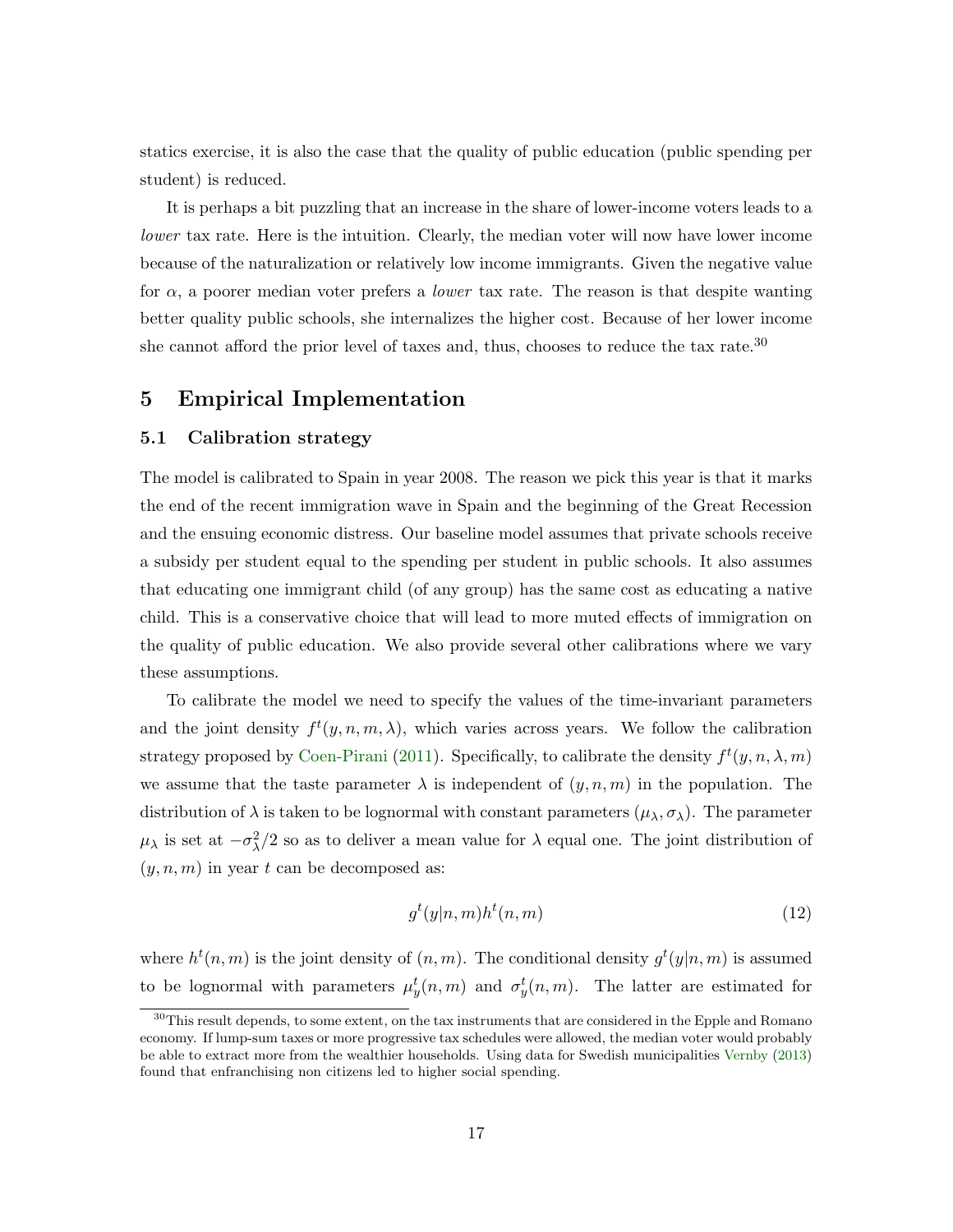statics exercise, it is also the case that the quality of public education (public spending per student) is reduced.

It is perhaps a bit puzzling that an increase in the share of lower-income voters leads to a *lower* tax rate. Here is the intuition. Clearly, the median voter will now have lower income because of the naturalization or relatively low income immigrants. Given the negative value for $\alpha$, a poorer median voter prefers a *lower* tax rate. The reason is that despite wanting better quality public schools, she internalizes the higher cost. Because of her lower income she cannot afford the prior level of taxes and, thus, chooses to reduce the tax rate.[30]

## 5 Empirical Implementation

### 5.1 Calibration strategy

The model is calibrated to Spain in year 2008. The reason we pick this year is that it marks the end of the recent immigration wave in Spain and the beginning of the Great Recession and the ensuing economic distress. Our baseline model assumes that private schools receive a subsidy per student equal to the spending per student in public schools. It also assumes that educating one immigrant child (of any group) has the same cost as educating a native child. This is a conservative choice that will lead to more muted effects of immigration on the quality of public education. We also provide several other calibrations where we vary these assumptions.

To calibrate the model we need to specify the values of the time-invariant parameters and the joint density $f^t(y, n, m, \lambda)$, which varies across years. We follow the calibration strategy proposed by Coen-Pirani (2011). Specifically, to calibrate the density $f^t(y, n, \lambda, m)$ we assume that the taste parameter $\lambda$ is independent of $(y, n, m)$ in the population. The distribution of $\lambda$ is taken to be lognormal with constant parameters $(\mu_\lambda, \sigma_\lambda)$. The parameter $\mu_\lambda$ is set at $-\sigma_\lambda^2/2$ so as to deliver a mean value for $\lambda$ equal one. The joint distribution of $(y, n, m)$ in year $t$ can be decomposed as:

$$g^t(y|n, m)h^t(n, m) \tag{12}$$

where $h^t(n, m)$ is the joint density of $(n, m)$. The conditional density $g^t(y|n, m)$ is assumed to be lognormal with parameters $\mu_y^t(n, m)$ and $\sigma_y^t(n, m)$. The latter are estimated for

[30] This result depends, to some extent, on the tax instruments that are considered in the Epple and Romano economy. If lump-sum taxes or more progressive tax schedules were allowed, the median voter would probably be able to extract more from the wealthier households. Using data for Swedish municipalities Vernby (2013) found that enfranchising non citizens led to higher social spending.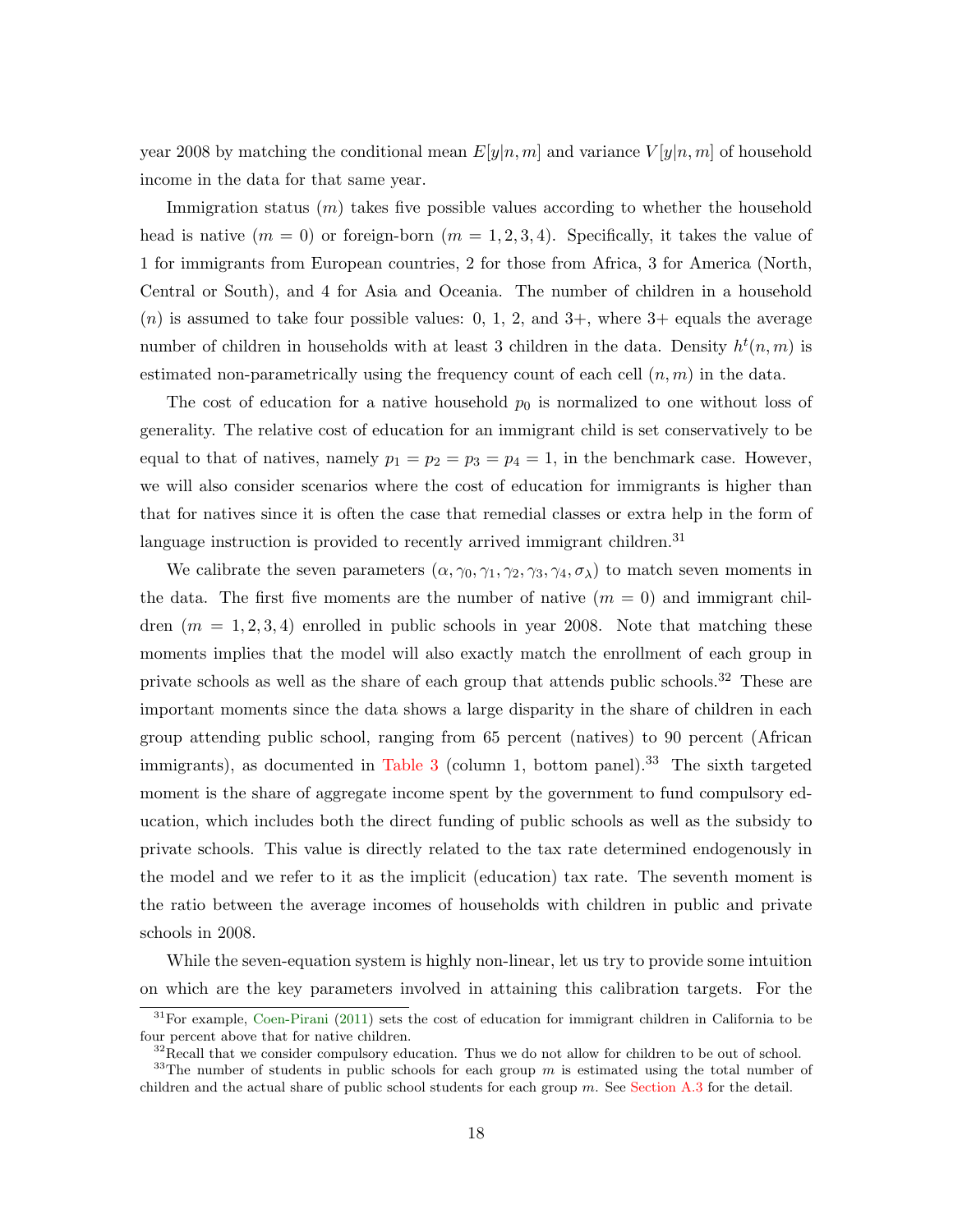year 2008 by matching the conditional mean $E[y|n, m]$ and variance $V[y|n, m]$ of household income in the data for that same year.

Immigration status ($m$) takes five possible values according to whether the household head is native ($m = 0$) or foreign-born ($m = 1, 2, 3, 4$). Specifically, it takes the value of 1 for immigrants from European countries, 2 for those from Africa, 3 for America (North, Central or South), and 4 for Asia and Oceania. The number of children in a household ($n$) is assumed to take four possible values: 0, 1, 2, and 3+, where 3+ equals the average number of children in households with at least 3 children in the data. Density $h^t(n, m)$ is estimated non-parametrically using the frequency count of each cell $(n, m)$ in the data.

The cost of education for a native household $p_0$ is normalized to one without loss of generality. The relative cost of education for an immigrant child is set conservatively to be equal to that of natives, namely $p_1 = p_2 = p_3 = p_4 = 1$, in the benchmark case. However, we will also consider scenarios where the cost of education for immigrants is higher than that for natives since it is often the case that remedial classes or extra help in the form of language instruction is provided to recently arrived immigrant children.[31]

We calibrate the seven parameters $(\alpha, \gamma_0, \gamma_1, \gamma_2, \gamma_3, \gamma_4, \sigma_\lambda)$ to match seven moments in the data. The first five moments are the number of native ($m = 0$) and immigrant children ($m = 1, 2, 3, 4$) enrolled in public schools in year 2008. Note that matching these moments implies that the model will also exactly match the enrollment of each group in private schools as well as the share of each group that attends public schools.[32] These are important moments since the data shows a large disparity in the share of children in each group attending public school, ranging from 65 percent (natives) to 90 percent (African immigrants), as documented in Table 3 (column 1, bottom panel).[33] The sixth targeted moment is the share of aggregate income spent by the government to fund compulsory education, which includes both the direct funding of public schools as well as the subsidy to private schools. This value is directly related to the tax rate determined endogenously in the model and we refer to it as the implicit (education) tax rate. The seventh moment is the ratio between the average incomes of households with children in public and private schools in 2008.

While the seven-equation system is highly non-linear, let us try to provide some intuition on which are the key parameters involved in attaining this calibration targets. For the

---

[31] For example, Coen-Pirani (2011) sets the cost of education for immigrant children in California to be four percent above that for native children.

[32] Recall that we consider compulsory education. Thus we do not allow for children to be out of school.

[33] The number of students in public schools for each group $m$ is estimated using the total number of children and the actual share of public school students for each group $m$. See Section A.3 for the detail.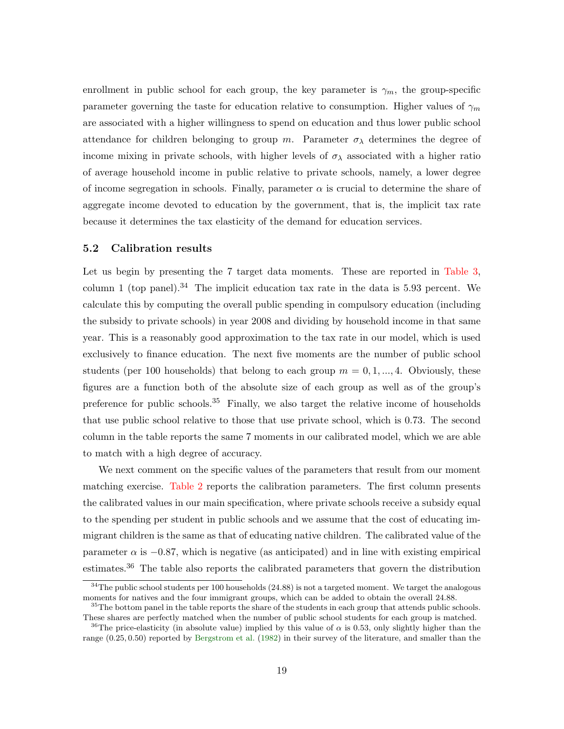enrollment in public school for each group, the key parameter is $\gamma_m$, the group-specific parameter governing the taste for education relative to consumption. Higher values of $\gamma_m$ are associated with a higher willingness to spend on education and thus lower public school attendance for children belonging to group $m$. Parameter $\sigma_\lambda$ determines the degree of income mixing in private schools, with higher levels of $\sigma_\lambda$ associated with a higher ratio of average household income in public relative to private schools, namely, a lower degree of income segregation in schools. Finally, parameter $\alpha$ is crucial to determine the share of aggregate income devoted to education by the government, that is, the implicit tax rate because it determines the tax elasticity of the demand for education services.

### 5.2 Calibration results

Let us begin by presenting the 7 target data moments. These are reported in Table 3, column 1 (top panel).[34] The implicit education tax rate in the data is 5.93 percent. We calculate this by computing the overall public spending in compulsory education (including the subsidy to private schools) in year 2008 and dividing by household income in that same year. This is a reasonably good approximation to the tax rate in our model, which is used exclusively to finance education. The next five moments are the number of public school students (per 100 households) that belong to each group $m = 0, 1, ..., 4$. Obviously, these figures are a function both of the absolute size of each group as well as of the group's preference for public schools.[35] Finally, we also target the relative income of households that use public school relative to those that use private school, which is 0.73. The second column in the table reports the same 7 moments in our calibrated model, which we are able to match with a high degree of accuracy.

We next comment on the specific values of the parameters that result from our moment matching exercise. Table 2 reports the calibration parameters. The first column presents the calibrated values in our main specification, where private schools receive a subsidy equal to the spending per student in public schools and we assume that the cost of educating immigrant children is the same as that of educating native children. The calibrated value of the parameter $\alpha$ is $-0.87$, which is negative (as anticipated) and in line with existing empirical estimates.[36] The table also reports the calibrated parameters that govern the distribution

[34] The public school students per 100 households (24.88) is not a targeted moment. We target the analogous moments for natives and the four immigrant groups, which can be added to obtain the overall 24.88.

[35] The bottom panel in the table reports the share of the students in each group that attends public schools. These shares are perfectly matched when the number of public school students for each group is matched.

[36] The price-elasticity (in absolute value) implied by this value of $\alpha$ is 0.53, only slightly higher than the range (0.25, 0.50) reported by Bergstrom et al. (1982) in their survey of the literature, and smaller than the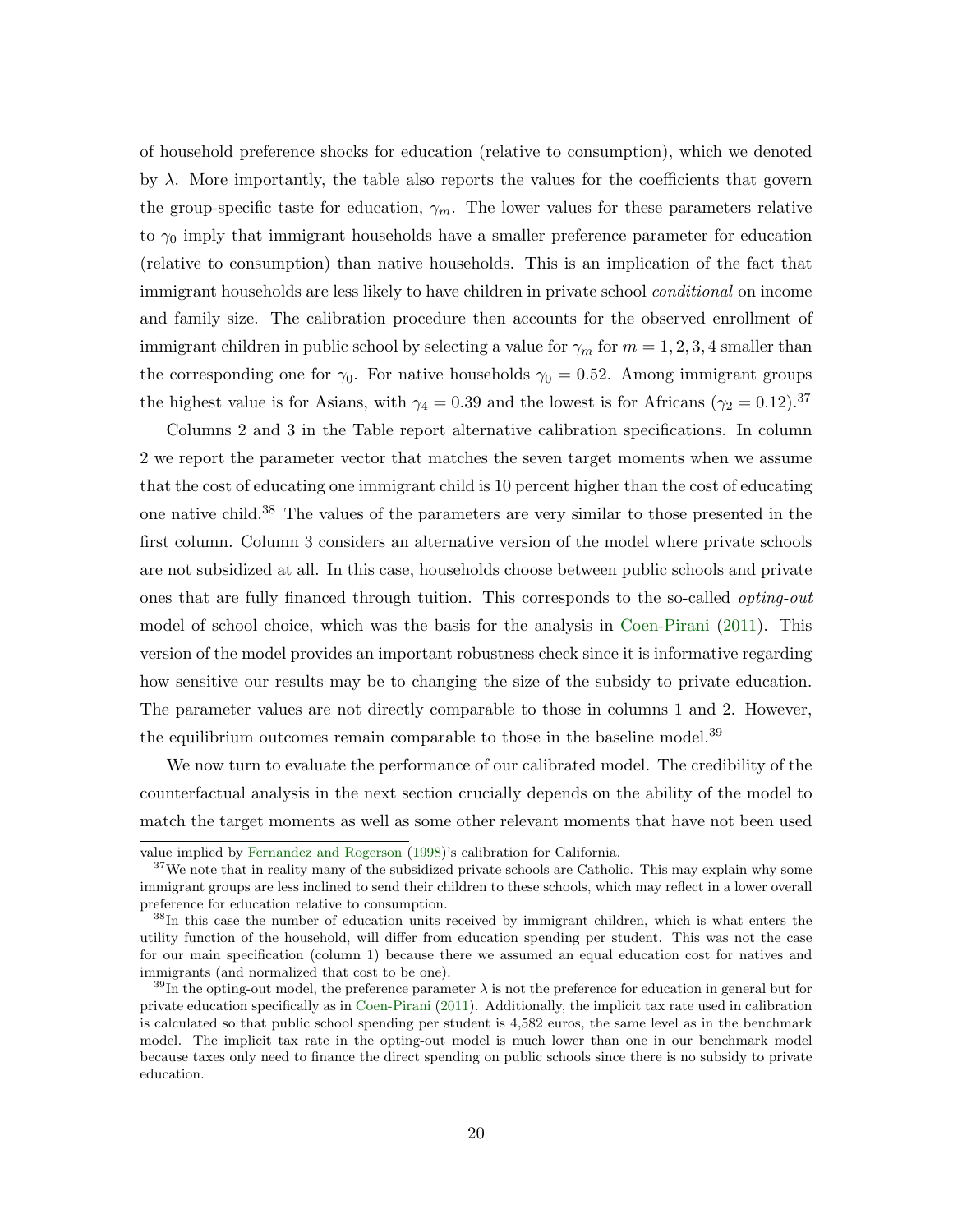of household preference shocks for education (relative to consumption), which we denoted by $\lambda$. More importantly, the table also reports the values for the coefficients that govern the group-specific taste for education, $\gamma_m$. The lower values for these parameters relative to $\gamma_0$ imply that immigrant households have a smaller preference parameter for education (relative to consumption) than native households. This is an implication of the fact that immigrant households are less likely to have children in private school *conditional* on income and family size. The calibration procedure then accounts for the observed enrollment of immigrant children in public school by selecting a value for $\gamma_m$ for $m = 1, 2, 3, 4$ smaller than the corresponding one for $\gamma_0$. For native households $\gamma_0 = 0.52$. Among immigrant groups the highest value is for Asians, with $\gamma_4 = 0.39$ and the lowest is for Africans ($\gamma_2 = 0.12$).[37]

Columns 2 and 3 in the Table report alternative calibration specifications. In column 2 we report the parameter vector that matches the seven target moments when we assume that the cost of educating one immigrant child is 10 percent higher than the cost of educating one native child.[38] The values of the parameters are very similar to those presented in the first column. Column 3 considers an alternative version of the model where private schools are not subsidized at all. In this case, households choose between public schools and private ones that are fully financed through tuition. This corresponds to the so-called *opting-out* model of school choice, which was the basis for the analysis in Coen-Pirani (2011). This version of the model provides an important robustness check since it is informative regarding how sensitive our results may be to changing the size of the subsidy to private education. The parameter values are not directly comparable to those in columns 1 and 2. However, the equilibrium outcomes remain comparable to those in the baseline model.[39]

We now turn to evaluate the performance of our calibrated model. The credibility of the counterfactual analysis in the next section crucially depends on the ability of the model to match the target moments as well as some other relevant moments that have not been used

---

value implied by Fernandez and Rogerson (1998)'s calibration for California.

[37] We note that in reality many of the subsidized private schools are Catholic. This may explain why some immigrant groups are less inclined to send their children to these schools, which may reflect in a lower overall preference for education relative to consumption.

[38] In this case the number of education units received by immigrant children, which is what enters the utility function of the household, will differ from education spending per student. This was not the case for our main specification (column 1) because there we assumed an equal education cost for natives and immigrants (and normalized that cost to be one).

[39] In the opting-out model, the preference parameter $\lambda$ is not the preference for education in general but for private education specifically as in Coen-Pirani (2011). Additionally, the implicit tax rate used in calibration is calculated so that public school spending per student is 4,582 euros, the same level as in the benchmark model. The implicit tax rate in the opting-out model is much lower than one in our benchmark model because taxes only need to finance the direct spending on public schools since there is no subsidy to private education.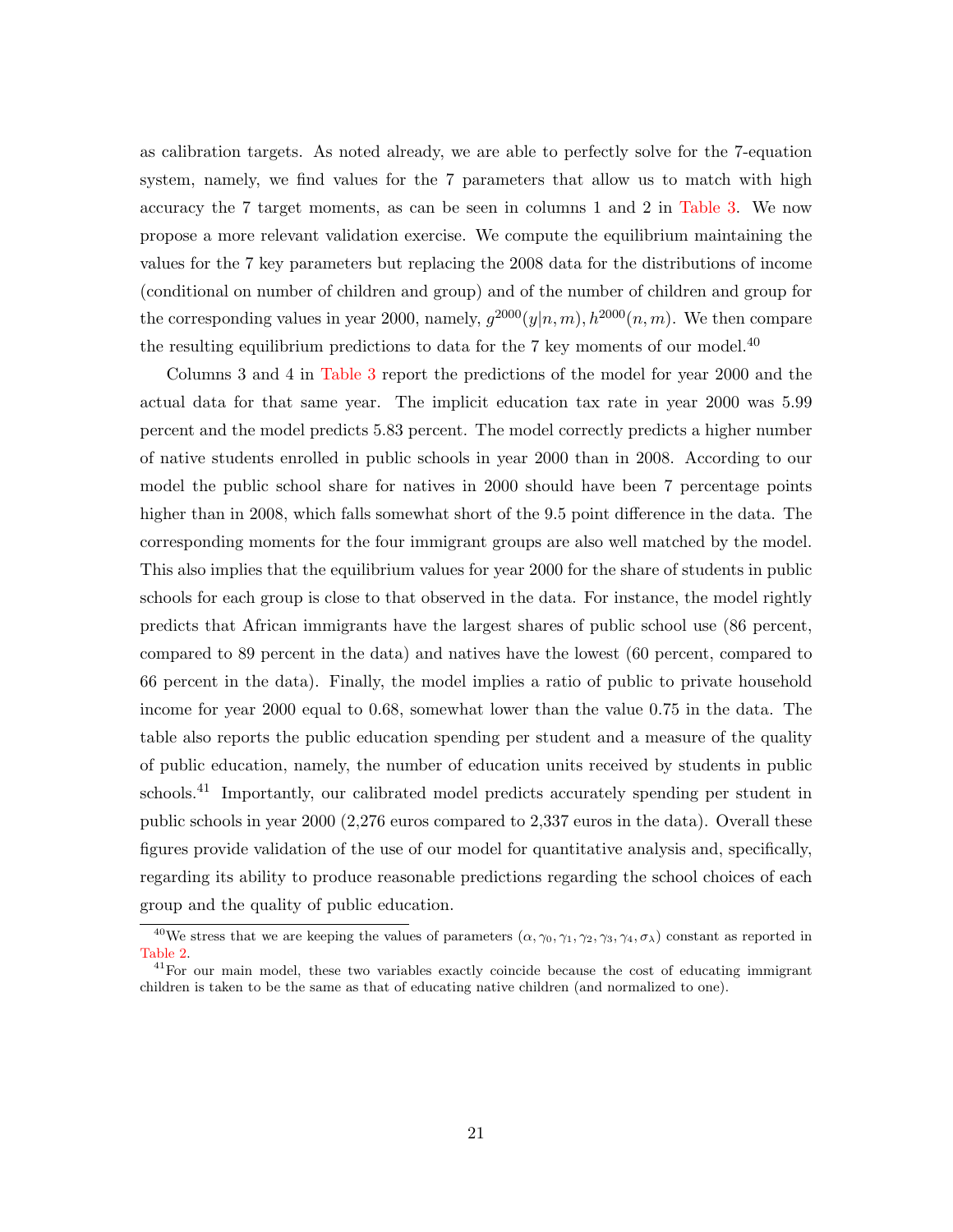as calibration targets. As noted already, we are able to perfectly solve for the 7-equation system, namely, we find values for the 7 parameters that allow us to match with high accuracy the 7 target moments, as can be seen in columns 1 and 2 in Table 3. We now propose a more relevant validation exercise. We compute the equilibrium maintaining the values for the 7 key parameters but replacing the 2008 data for the distributions of income (conditional on number of children and group) and of the number of children and group for the corresponding values in year 2000, namely, $g^{2000}(y|n,m), h^{2000}(n,m)$. We then compare the resulting equilibrium predictions to data for the 7 key moments of our model.[40]

Columns 3 and 4 in Table 3 report the predictions of the model for year 2000 and the actual data for that same year. The implicit education tax rate in year 2000 was 5.99 percent and the model predicts 5.83 percent. The model correctly predicts a higher number of native students enrolled in public schools in year 2000 than in 2008. According to our model the public school share for natives in 2000 should have been 7 percentage points higher than in 2008, which falls somewhat short of the 9.5 point difference in the data. The corresponding moments for the four immigrant groups are also well matched by the model. This also implies that the equilibrium values for year 2000 for the share of students in public schools for each group is close to that observed in the data. For instance, the model rightly predicts that African immigrants have the largest shares of public school use (86 percent, compared to 89 percent in the data) and natives have the lowest (60 percent, compared to 66 percent in the data). Finally, the model implies a ratio of public to private household income for year 2000 equal to 0.68, somewhat lower than the value 0.75 in the data. The table also reports the public education spending per student and a measure of the quality of public education, namely, the number of education units received by students in public schools.[41] Importantly, our calibrated model predicts accurately spending per student in public schools in year 2000 (2,276 euros compared to 2,337 euros in the data). Overall these figures provide validation of the use of our model for quantitative analysis and, specifically, regarding its ability to produce reasonable predictions regarding the school choices of each group and the quality of public education.

[40] We stress that we are keeping the values of parameters $(\alpha, \gamma_0, \gamma_1, \gamma_2, \gamma_3, \gamma_4, \sigma_\lambda)$ constant as reported in Table 2.

[41] For our main model, these two variables exactly coincide because the cost of educating immigrant children is taken to be the same as that of educating native children (and normalized to one).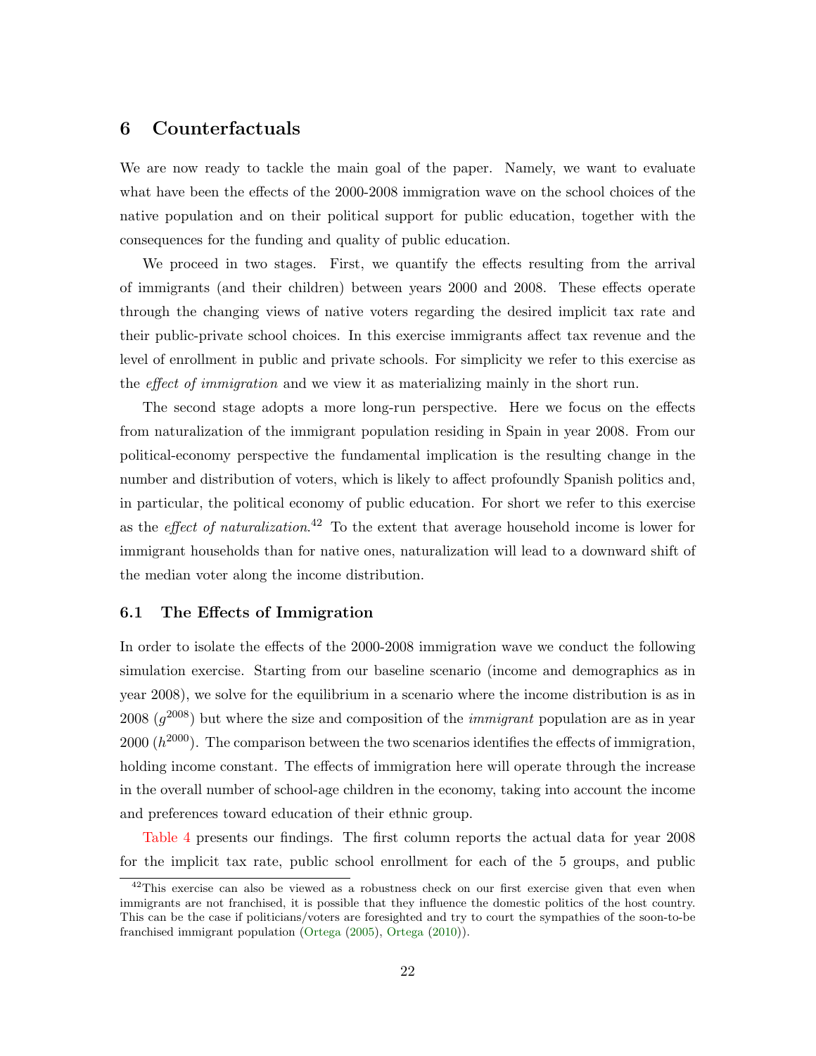## 6 Counterfactuals

We are now ready to tackle the main goal of the paper. Namely, we want to evaluate what have been the effects of the 2000-2008 immigration wave on the school choices of the native population and on their political support for public education, together with the consequences for the funding and quality of public education.

We proceed in two stages. First, we quantify the effects resulting from the arrival of immigrants (and their children) between years 2000 and 2008. These effects operate through the changing views of native voters regarding the desired implicit tax rate and their public-private school choices. In this exercise immigrants affect tax revenue and the level of enrollment in public and private schools. For simplicity we refer to this exercise as the *effect of immigration* and we view it as materializing mainly in the short run.

The second stage adopts a more long-run perspective. Here we focus on the effects from naturalization of the immigrant population residing in Spain in year 2008. From our political-economy perspective the fundamental implication is the resulting change in the number and distribution of voters, which is likely to affect profoundly Spanish politics and, in particular, the political economy of public education. For short we refer to this exercise as the *effect of naturalization*.[42] To the extent that average household income is lower for immigrant households than for native ones, naturalization will lead to a downward shift of the median voter along the income distribution.

### 6.1 The Effects of Immigration

In order to isolate the effects of the 2000-2008 immigration wave we conduct the following simulation exercise. Starting from our baseline scenario (income and demographics as in year 2008), we solve for the equilibrium in a scenario where the income distribution is as in 2008 ($g^{2008}$) but where the size and composition of the *immigrant* population are as in year 2000 ($h^{2000}$). The comparison between the two scenarios identifies the effects of immigration, holding income constant. The effects of immigration here will operate through the increase in the overall number of school-age children in the economy, taking into account the income and preferences toward education of their ethnic group.

Table 4 presents our findings. The first column reports the actual data for year 2008 for the implicit tax rate, public school enrollment for each of the 5 groups, and public

[42] This exercise can also be viewed as a robustness check on our first exercise given that even when immigrants are not franchised, it is possible that they influence the domestic politics of the host country. This can be the case if politicians/voters are foresighted and try to court the sympathies of the soon-to-be franchised immigrant population (Ortega (2005), Ortega (2010)).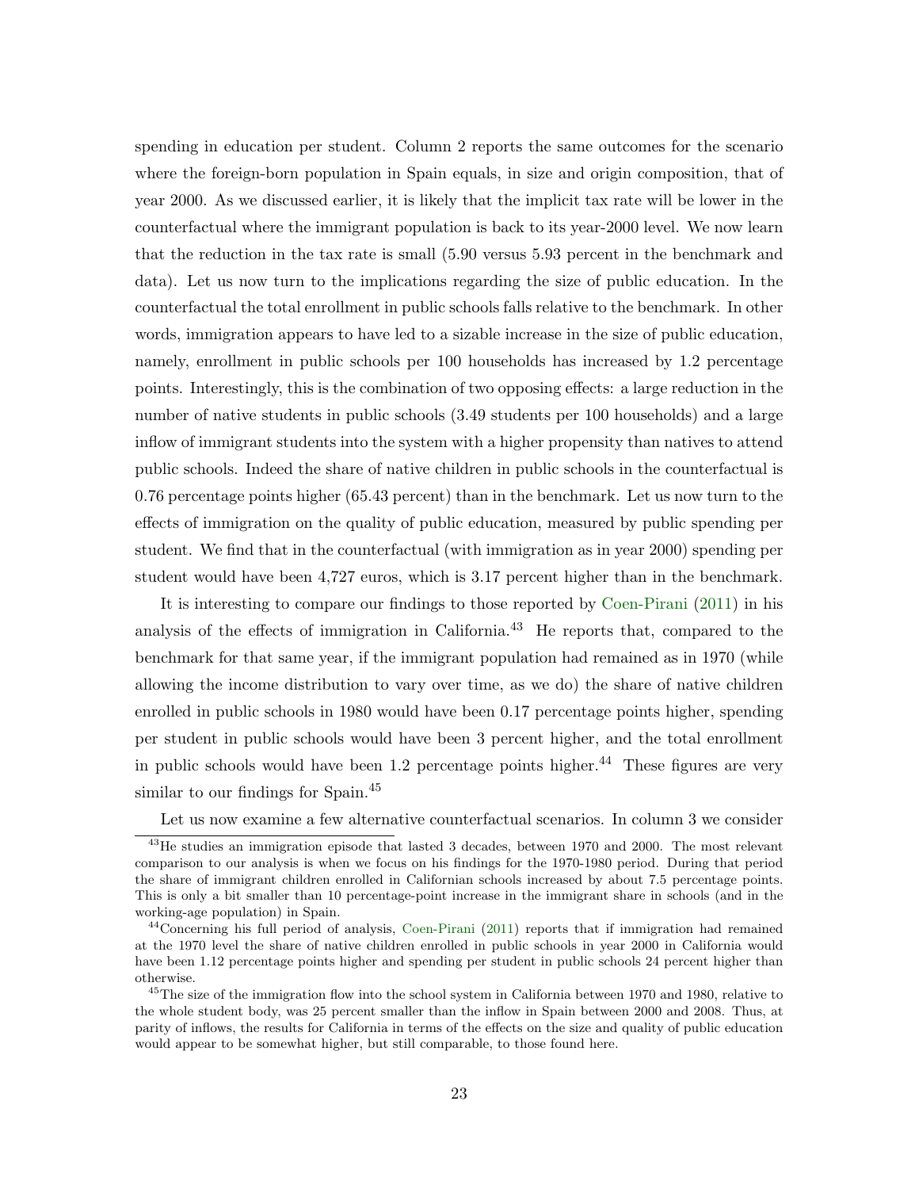spending in education per student. Column 2 reports the same outcomes for the scenario where the foreign-born population in Spain equals, in size and origin composition, that of year 2000. As we discussed earlier, it is likely that the implicit tax rate will be lower in the counterfactual where the immigrant population is back to its year-2000 level. We now learn that the reduction in the tax rate is small (5.90 versus 5.93 percent in the benchmark and data). Let us now turn to the implications regarding the size of public education. In the counterfactual the total enrollment in public schools falls relative to the benchmark. In other words, immigration appears to have led to a sizable increase in the size of public education, namely, enrollment in public schools per 100 households has increased by 1.2 percentage points. Interestingly, this is the combination of two opposing effects: a large reduction in the number of native students in public schools (3.49 students per 100 households) and a large inflow of immigrant students into the system with a higher propensity than natives to attend public schools. Indeed the share of native children in public schools in the counterfactual is 0.76 percentage points higher (65.43 percent) than in the benchmark. Let us now turn to the effects of immigration on the quality of public education, measured by public spending per student. We find that in the counterfactual (with immigration as in year 2000) spending per student would have been 4,727 euros, which is 3.17 percent higher than in the benchmark.

It is interesting to compare our findings to those reported by Coen-Pirani (2011) in his analysis of the effects of immigration in California.[43] He reports that, compared to the benchmark for that same year, if the immigrant population had remained as in 1970 (while allowing the income distribution to vary over time, as we do) the share of native children enrolled in public schools in 1980 would have been 0.17 percentage points higher, spending per student in public schools would have been 3 percent higher, and the total enrollment in public schools would have been 1.2 percentage points higher.[44] These figures are very similar to our findings for Spain.[45]

Let us now examine a few alternative counterfactual scenarios. In column 3 we consider

[43] He studies an immigration episode that lasted 3 decades, between 1970 and 2000. The most relevant comparison to our analysis is when we focus on his findings for the 1970-1980 period. During that period the share of immigrant children enrolled in Californian schools increased by about 7.5 percentage points. This is only a bit smaller than 10 percentage-point increase in the immigrant share in schools (and in the working-age population) in Spain.

[44] Concerning his full period of analysis, Coen-Pirani (2011) reports that if immigration had remained at the 1970 level the share of native children enrolled in public schools in year 2000 in California would have been 1.12 percentage points higher and spending per student in public schools 24 percent higher than otherwise.

[45] The size of the immigration flow into the school system in California between 1970 and 1980, relative to the whole student body, was 25 percent smaller than the inflow in Spain between 2000 and 2008. Thus, at parity of inflows, the results for California in terms of the effects on the size and quality of public education would appear to be somewhat higher, but still comparable, to those found here.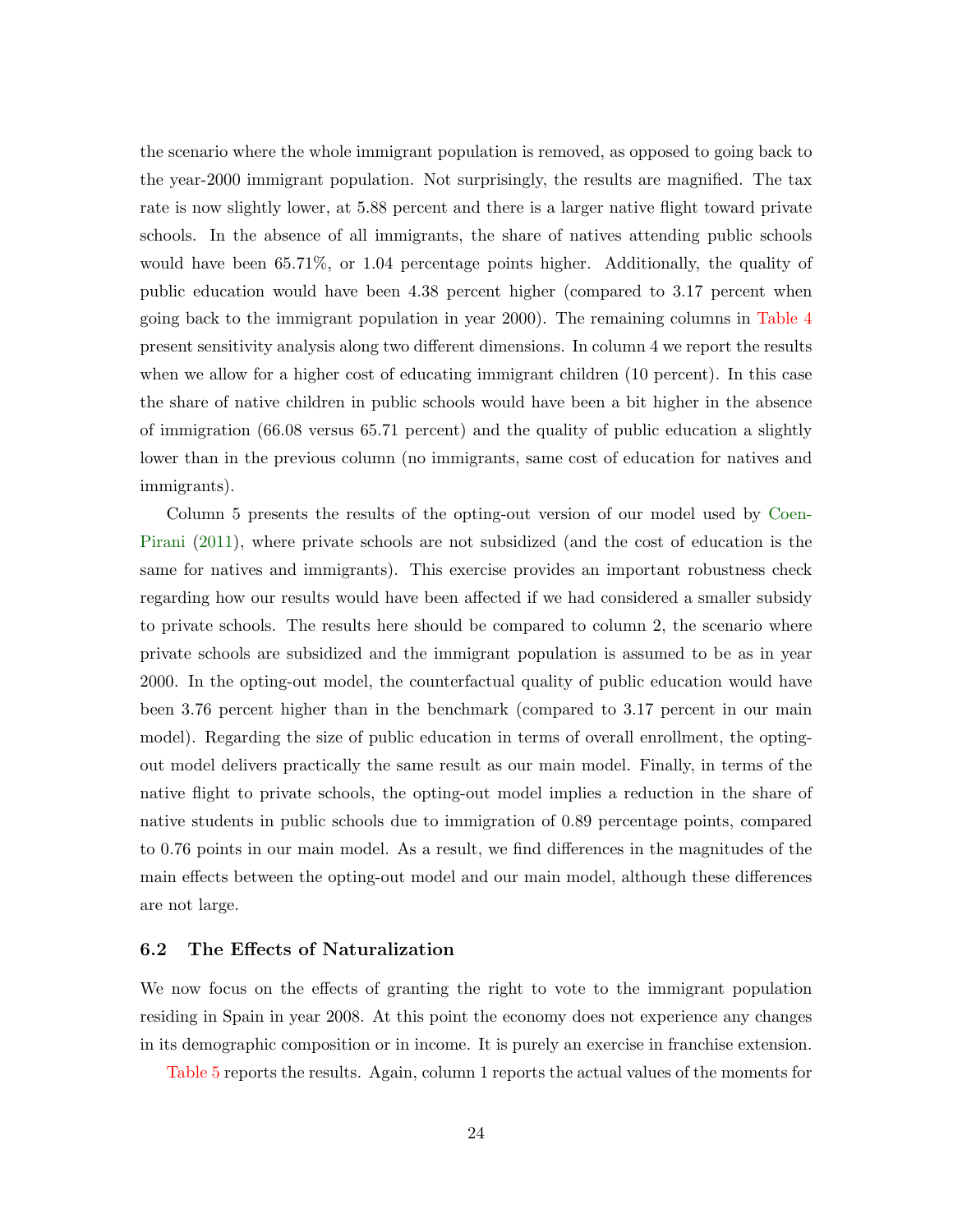the scenario where the whole immigrant population is removed, as opposed to going back to the year-2000 immigrant population. Not surprisingly, the results are magnified. The tax rate is now slightly lower, at 5.88 percent and there is a larger native flight toward private schools. In the absence of all immigrants, the share of natives attending public schools would have been 65.71%, or 1.04 percentage points higher. Additionally, the quality of public education would have been 4.38 percent higher (compared to 3.17 percent when going back to the immigrant population in year 2000). The remaining columns in Table 4 present sensitivity analysis along two different dimensions. In column 4 we report the results when we allow for a higher cost of educating immigrant children (10 percent). In this case the share of native children in public schools would have been a bit higher in the absence of immigration (66.08 versus 65.71 percent) and the quality of public education a slightly lower than in the previous column (no immigrants, same cost of education for natives and immigrants).

Column 5 presents the results of the opting-out version of our model used by Coen-Pirani (2011), where private schools are not subsidized (and the cost of education is the same for natives and immigrants). This exercise provides an important robustness check regarding how our results would have been affected if we had considered a smaller subsidy to private schools. The results here should be compared to column 2, the scenario where private schools are subsidized and the immigrant population is assumed to be as in year 2000. In the opting-out model, the counterfactual quality of public education would have been 3.76 percent higher than in the benchmark (compared to 3.17 percent in our main model). Regarding the size of public education in terms of overall enrollment, the opting-out model delivers practically the same result as our main model. Finally, in terms of the native flight to private schools, the opting-out model implies a reduction in the share of native students in public schools due to immigration of 0.89 percentage points, compared to 0.76 points in our main model. As a result, we find differences in the magnitudes of the main effects between the opting-out model and our main model, although these differences are not large.

### 6.2 The Effects of Naturalization

We now focus on the effects of granting the right to vote to the immigrant population residing in Spain in year 2008. At this point the economy does not experience any changes in its demographic composition or in income. It is purely an exercise in franchise extension.

Table 5 reports the results. Again, column 1 reports the actual values of the moments for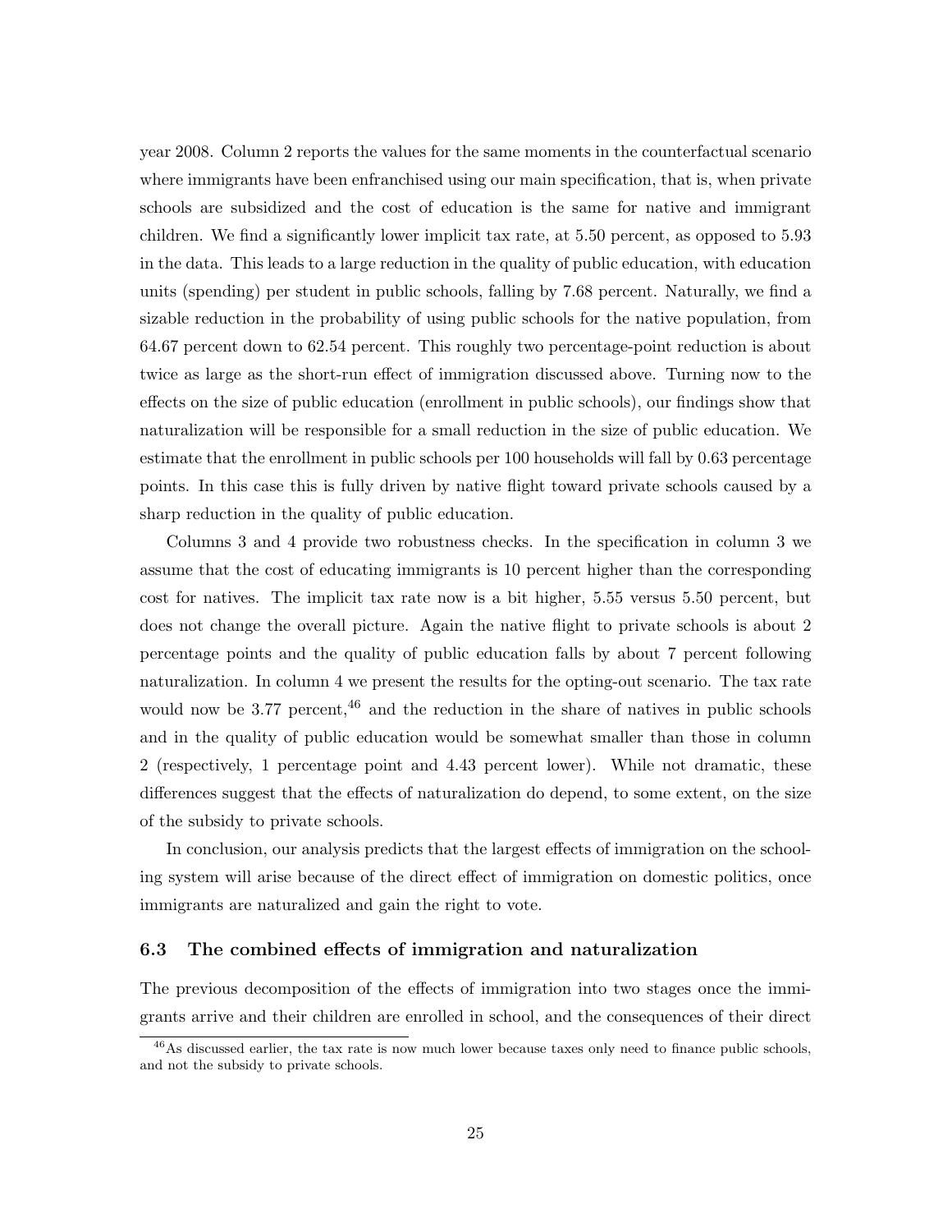year 2008. Column 2 reports the values for the same moments in the counterfactual scenario where immigrants have been enfranchised using our main specification, that is, when private schools are subsidized and the cost of education is the same for native and immigrant children. We find a significantly lower implicit tax rate, at 5.50 percent, as opposed to 5.93 in the data. This leads to a large reduction in the quality of public education, with education units (spending) per student in public schools, falling by 7.68 percent. Naturally, we find a sizable reduction in the probability of using public schools for the native population, from 64.67 percent down to 62.54 percent. This roughly two percentage-point reduction is about twice as large as the short-run effect of immigration discussed above. Turning now to the effects on the size of public education (enrollment in public schools), our findings show that naturalization will be responsible for a small reduction in the size of public education. We estimate that the enrollment in public schools per 100 households will fall by 0.63 percentage points. In this case this is fully driven by native flight toward private schools caused by a sharp reduction in the quality of public education.

Columns 3 and 4 provide two robustness checks. In the specification in column 3 we assume that the cost of educating immigrants is 10 percent higher than the corresponding cost for natives. The implicit tax rate now is a bit higher, 5.55 versus 5.50 percent, but does not change the overall picture. Again the native flight to private schools is about 2 percentage points and the quality of public education falls by about 7 percent following naturalization. In column 4 we present the results for the opting-out scenario. The tax rate would now be 3.77 percent,[46] and the reduction in the share of natives in public schools and in the quality of public education would be somewhat smaller than those in column 2 (respectively, 1 percentage point and 4.43 percent lower). While not dramatic, these differences suggest that the effects of naturalization do depend, to some extent, on the size of the subsidy to private schools.

In conclusion, our analysis predicts that the largest effects of immigration on the schooling system will arise because of the direct effect of immigration on domestic politics, once immigrants are naturalized and gain the right to vote.

### 6.3 The combined effects of immigration and naturalization

The previous decomposition of the effects of immigration into two stages once the immigrants arrive and their children are enrolled in school, and the consequences of their direct

[46] As discussed earlier, the tax rate is now much lower because taxes only need to finance public schools, and not the subsidy to private schools.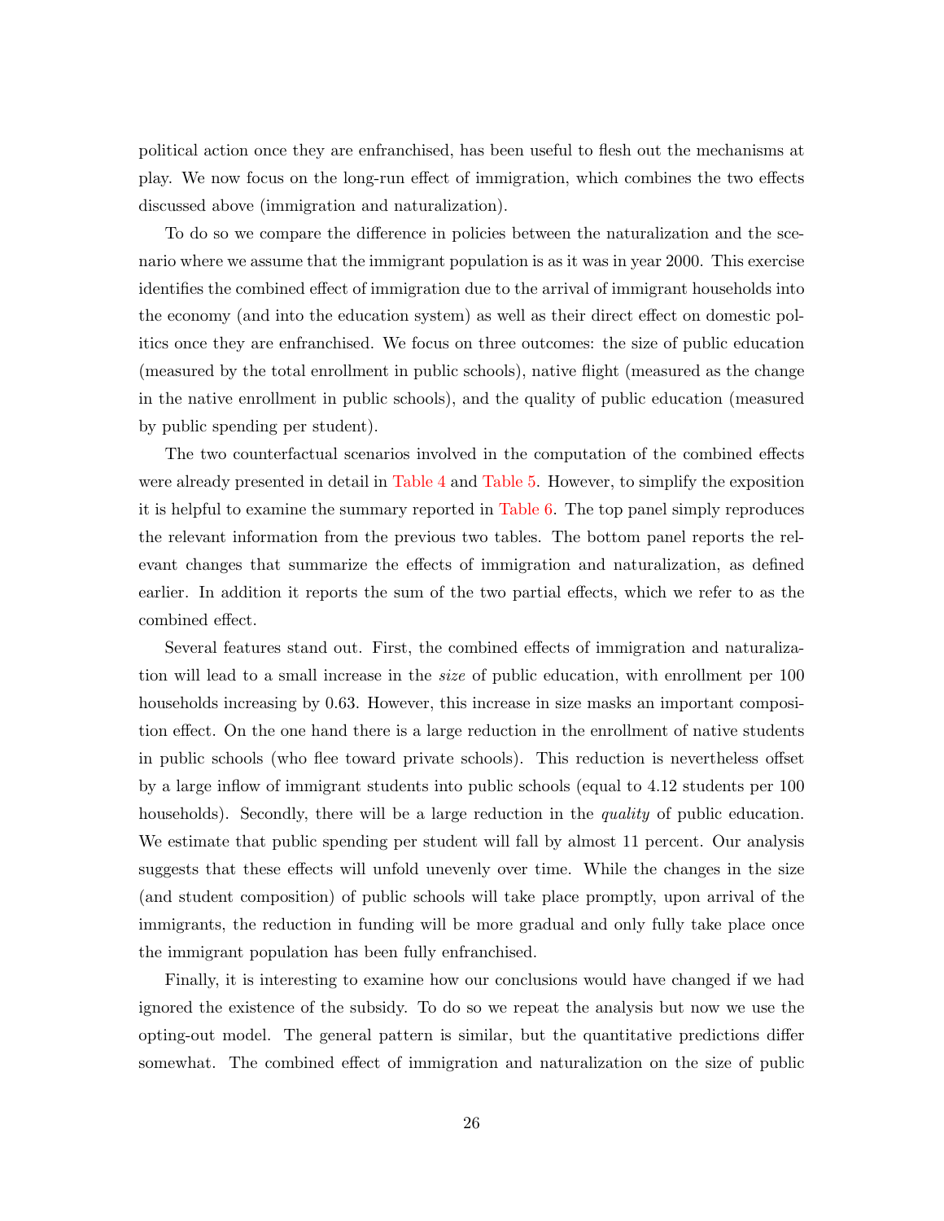political action once they are enfranchised, has been useful to flesh out the mechanisms at play. We now focus on the long-run effect of immigration, which combines the two effects discussed above (immigration and naturalization).

To do so we compare the difference in policies between the naturalization and the scenario where we assume that the immigrant population is as it was in year 2000. This exercise identifies the combined effect of immigration due to the arrival of immigrant households into the economy (and into the education system) as well as their direct effect on domestic politics once they are enfranchised. We focus on three outcomes: the size of public education (measured by the total enrollment in public schools), native flight (measured as the change in the native enrollment in public schools), and the quality of public education (measured by public spending per student).

The two counterfactual scenarios involved in the computation of the combined effects were already presented in detail in Table 4 and Table 5. However, to simplify the exposition it is helpful to examine the summary reported in Table 6. The top panel simply reproduces the relevant information from the previous two tables. The bottom panel reports the relevant changes that summarize the effects of immigration and naturalization, as defined earlier. In addition it reports the sum of the two partial effects, which we refer to as the combined effect.

Several features stand out. First, the combined effects of immigration and naturalization will lead to a small increase in the *size* of public education, with enrollment per 100 households increasing by 0.63. However, this increase in size masks an important composition effect. On the one hand there is a large reduction in the enrollment of native students in public schools (who flee toward private schools). This reduction is nevertheless offset by a large inflow of immigrant students into public schools (equal to 4.12 students per 100 households). Secondly, there will be a large reduction in the *quality* of public education. We estimate that public spending per student will fall by almost 11 percent. Our analysis suggests that these effects will unfold unevenly over time. While the changes in the size (and student composition) of public schools will take place promptly, upon arrival of the immigrants, the reduction in funding will be more gradual and only fully take place once the immigrant population has been fully enfranchised.

Finally, it is interesting to examine how our conclusions would have changed if we had ignored the existence of the subsidy. To do so we repeat the analysis but now we use the opting-out model. The general pattern is similar, but the quantitative predictions differ somewhat. The combined effect of immigration and naturalization on the size of public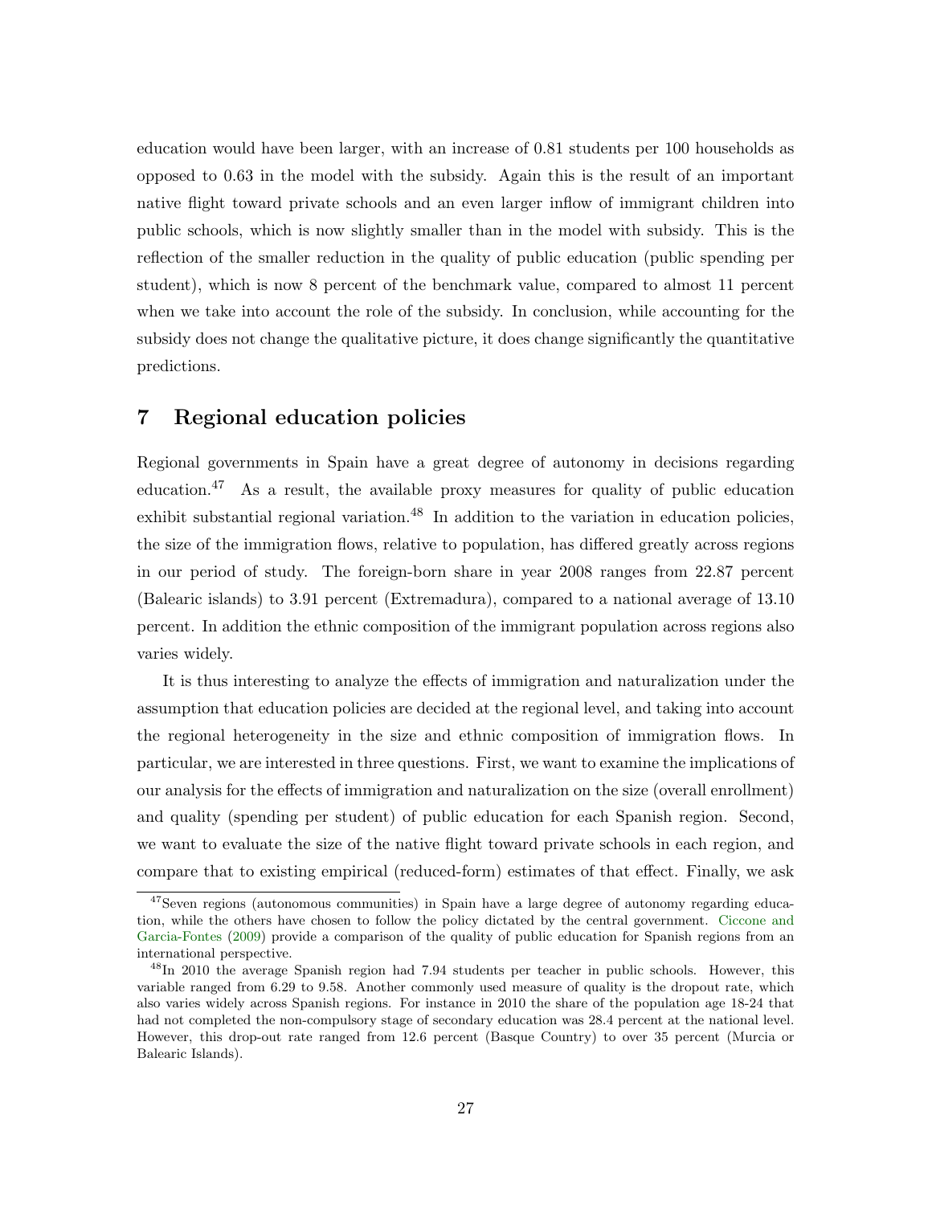education would have been larger, with an increase of 0.81 students per 100 households as opposed to 0.63 in the model with the subsidy. Again this is the result of an important native flight toward private schools and an even larger inflow of immigrant children into public schools, which is now slightly smaller than in the model with subsidy. This is the reflection of the smaller reduction in the quality of public education (public spending per student), which is now 8 percent of the benchmark value, compared to almost 11 percent when we take into account the role of the subsidy. In conclusion, while accounting for the subsidy does not change the qualitative picture, it does change significantly the quantitative predictions.

## 7 Regional education policies

Regional governments in Spain have a great degree of autonomy in decisions regarding education.[47] As a result, the available proxy measures for quality of public education exhibit substantial regional variation.[48] In addition to the variation in education policies, the size of the immigration flows, relative to population, has differed greatly across regions in our period of study. The foreign-born share in year 2008 ranges from 22.87 percent (Balearic islands) to 3.91 percent (Extremadura), compared to a national average of 13.10 percent. In addition the ethnic composition of the immigrant population across regions also varies widely.

It is thus interesting to analyze the effects of immigration and naturalization under the assumption that education policies are decided at the regional level, and taking into account the regional heterogeneity in the size and ethnic composition of immigration flows. In particular, we are interested in three questions. First, we want to examine the implications of our analysis for the effects of immigration and naturalization on the size (overall enrollment) and quality (spending per student) of public education for each Spanish region. Second, we want to evaluate the size of the native flight toward private schools in each region, and compare that to existing empirical (reduced-form) estimates of that effect. Finally, we ask

[47] Seven regions (autonomous communities) in Spain have a large degree of autonomy regarding education, while the others have chosen to follow the policy dictated by the central government. Ciccone and Garcia-Fontes (2009) provide a comparison of the quality of public education for Spanish regions from an international perspective.

[48] In 2010 the average Spanish region had 7.94 students per teacher in public schools. However, this variable ranged from 6.29 to 9.58. Another commonly used measure of quality is the dropout rate, which also varies widely across Spanish regions. For instance in 2010 the share of the population age 18-24 that had not completed the non-compulsory stage of secondary education was 28.4 percent at the national level. However, this drop-out rate ranged from 12.6 percent (Basque Country) to over 35 percent (Murcia or Balearic Islands).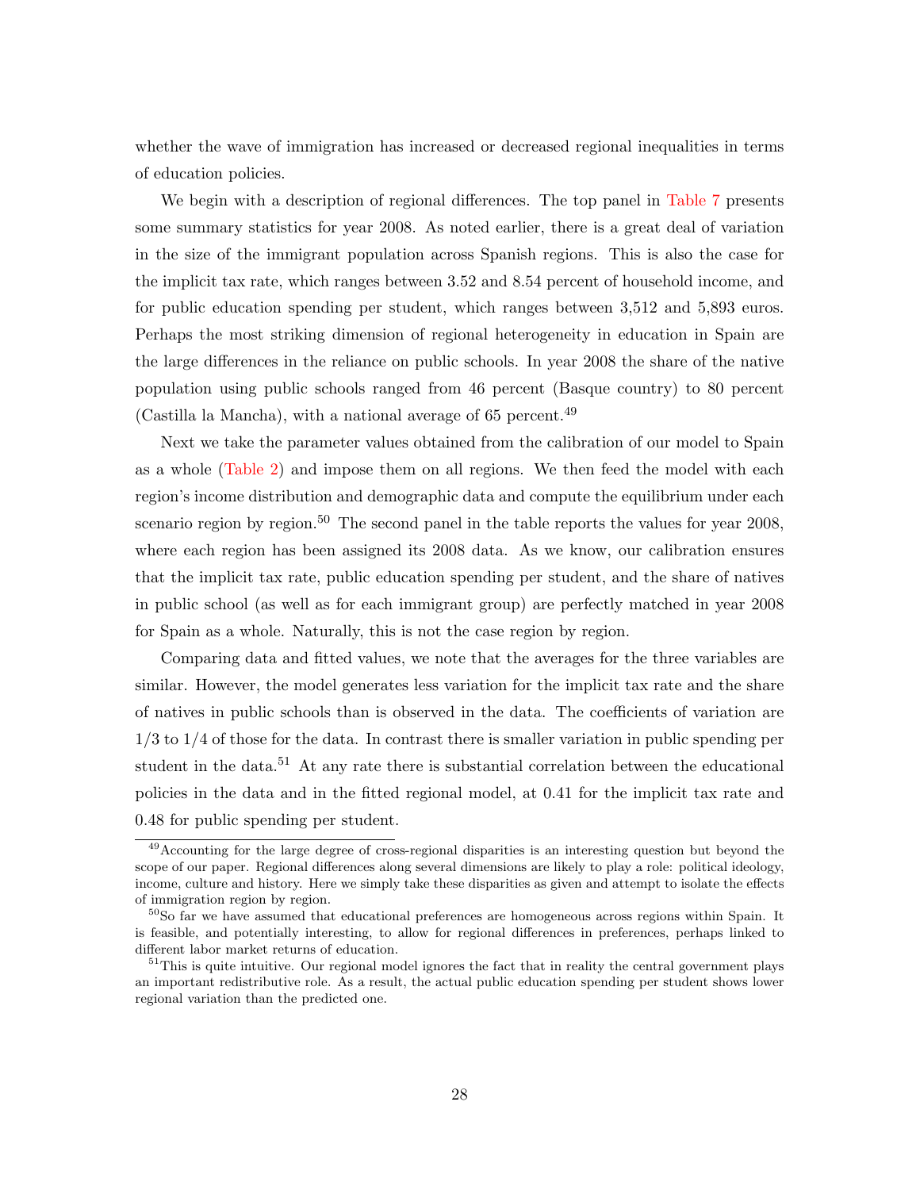whether the wave of immigration has increased or decreased regional inequalities in terms of education policies.

We begin with a description of regional differences. The top panel in Table 7 presents some summary statistics for year 2008. As noted earlier, there is a great deal of variation in the size of the immigrant population across Spanish regions. This is also the case for the implicit tax rate, which ranges between 3.52 and 8.54 percent of household income, and for public education spending per student, which ranges between 3,512 and 5,893 euros. Perhaps the most striking dimension of regional heterogeneity in education in Spain are the large differences in the reliance on public schools. In year 2008 the share of the native population using public schools ranged from 46 percent (Basque country) to 80 percent (Castilla la Mancha), with a national average of 65 percent.[49]

Next we take the parameter values obtained from the calibration of our model to Spain as a whole (Table 2) and impose them on all regions. We then feed the model with each region's income distribution and demographic data and compute the equilibrium under each scenario region by region.[50] The second panel in the table reports the values for year 2008, where each region has been assigned its 2008 data. As we know, our calibration ensures that the implicit tax rate, public education spending per student, and the share of natives in public school (as well as for each immigrant group) are perfectly matched in year 2008 for Spain as a whole. Naturally, this is not the case region by region.

Comparing data and fitted values, we note that the averages for the three variables are similar. However, the model generates less variation for the implicit tax rate and the share of natives in public schools than is observed in the data. The coefficients of variation are 1/3 to 1/4 of those for the data. In contrast there is smaller variation in public spending per student in the data.[51] At any rate there is substantial correlation between the educational policies in the data and in the fitted regional model, at 0.41 for the implicit tax rate and 0.48 for public spending per student.

[49] Accounting for the large degree of cross-regional disparities is an interesting question but beyond the scope of our paper. Regional differences along several dimensions are likely to play a role: political ideology, income, culture and history. Here we simply take these disparities as given and attempt to isolate the effects of immigration region by region.

[50] So far we have assumed that educational preferences are homogeneous across regions within Spain. It is feasible, and potentially interesting, to allow for regional differences in preferences, perhaps linked to different labor market returns of education.

[51] This is quite intuitive. Our regional model ignores the fact that in reality the central government plays an important redistributive role. As a result, the actual public education spending per student shows lower regional variation than the predicted one.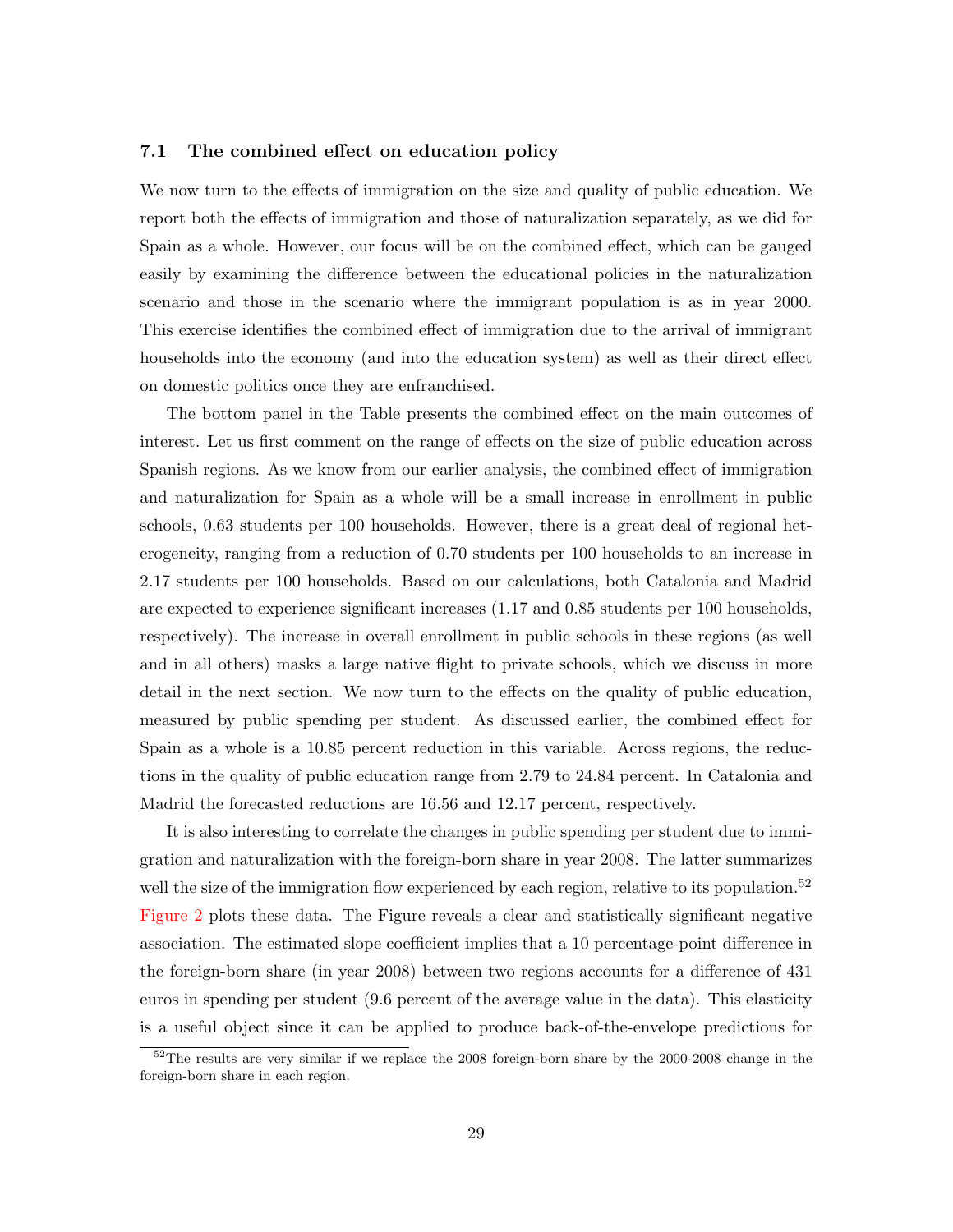### 7.1 The combined effect on education policy

We now turn to the effects of immigration on the size and quality of public education. We report both the effects of immigration and those of naturalization separately, as we did for Spain as a whole. However, our focus will be on the combined effect, which can be gauged easily by examining the difference between the educational policies in the naturalization scenario and those in the scenario where the immigrant population is as in year 2000. This exercise identifies the combined effect of immigration due to the arrival of immigrant households into the economy (and into the education system) as well as their direct effect on domestic politics once they are enfranchised.

The bottom panel in the Table presents the combined effect on the main outcomes of interest. Let us first comment on the range of effects on the size of public education across Spanish regions. As we know from our earlier analysis, the combined effect of immigration and naturalization for Spain as a whole will be a small increase in enrollment in public schools, 0.63 students per 100 households. However, there is a great deal of regional heterogeneity, ranging from a reduction of 0.70 students per 100 households to an increase in 2.17 students per 100 households. Based on our calculations, both Catalonia and Madrid are expected to experience significant increases (1.17 and 0.85 students per 100 households, respectively). The increase in overall enrollment in public schools in these regions (as well and in all others) masks a large native flight to private schools, which we discuss in more detail in the next section. We now turn to the effects on the quality of public education, measured by public spending per student. As discussed earlier, the combined effect for Spain as a whole is a 10.85 percent reduction in this variable. Across regions, the reductions in the quality of public education range from 2.79 to 24.84 percent. In Catalonia and Madrid the forecasted reductions are 16.56 and 12.17 percent, respectively.

It is also interesting to correlate the changes in public spending per student due to immigration and naturalization with the foreign-born share in year 2008. The latter summarizes well the size of the immigration flow experienced by each region, relative to its population.[52] Figure 2 plots these data. The Figure reveals a clear and statistically significant negative association. The estimated slope coefficient implies that a 10 percentage-point difference in the foreign-born share (in year 2008) between two regions accounts for a difference of 431 euros in spending per student (9.6 percent of the average value in the data). This elasticity is a useful object since it can be applied to produce back-of-the-envelope predictions for

[52] The results are very similar if we replace the 2008 foreign-born share by the 2000-2008 change in the foreign-born share in each region.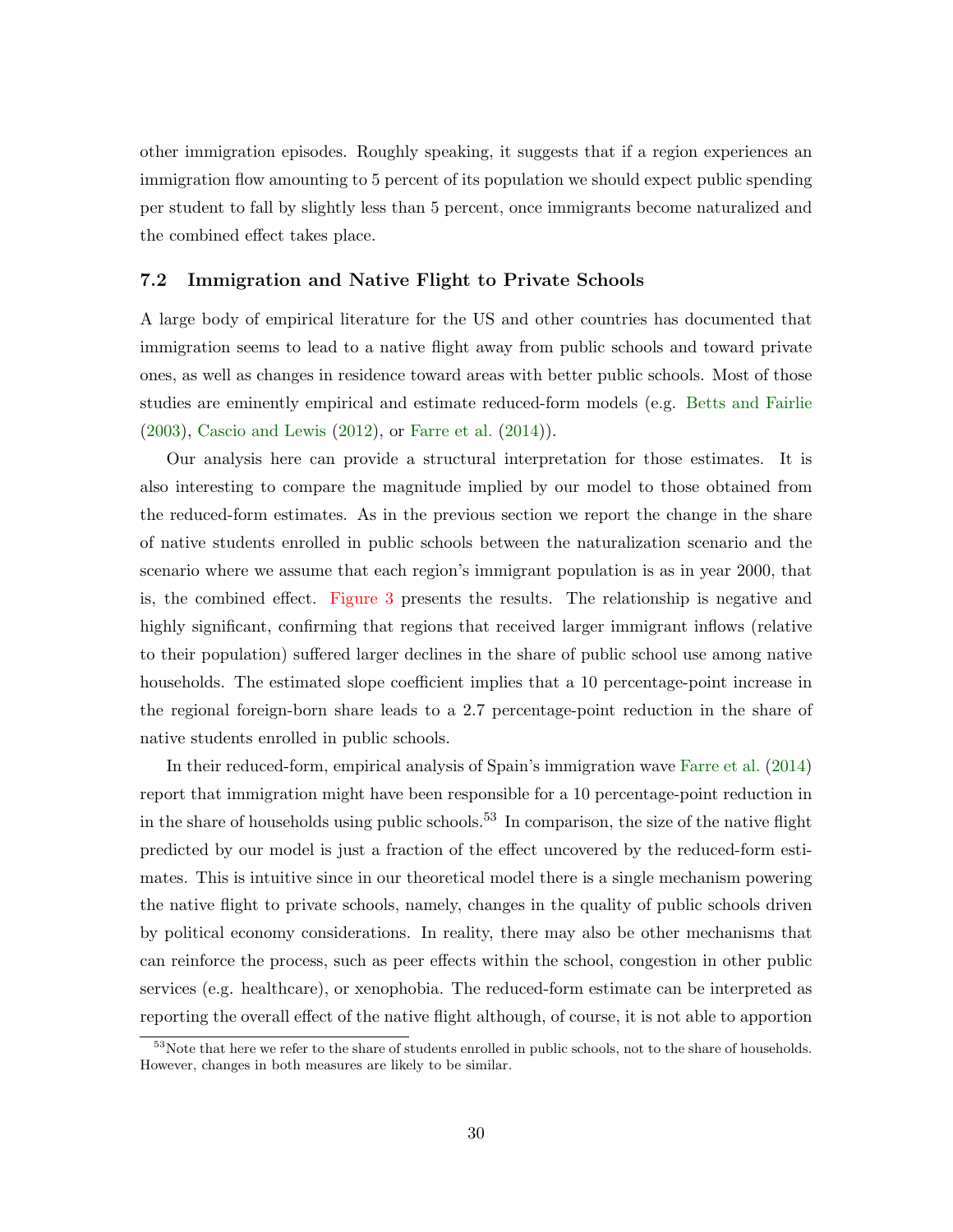other immigration episodes. Roughly speaking, it suggests that if a region experiences an immigration flow amounting to 5 percent of its population we should expect public spending per student to fall by slightly less than 5 percent, once immigrants become naturalized and the combined effect takes place.

### 7.2 Immigration and Native Flight to Private Schools

A large body of empirical literature for the US and other countries has documented that immigration seems to lead to a native flight away from public schools and toward private ones, as well as changes in residence toward areas with better public schools. Most of those studies are eminently empirical and estimate reduced-form models (e.g. Betts and Fairlie (2003), Cascio and Lewis (2012), or Farre et al. (2014)).

Our analysis here can provide a structural interpretation for those estimates. It is also interesting to compare the magnitude implied by our model to those obtained from the reduced-form estimates. As in the previous section we report the change in the share of native students enrolled in public schools between the naturalization scenario and the scenario where we assume that each region's immigrant population is as in year 2000, that is, the combined effect. Figure 3 presents the results. The relationship is negative and highly significant, confirming that regions that received larger immigrant inflows (relative to their population) suffered larger declines in the share of public school use among native households. The estimated slope coefficient implies that a 10 percentage-point increase in the regional foreign-born share leads to a 2.7 percentage-point reduction in the share of native students enrolled in public schools.

In their reduced-form, empirical analysis of Spain's immigration wave Farre et al. (2014) report that immigration might have been responsible for a 10 percentage-point reduction in in the share of households using public schools.[53] In comparison, the size of the native flight predicted by our model is just a fraction of the effect uncovered by the reduced-form estimates. This is intuitive since in our theoretical model there is a single mechanism powering the native flight to private schools, namely, changes in the quality of public schools driven by political economy considerations. In reality, there may also be other mechanisms that can reinforce the process, such as peer effects within the school, congestion in other public services (e.g. healthcare), or xenophobia. The reduced-form estimate can be interpreted as reporting the overall effect of the native flight although, of course, it is not able to apportion

[53] Note that here we refer to the share of students enrolled in public schools, not to the share of households. However, changes in both measures are likely to be similar.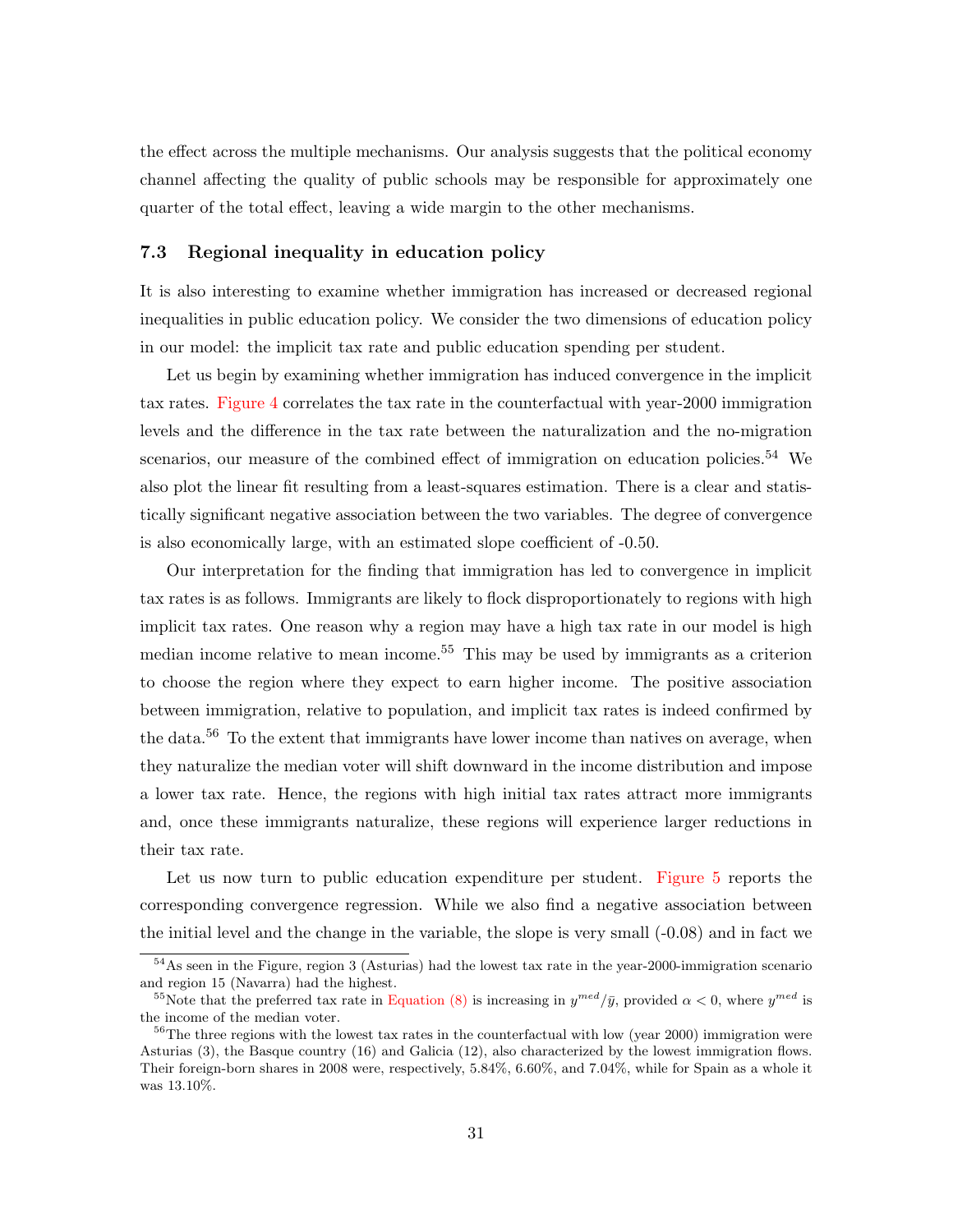the effect across the multiple mechanisms. Our analysis suggests that the political economy channel affecting the quality of public schools may be responsible for approximately one quarter of the total effect, leaving a wide margin to the other mechanisms.

### 7.3 Regional inequality in education policy

It is also interesting to examine whether immigration has increased or decreased regional inequalities in public education policy. We consider the two dimensions of education policy in our model: the implicit tax rate and public education spending per student.

Let us begin by examining whether immigration has induced convergence in the implicit tax rates. Figure 4 correlates the tax rate in the counterfactual with year-2000 immigration levels and the difference in the tax rate between the naturalization and the no-migration scenarios, our measure of the combined effect of immigration on education policies.[54] We also plot the linear fit resulting from a least-squares estimation. There is a clear and statistically significant negative association between the two variables. The degree of convergence is also economically large, with an estimated slope coefficient of -0.50.

Our interpretation for the finding that immigration has led to convergence in implicit tax rates is as follows. Immigrants are likely to flock disproportionately to regions with high implicit tax rates. One reason why a region may have a high tax rate in our model is high median income relative to mean income.[55] This may be used by immigrants as a criterion to choose the region where they expect to earn higher income. The positive association between immigration, relative to population, and implicit tax rates is indeed confirmed by the data.[56] To the extent that immigrants have lower income than natives on average, when they naturalize the median voter will shift downward in the income distribution and impose a lower tax rate. Hence, the regions with high initial tax rates attract more immigrants and, once these immigrants naturalize, these regions will experience larger reductions in their tax rate.

Let us now turn to public education expenditure per student. Figure 5 reports the corresponding convergence regression. While we also find a negative association between the initial level and the change in the variable, the slope is very small (-0.08) and in fact we

[54] As seen in the Figure, region 3 (Asturias) had the lowest tax rate in the year-2000-immigration scenario and region 15 (Navarra) had the highest.

[55] Note that the preferred tax rate in Equation (8) is increasing in $y^{med}/\bar{y}$, provided $\alpha < 0$, where $y^{med}$ is the income of the median voter.

[56] The three regions with the lowest tax rates in the counterfactual with low (year 2000) immigration were Asturias (3), the Basque country (16) and Galicia (12), also characterized by the lowest immigration flows. Their foreign-born shares in 2008 were, respectively, 5.84%, 6.60%, and 7.04%, while for Spain as a whole it was 13.10%.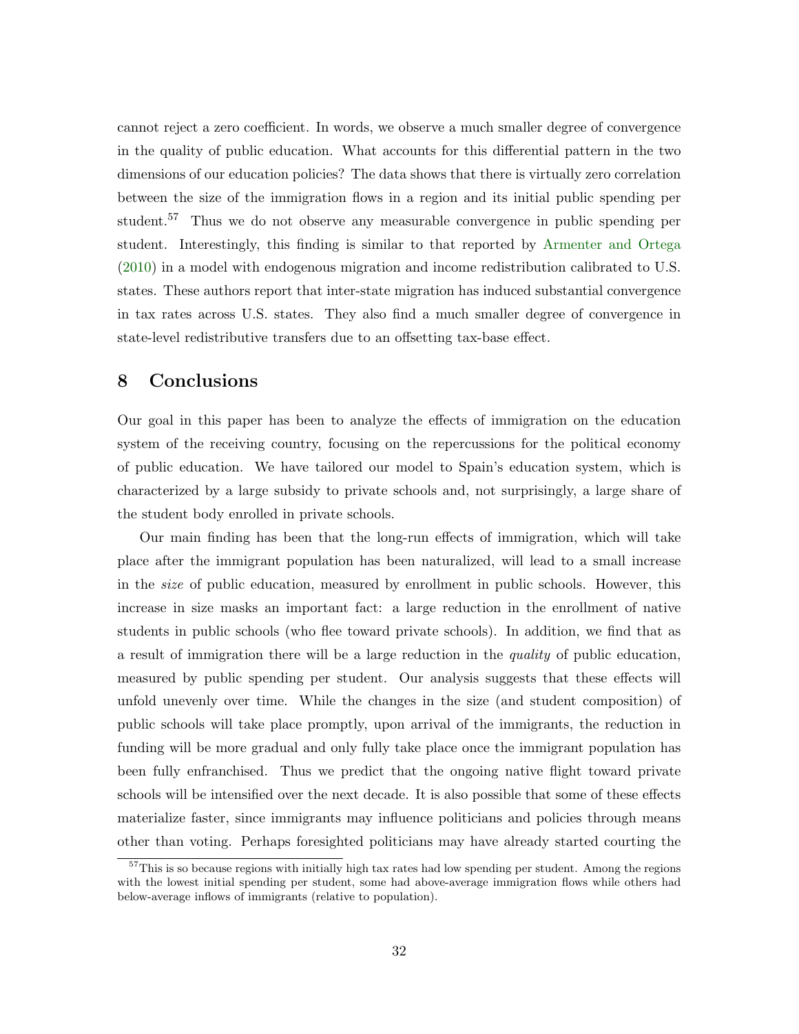cannot reject a zero coefficient. In words, we observe a much smaller degree of convergence in the quality of public education. What accounts for this differential pattern in the two dimensions of our education policies? The data shows that there is virtually zero correlation between the size of the immigration flows in a region and its initial public spending per student.[57] Thus we do not observe any measurable convergence in public spending per student. Interestingly, this finding is similar to that reported by Armenter and Ortega (2010) in a model with endogenous migration and income redistribution calibrated to U.S. states. These authors report that inter-state migration has induced substantial convergence in tax rates across U.S. states. They also find a much smaller degree of convergence in state-level redistributive transfers due to an offsetting tax-base effect.

## 8 Conclusions

Our goal in this paper has been to analyze the effects of immigration on the education system of the receiving country, focusing on the repercussions for the political economy of public education. We have tailored our model to Spain's education system, which is characterized by a large subsidy to private schools and, not surprisingly, a large share of the student body enrolled in private schools.

Our main finding has been that the long-run effects of immigration, which will take place after the immigrant population has been naturalized, will lead to a small increase in the *size* of public education, measured by enrollment in public schools. However, this increase in size masks an important fact: a large reduction in the enrollment of native students in public schools (who flee toward private schools). In addition, we find that as a result of immigration there will be a large reduction in the *quality* of public education, measured by public spending per student. Our analysis suggests that these effects will unfold unevenly over time. While the changes in the size (and student composition) of public schools will take place promptly, upon arrival of the immigrants, the reduction in funding will be more gradual and only fully take place once the immigrant population has been fully enfranchised. Thus we predict that the ongoing native flight toward private schools will be intensified over the next decade. It is also possible that some of these effects materialize faster, since immigrants may influence politicians and policies through means other than voting. Perhaps foresighted politicians may have already started courting the

[57] This is so because regions with initially high tax rates had low spending per student. Among the regions with the lowest initial spending per student, some had above-average immigration flows while others had below-average inflows of immigrants (relative to population).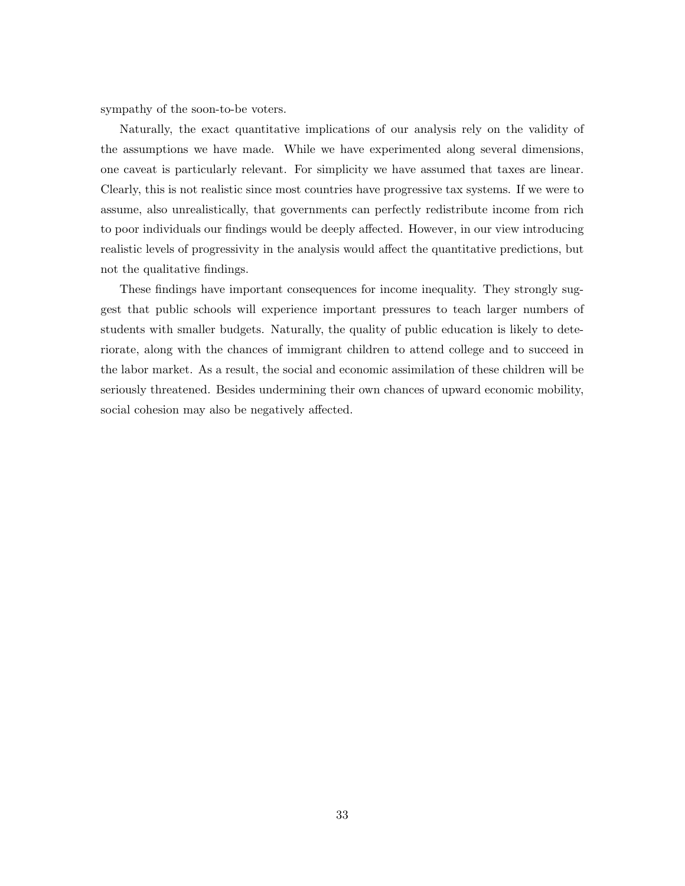sympathy of the soon-to-be voters.

Naturally, the exact quantitative implications of our analysis rely on the validity of the assumptions we have made. While we have experimented along several dimensions, one caveat is particularly relevant. For simplicity we have assumed that taxes are linear. Clearly, this is not realistic since most countries have progressive tax systems. If we were to assume, also unrealistically, that governments can perfectly redistribute income from rich to poor individuals our findings would be deeply affected. However, in our view introducing realistic levels of progressivity in the analysis would affect the quantitative predictions, but not the qualitative findings.

These findings have important consequences for income inequality. They strongly suggest that public schools will experience important pressures to teach larger numbers of students with smaller budgets. Naturally, the quality of public education is likely to deteriorate, along with the chances of immigrant children to attend college and to succeed in the labor market. As a result, the social and economic assimilation of these children will be seriously threatened. Besides undermining their own chances of upward economic mobility, social cohesion may also be negatively affected.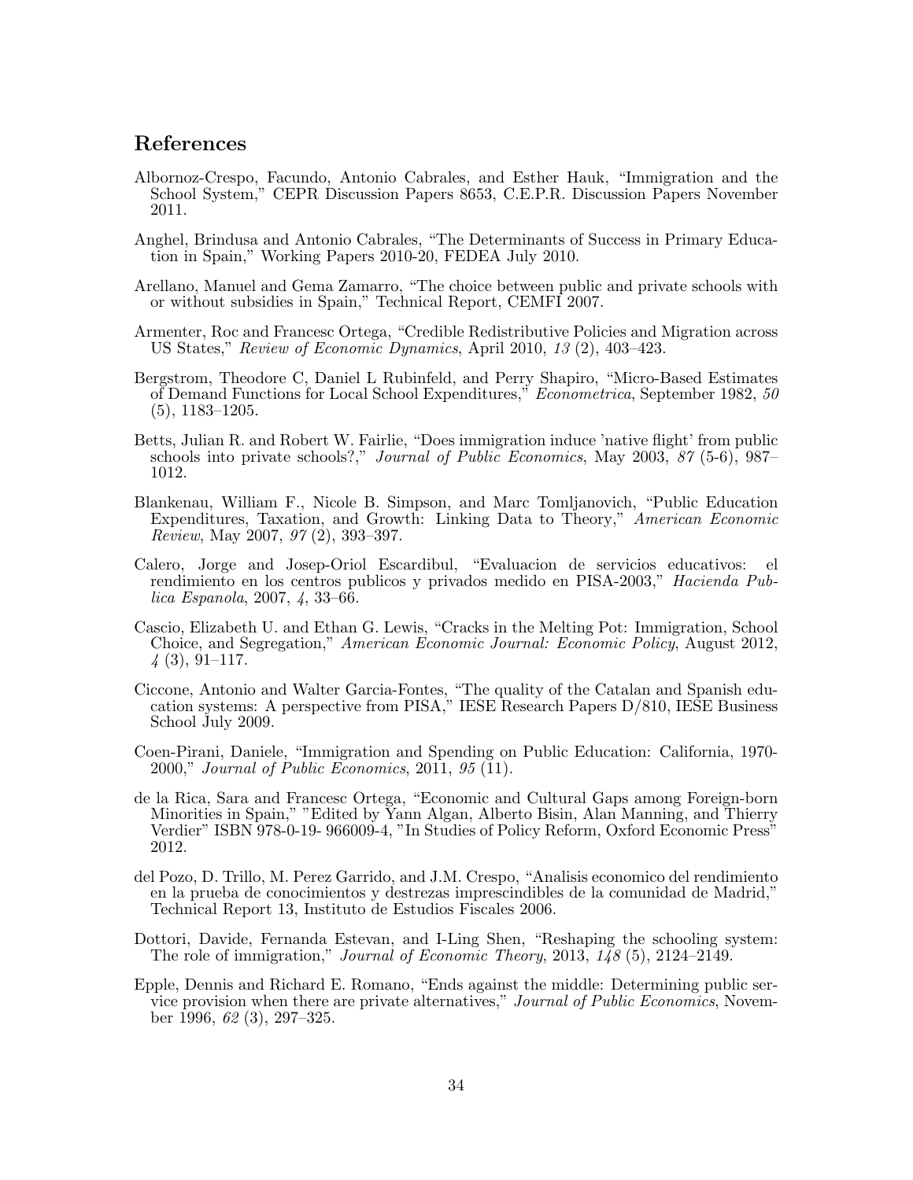## References

Albornoz-Crespo, Facundo, Antonio Cabrales, and Esther Hauk, "Immigration and the School System," CEPR Discussion Papers 8653, C.E.P.R. Discussion Papers November 2011.

Anghel, Brindusa and Antonio Cabrales, "The Determinants of Success in Primary Education in Spain," Working Papers 2010-20, FEDEA July 2010.

Arellano, Manuel and Gema Zamarro, "The choice between public and private schools with or without subsidies in Spain," Technical Report, CEMFI 2007.

Armenter, Roc and Francesc Ortega, "Credible Redistributive Policies and Migration across US States," *Review of Economic Dynamics*, April 2010, *13* (2), 403–423.

Bergstrom, Theodore C, Daniel L Rubinfeld, and Perry Shapiro, "Micro-Based Estimates of Demand Functions for Local School Expenditures," *Econometrica*, September 1982, *50* (5), 1183–1205.

Betts, Julian R. and Robert W. Fairlie, "Does immigration induce 'native flight' from public schools into private schools?," *Journal of Public Economics*, May 2003, *87* (5-6), 987–1012.

Blankenau, William F., Nicole B. Simpson, and Marc Tomljanovich, "Public Education Expenditures, Taxation, and Growth: Linking Data to Theory," *American Economic Review*, May 2007, *97* (2), 393–397.

Calero, Jorge and Josep-Oriol Escardibul, "Evaluacion de servicios educativos: el rendimiento en los centros publicos y privados medido en PISA-2003," *Hacienda Publica Espanola*, 2007, *4*, 33–66.

Cascio, Elizabeth U. and Ethan G. Lewis, "Cracks in the Melting Pot: Immigration, School Choice, and Segregation," *American Economic Journal: Economic Policy*, August 2012, *4* (3), 91–117.

Ciccone, Antonio and Walter Garcia-Fontes, "The quality of the Catalan and Spanish education systems: A perspective from PISA," IESE Research Papers D/810, IESE Business School July 2009.

Coen-Pirani, Daniele, "Immigration and Spending on Public Education: California, 1970-2000," *Journal of Public Economics*, 2011, *95* (11).

de la Rica, Sara and Francesc Ortega, "Economic and Cultural Gaps among Foreign-born Minorities in Spain," "Edited by Yann Algan, Alberto Bisin, Alan Manning, and Thierry Verdier" ISBN 978-0-19- 966009-4, "In Studies of Policy Reform, Oxford Economic Press" 2012.

del Pozo, D. Trillo, M. Perez Garrido, and J.M. Crespo, "Analisis economico del rendimiento en la prueba de conocimientos y destrezas imprescindibles de la comunidad de Madrid," Technical Report 13, Instituto de Estudios Fiscales 2006.

Dottori, Davide, Fernanda Estevan, and I-Ling Shen, "Reshaping the schooling system: The role of immigration," *Journal of Economic Theory*, 2013, *148* (5), 2124–2149.

Epple, Dennis and Richard E. Romano, "Ends against the middle: Determining public service provision when there are private alternatives," *Journal of Public Economics*, November 1996, *62* (3), 297–325.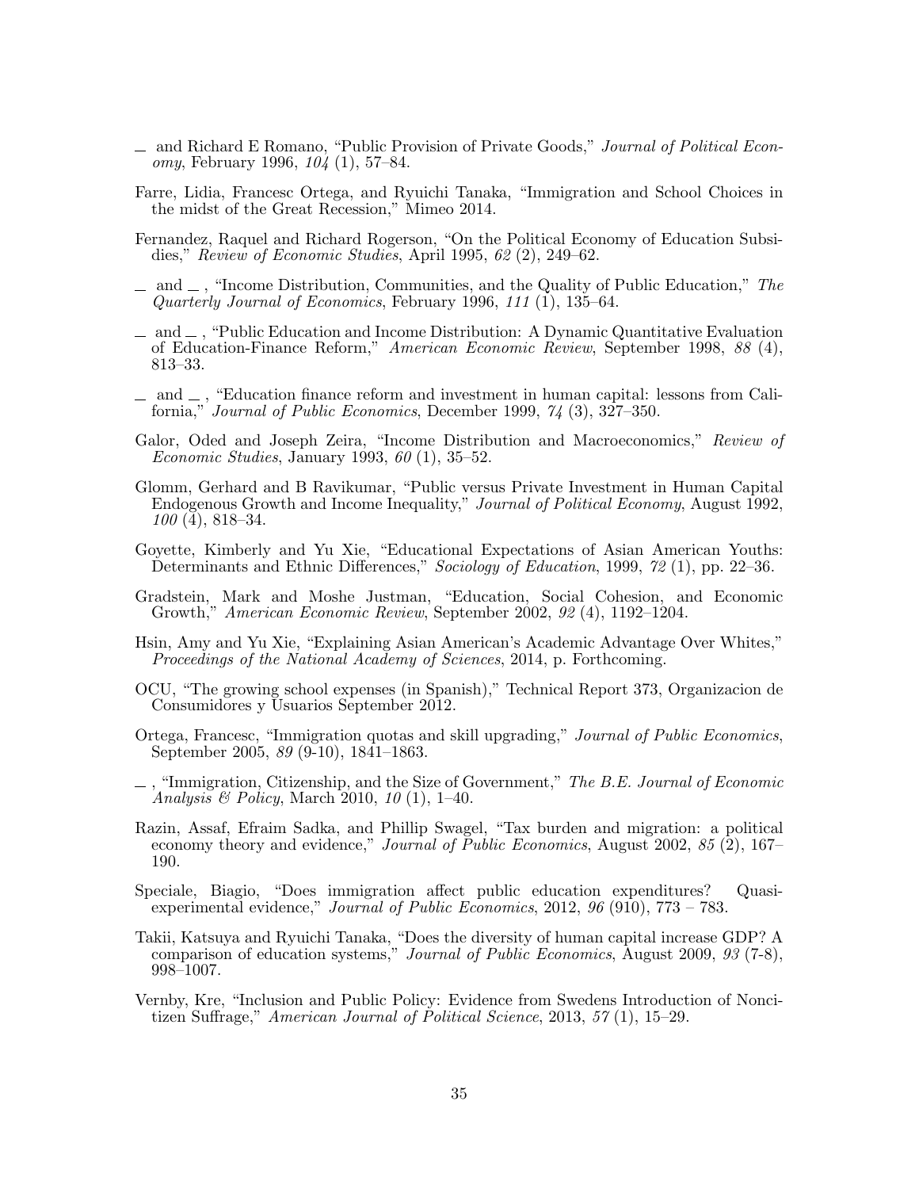— and Richard E Romano, "Public Provision of Private Goods," *Journal of Political Economy*, February 1996, *104* (1), 57–84.

Farre, Lidia, Francesc Ortega, and Ryuichi Tanaka, "Immigration and School Choices in the midst of the Great Recession," Mimeo 2014.

Fernandez, Raquel and Richard Rogerson, "On the Political Economy of Education Subsidies," *Review of Economic Studies*, April 1995, *62* (2), 249–62.

— and —, "Income Distribution, Communities, and the Quality of Public Education," *The Quarterly Journal of Economics*, February 1996, *111* (1), 135–64.

— and —, "Public Education and Income Distribution: A Dynamic Quantitative Evaluation of Education-Finance Reform," *American Economic Review*, September 1998, *88* (4), 813–33.

— and —, "Education finance reform and investment in human capital: lessons from California," *Journal of Public Economics*, December 1999, *74* (3), 327–350.

Galor, Oded and Joseph Zeira, "Income Distribution and Macroeconomics," *Review of Economic Studies*, January 1993, *60* (1), 35–52.

Glomm, Gerhard and B Ravikumar, "Public versus Private Investment in Human Capital Endogenous Growth and Income Inequality," *Journal of Political Economy*, August 1992, *100* (4), 818–34.

Goyette, Kimberly and Yu Xie, "Educational Expectations of Asian American Youths: Determinants and Ethnic Differences," *Sociology of Education*, 1999, *72* (1), pp. 22–36.

Gradstein, Mark and Moshe Justman, "Education, Social Cohesion, and Economic Growth," *American Economic Review*, September 2002, *92* (4), 1192–1204.

Hsin, Amy and Yu Xie, "Explaining Asian American's Academic Advantage Over Whites," *Proceedings of the National Academy of Sciences*, 2014, p. Forthcoming.

OCU, "The growing school expenses (in Spanish)," Technical Report 373, Organizacion de Consumidores y Usuarios September 2012.

Ortega, Francesc, "Immigration quotas and skill upgrading," *Journal of Public Economics*, September 2005, *89* (9-10), 1841–1863.

—, "Immigration, Citizenship, and the Size of Government," *The B.E. Journal of Economic Analysis & Policy*, March 2010, *10* (1), 1–40.

Razin, Assaf, Efraim Sadka, and Phillip Swagel, "Tax burden and migration: a political economy theory and evidence," *Journal of Public Economics*, August 2002, *85* (2), 167–190.

Speciale, Biagio, "Does immigration affect public education expenditures? Quasi-experimental evidence," *Journal of Public Economics*, 2012, *96* (910), 773 – 783.

Takii, Katsuya and Ryuichi Tanaka, "Does the diversity of human capital increase GDP? A comparison of education systems," *Journal of Public Economics*, August 2009, *93* (7-8), 998–1007.

Vernby, Kre, "Inclusion and Public Policy: Evidence from Swedens Introduction of Noncitizen Suffrage," *American Journal of Political Science*, 2013, *57* (1), 15–29.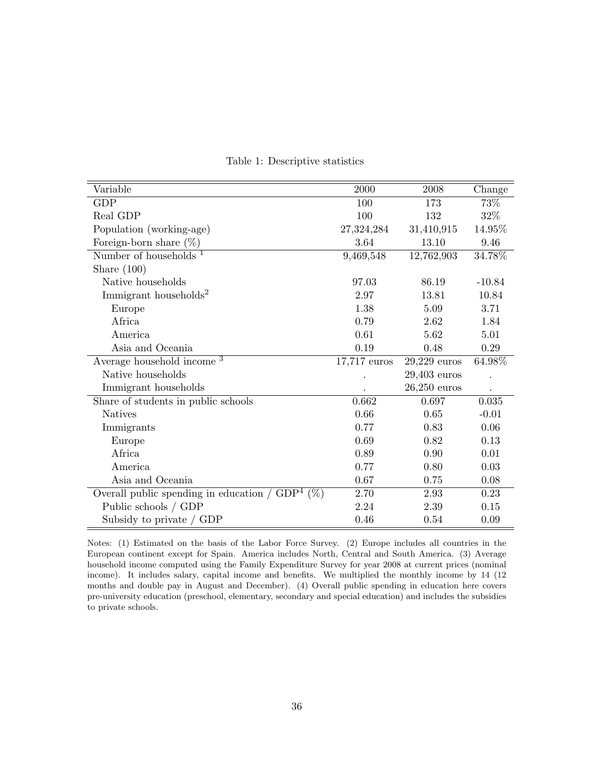Table 1: Descriptive statistics

| Variable | 2000 | 2008 | Change |
|---|---|---|---|
| GDP | 100 | 173 | 73% |
| Real GDP | 100 | 132 | 32% |
| Population (working-age) | 27,324,284 | 31,410,915 | 14.95% |
| Foreign-born share (%) | 3.64 | 13.10 | 9.46 |
| Number of households [1] | 9,469,548 | 12,762,903 | 34.78% |
| Share (100) | | | |
| Native households | 97.03 | 86.19 | -10.84 |
| Immigrant households[2] | 2.97 | 13.81 | 10.84 |
| Europe | 1.38 | 5.09 | 3.71 |
| Africa | 0.79 | 2.62 | 1.84 |
| America | 0.61 | 5.62 | 5.01 |
| Asia and Oceania | 0.19 | 0.48 | 0.29 |
| Average household income [3] | 17,717 euros | 29,229 euros | 64.98% |
| Native households | . | 29,403 euros | . |
| Immigrant households | . | 26,250 euros | . |
| Share of students in public schools | 0.662 | 0.697 | 0.035 |
| Natives | 0.66 | 0.65 | -0.01 |
| Immigrants | 0.77 | 0.83 | 0.06 |
| Europe | 0.69 | 0.82 | 0.13 |
| Africa | 0.89 | 0.90 | 0.01 |
| America | 0.77 | 0.80 | 0.03 |
| Asia and Oceania | 0.67 | 0.75 | 0.08 |
| Overall public spending in education / GDP[4] (%) | 2.70 | 2.93 | 0.23 |
| Public schools / GDP | 2.24 | 2.39 | 0.15 |
| Subsidy to private / GDP | 0.46 | 0.54 | 0.09 |

Notes: (1) Estimated on the basis of the Labor Force Survey. (2) Europe includes all countries in the European continent except for Spain. America includes North, Central and South America. (3) Average household income computed using the Family Expenditure Survey for year 2008 at current prices (nominal income). It includes salary, capital income and benefits. We multiplied the monthly income by 14 (12 months and double pay in August and December). (4) Overall public spending in education here covers pre-university education (preschool, elementary, secondary and special education) and includes the subsidies to private schools.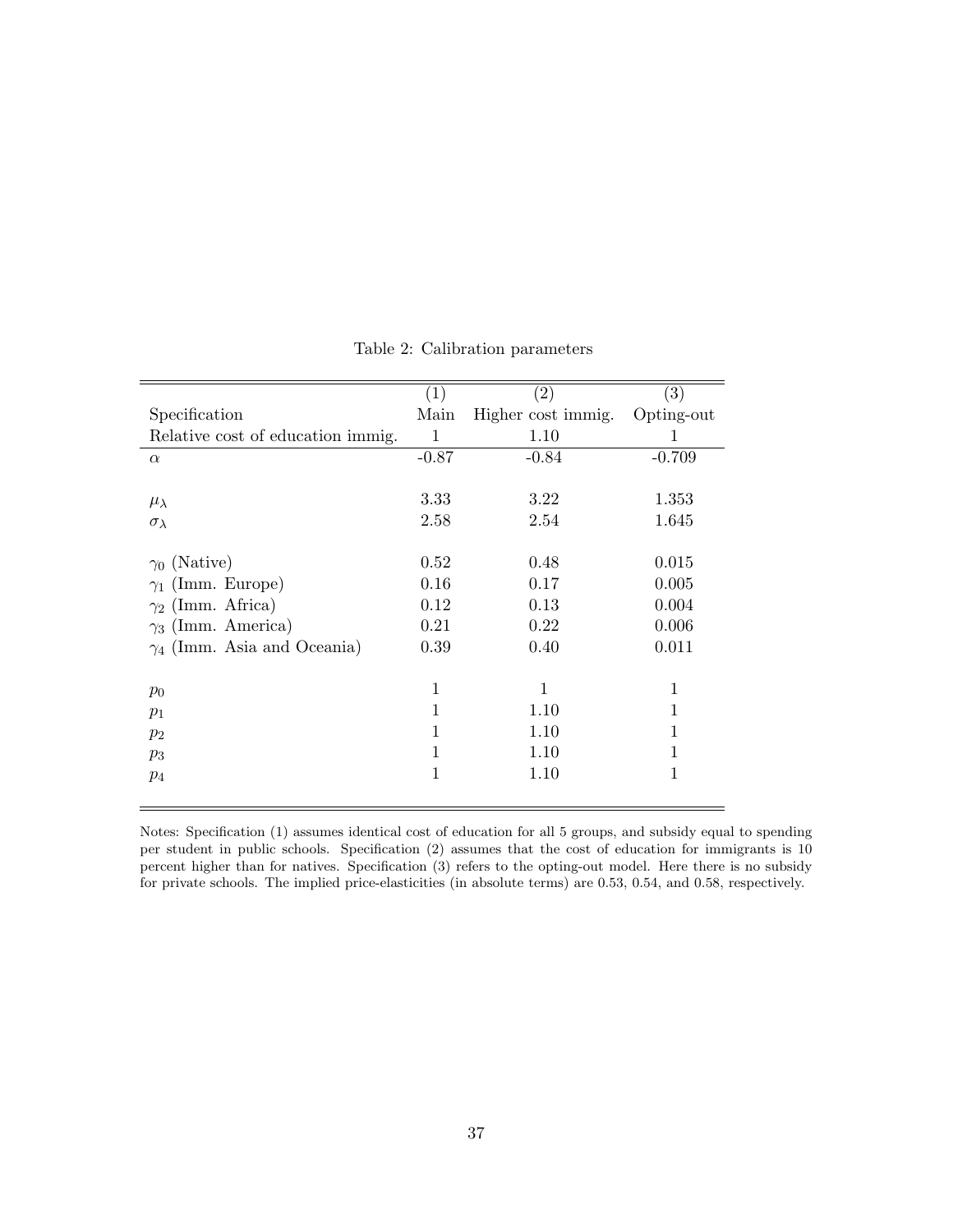Table 2: Calibration parameters

| | (1) | (2) | (3) |
|---|---|---|---|
| Specification | Main | Higher cost immig. | Opting-out |
| Relative cost of education immig. | 1 | 1.10 | 1 |
| $\alpha$ | -0.87 | -0.84 | -0.709 |
| | | | |
| $\mu_\lambda$ | 3.33 | 3.22 | 1.353 |
| $\sigma_\lambda$ | 2.58 | 2.54 | 1.645 |
| | | | |
| $\gamma_0$ (Native) | 0.52 | 0.48 | 0.015 |
| $\gamma_1$ (Imm. Europe) | 0.16 | 0.17 | 0.005 |
| $\gamma_2$ (Imm. Africa) | 0.12 | 0.13 | 0.004 |
| $\gamma_3$ (Imm. America) | 0.21 | 0.22 | 0.006 |
| $\gamma_4$ (Imm. Asia and Oceania) | 0.39 | 0.40 | 0.011 |
| | | | |
| $p_0$ | 1 | 1 | 1 |
| $p_1$ | 1 | 1.10 | 1 |
| $p_2$ | 1 | 1.10 | 1 |
| $p_3$ | 1 | 1.10 | 1 |
| $p_4$ | 1 | 1.10 | 1 |

Notes: Specification (1) assumes identical cost of education for all 5 groups, and subsidy equal to spending per student in public schools. Specification (2) assumes that the cost of education for immigrants is 10 percent higher than for natives. Specification (3) refers to the opting-out model. Here there is no subsidy for private schools. The implied price-elasticities (in absolute terms) are 0.53, 0.54, and 0.58, respectively.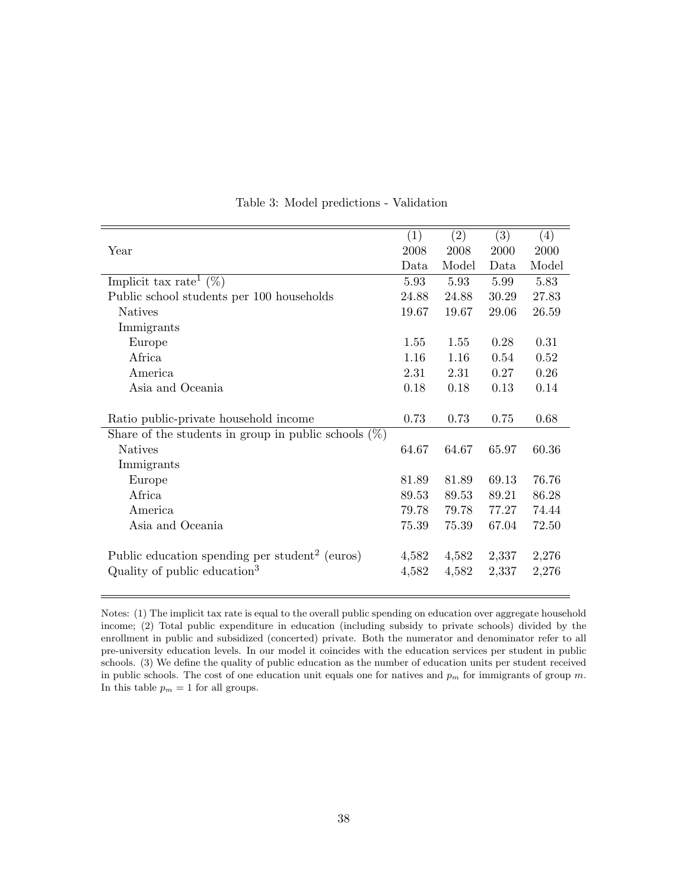Table 3: Model predictions - Validation

| | (1) | (2) | (3) | (4) |
|---|---|---|---|---|
| Year | 2008 | 2008 | 2000 | 2000 |
| | Data | Model | Data | Model |
| Implicit tax rate[1] (%) | 5.93 | 5.93 | 5.99 | 5.83 |
| Public school students per 100 households | 24.88 | 24.88 | 30.29 | 27.83 |
| Natives | 19.67 | 19.67 | 29.06 | 26.59 |
| Immigrants | | | | |
| Europe | 1.55 | 1.55 | 0.28 | 0.31 |
| Africa | 1.16 | 1.16 | 0.54 | 0.52 |
| America | 2.31 | 2.31 | 0.27 | 0.26 |
| Asia and Oceania | 0.18 | 0.18 | 0.13 | 0.14 |
| Ratio public-private household income | 0.73 | 0.73 | 0.75 | 0.68 |
| Share of the students in group in public schools (%) | | | | |
| Natives | 64.67 | 64.67 | 65.97 | 60.36 |
| Immigrants | | | | |
| Europe | 81.89 | 81.89 | 69.13 | 76.76 |
| Africa | 89.53 | 89.53 | 89.21 | 86.28 |
| America | 79.78 | 79.78 | 77.27 | 74.44 |
| Asia and Oceania | 75.39 | 75.39 | 67.04 | 72.50 |
| Public education spending per student[2] (euros) | 4,582 | 4,582 | 2,337 | 2,276 |
| Quality of public education[3] | 4,582 | 4,582 | 2,337 | 2,276 |

Notes: (1) The implicit tax rate is equal to the overall public spending on education over aggregate household income; (2) Total public expenditure in education (including subsidy to private schools) divided by the enrollment in public and subsidized (concerted) private. Both the numerator and denominator refer to all pre-university education levels. In our model it coincides with the education services per student in public schools. (3) We define the quality of public education as the number of education units per student received in public schools. The cost of one education unit equals one for natives and $p_m$ for immigrants of group $m$. In this table $p_m = 1$ for all groups.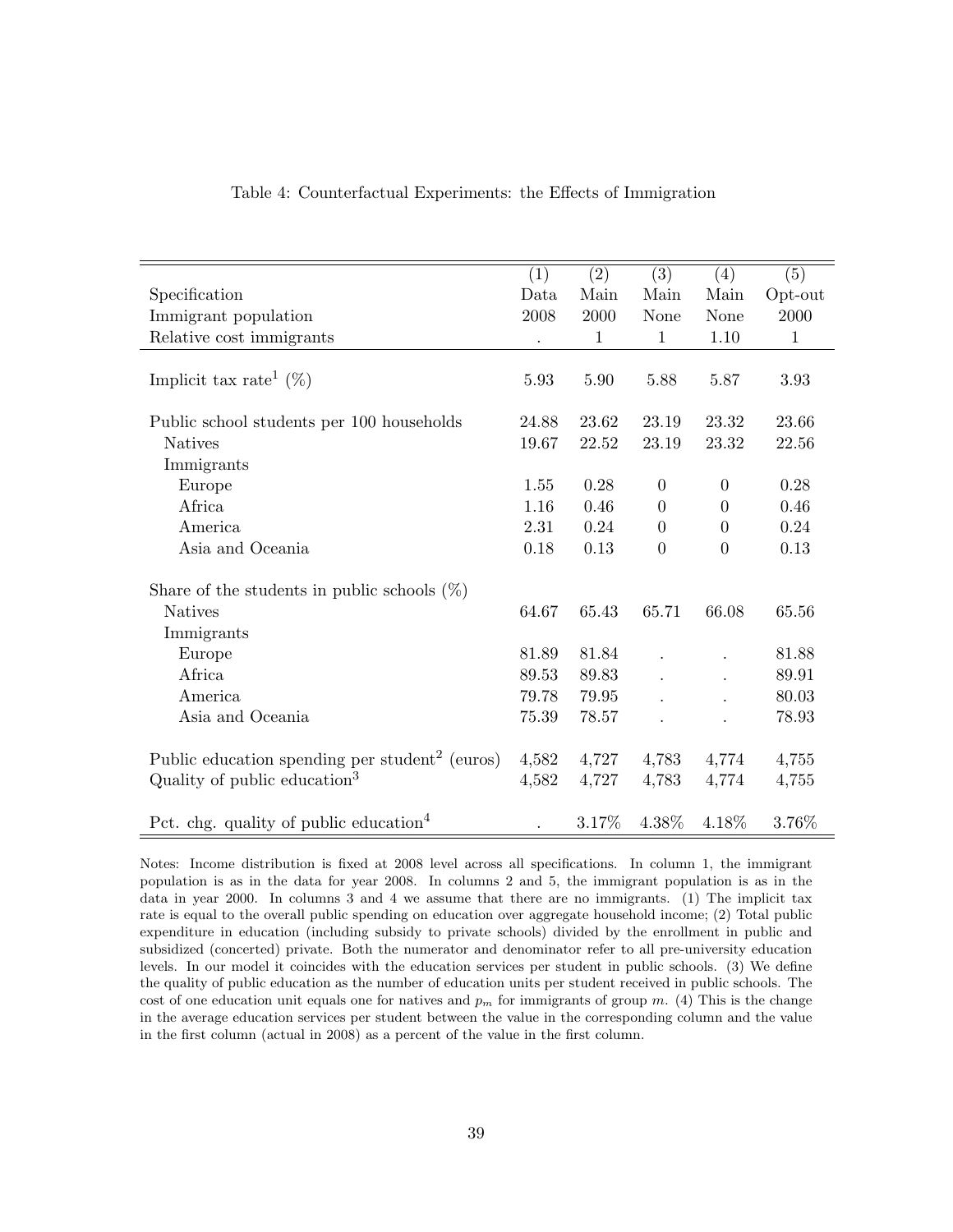Table 4: Counterfactual Experiments: the Effects of Immigration

| | (1) | (2) | (3) | (4) | (5) |
|---|---|---|---|---|---|
| Specification | Data | Main | Main | Main | Opt-out |
| Immigrant population | 2008 | 2000 | None | None | 2000 |
| Relative cost immigrants | . | 1 | 1 | 1.10 | 1 |
| Implicit tax rate[1] (%) | 5.93 | 5.90 | 5.88 | 5.87 | 3.93 |
| Public school students per 100 households | 24.88 | 23.62 | 23.19 | 23.32 | 23.66 |
| Natives | 19.67 | 22.52 | 23.19 | 23.32 | 22.56 |
| Immigrants | | | | | |
| Europe | 1.55 | 0.28 | 0 | 0 | 0.28 |
| Africa | 1.16 | 0.46 | 0 | 0 | 0.46 |
| America | 2.31 | 0.24 | 0 | 0 | 0.24 |
| Asia and Oceania | 0.18 | 0.13 | 0 | 0 | 0.13 |
| Share of the students in public schools (%) | | | | | |
| Natives | 64.67 | 65.43 | 65.71 | 66.08 | 65.56 |
| Immigrants | | | | | |
| Europe | 81.89 | 81.84 | . | . | 81.88 |
| Africa | 89.53 | 89.83 | . | . | 89.91 |
| America | 79.78 | 79.95 | . | . | 80.03 |
| Asia and Oceania | 75.39 | 78.57 | . | . | 78.93 |
| Public education spending per student[2] (euros) | 4,582 | 4,727 | 4,783 | 4,774 | 4,755 |
| Quality of public education[3] | 4,582 | 4,727 | 4,783 | 4,774 | 4,755 |
| Pct. chg. quality of public education[4] | . | 3.17% | 4.38% | 4.18% | 3.76% |

Notes: Income distribution is fixed at 2008 level across all specifications. In column 1, the immigrant population is as in the data for year 2008. In columns 2 and 5, the immigrant population is as in the data in year 2000. In columns 3 and 4 we assume that there are no immigrants. (1) The implicit tax rate is equal to the overall public spending on education over aggregate household income; (2) Total public expenditure in education (including subsidy to private schools) divided by the enrollment in public and subsidized (concerted) private. Both the numerator and denominator refer to all pre-university education levels. In our model it coincides with the education services per student in public schools. (3) We define the quality of public education as the number of education units per student received in public schools. The cost of one education unit equals one for natives and $p_m$ for immigrants of group $m$. (4) This is the change in the average education services per student between the value in the corresponding column and the value in the first column (actual in 2008) as a percent of the value in the first column.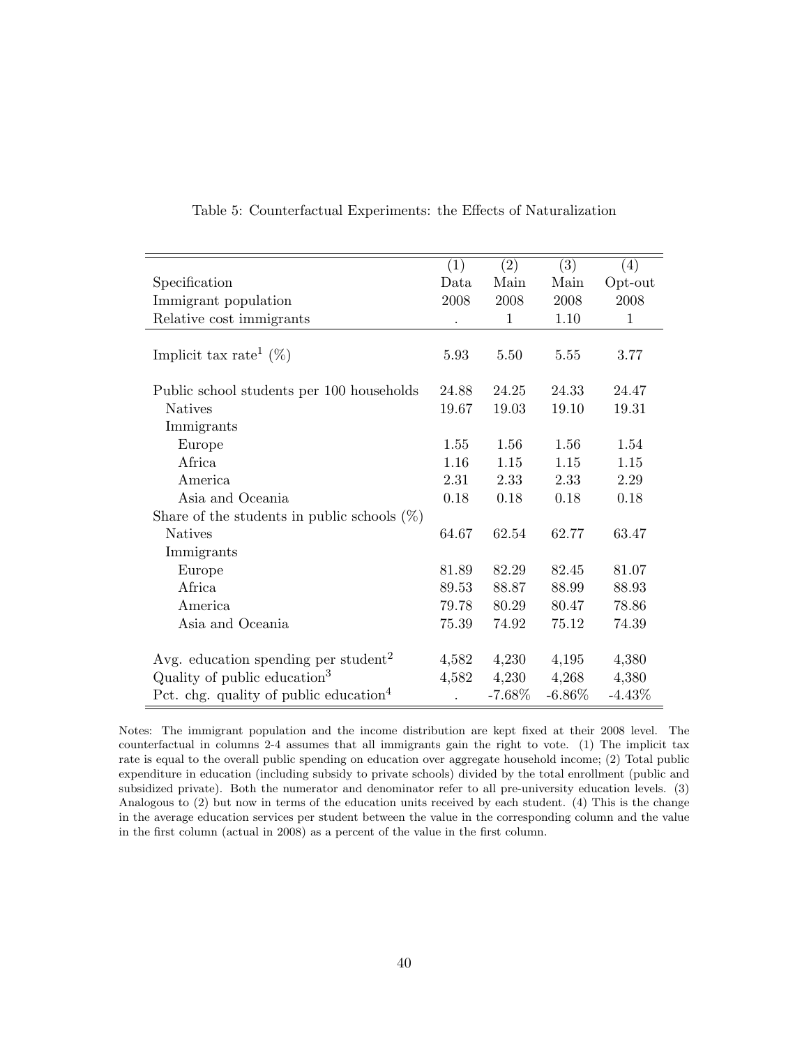Table 5: Counterfactual Experiments: the Effects of Naturalization

| | (1) | (2) | (3) | (4) |
|---|---|---|---|---|
| Specification | Data | Main | Main | Opt-out |
| Immigrant population | 2008 | 2008 | 2008 | 2008 |
| Relative cost immigrants | . | 1 | 1.10 | 1 |
| Implicit tax rate[1] (%) | 5.93 | 5.50 | 5.55 | 3.77 |
| Public school students per 100 households | 24.88 | 24.25 | 24.33 | 24.47 |
| Natives | 19.67 | 19.03 | 19.10 | 19.31 |
| Immigrants | | | | |
| Europe | 1.55 | 1.56 | 1.56 | 1.54 |
| Africa | 1.16 | 1.15 | 1.15 | 1.15 |
| America | 2.31 | 2.33 | 2.33 | 2.29 |
| Asia and Oceania | 0.18 | 0.18 | 0.18 | 0.18 |
| Share of the students in public schools (%) | | | | |
| Natives | 64.67 | 62.54 | 62.77 | 63.47 |
| Immigrants | | | | |
| Europe | 81.89 | 82.29 | 82.45 | 81.07 |
| Africa | 89.53 | 88.87 | 88.99 | 88.93 |
| America | 79.78 | 80.29 | 80.47 | 78.86 |
| Asia and Oceania | 75.39 | 74.92 | 75.12 | 74.39 |
| Avg. education spending per student[2] | 4,582 | 4,230 | 4,195 | 4,380 |
| Quality of public education[3] | 4,582 | 4,230 | 4,268 | 4,380 |
| Pct. chg. quality of public education[4] | . | -7.68% | -6.86% | -4.43% |

Notes: The immigrant population and the income distribution are kept fixed at their 2008 level. The counterfactual in columns 2-4 assumes that all immigrants gain the right to vote. (1) The implicit tax rate is equal to the overall public spending on education over aggregate household income; (2) Total public expenditure in education (including subsidy to private schools) divided by the total enrollment (public and subsidized private). Both the numerator and denominator refer to all pre-university education levels. (3) Analogous to (2) but now in terms of the education units received by each student. (4) This is the change in the average education services per student between the value in the corresponding column and the value in the first column (actual in 2008) as a percent of the value in the first column.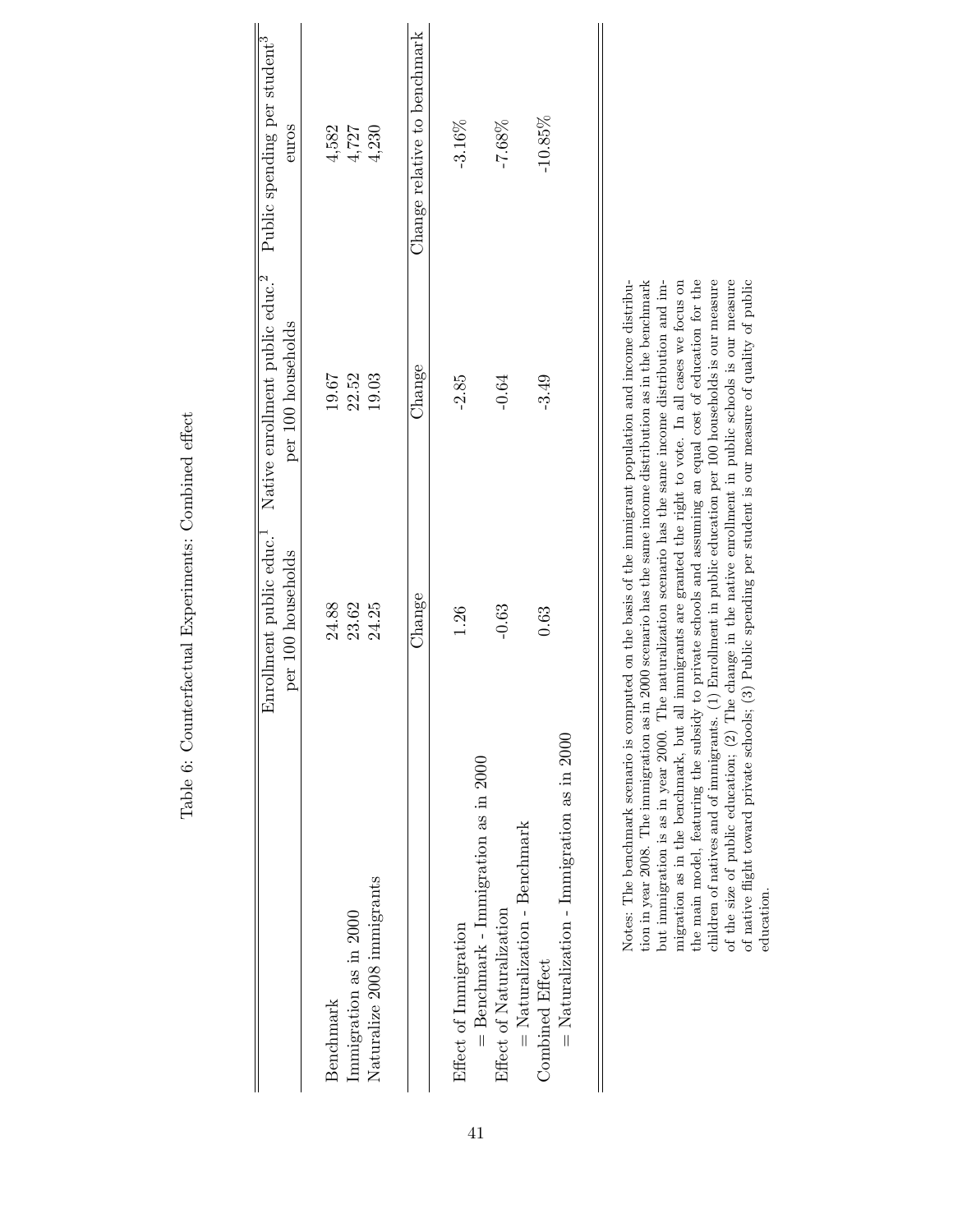Table 6: Counterfactual Experiments: Combined effect

| | Enrollment public educ.[1] per 100 households | Native enrollment public educ.[2] per 100 households | Public spending per student[3] euros |
|---|---|---|---|
| Benchmark | 24.88 | 19.67 | 4,582 |
| Immigration as in 2000 | 23.62 | 22.52 | 4,727 |
| Naturalize 2008 immigrants | 24.25 | 19.03 | 4,230 |
| | Change | Change | Change relative to benchmark |
| Effect of Immigration<br>= Benchmark - Immigration as in 2000 | 1.26 | -2.85 | -3.16% |
| Effect of Naturalization<br>= Naturalization - Benchmark | -0.63 | -0.64 | -7.68% |
| Combined Effect<br>= Naturalization - Immigration as in 2000 | 0.63 | -3.49 | -10.85% |

Notes: The benchmark scenario is computed on the basis of the immigrant population and income distribution in year 2008. The immigration as in 2000 scenario has the same income distribution as in the benchmark but immigration is as in year 2000. The naturalization scenario has the same income distribution and immigration as in the benchmark, but all immigrants are granted the right to vote. In all cases we focus on the main model, featuring the subsidy to private schools and assuming an equal cost of education for the children of natives and of immigrants. (1) Enrollment in public education per 100 households is our measure of the size of public education; (2) The change in the native enrollment in public schools is our measure of native flight toward private schools; (3) Public spending per student is our measure of quality of public education.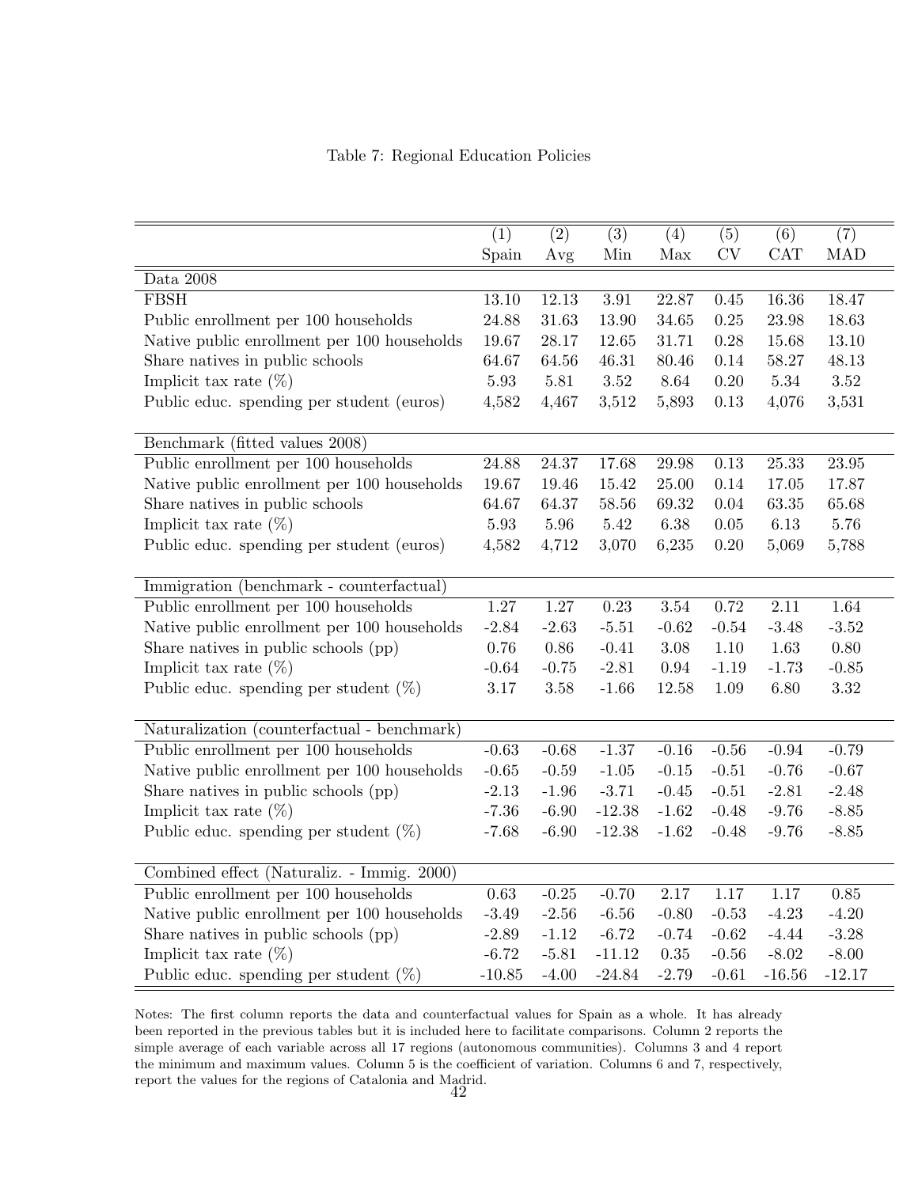Table 7: Regional Education Policies

| | (1) Spain | (2) Avg | (3) Min | (4) Max | (5) CV | (6) CAT | (7) MAD |
|---|---|---|---|---|---|---|---|
| **Data 2008** | | | | | | | |
| FBSH | 13.10 | 12.13 | 3.91 | 22.87 | 0.45 | 16.36 | 18.47 |
| Public enrollment per 100 households | 24.88 | 31.63 | 13.90 | 34.65 | 0.25 | 23.98 | 18.63 |
| Native public enrollment per 100 households | 19.67 | 28.17 | 12.65 | 31.71 | 0.28 | 15.68 | 13.10 |
| Share natives in public schools | 64.67 | 64.56 | 46.31 | 80.46 | 0.14 | 58.27 | 48.13 |
| Implicit tax rate (%) | 5.93 | 5.81 | 3.52 | 8.64 | 0.20 | 5.34 | 3.52 |
| Public educ. spending per student (euros) | 4,582 | 4,467 | 3,512 | 5,893 | 0.13 | 4,076 | 3,531 |
| **Benchmark (fitted values 2008)** | | | | | | | |
| Public enrollment per 100 households | 24.88 | 24.37 | 17.68 | 29.98 | 0.13 | 25.33 | 23.95 |
| Native public enrollment per 100 households | 19.67 | 19.46 | 15.42 | 25.00 | 0.14 | 17.05 | 17.87 |
| Share natives in public schools | 64.67 | 64.37 | 58.56 | 69.32 | 0.04 | 63.35 | 65.68 |
| Implicit tax rate (%) | 5.93 | 5.96 | 5.42 | 6.38 | 0.05 | 6.13 | 5.76 |
| Public educ. spending per student (euros) | 4,582 | 4,712 | 3,070 | 6,235 | 0.20 | 5,069 | 5,788 |
| **Immigration (benchmark - counterfactual)** | | | | | | | |
| Public enrollment per 100 households | 1.27 | 1.27 | 0.23 | 3.54 | 0.72 | 2.11 | 1.64 |
| Native public enrollment per 100 households | -2.84 | -2.63 | -5.51 | -0.62 | -0.54 | -3.48 | -3.52 |
| Share natives in public schools (pp) | 0.76 | 0.86 | -0.41 | 3.08 | 1.10 | 1.63 | 0.80 |
| Implicit tax rate (%) | -0.64 | -0.75 | -2.81 | 0.94 | -1.19 | -1.73 | -0.85 |
| Public educ. spending per student (%) | 3.17 | 3.58 | -1.66 | 12.58 | 1.09 | 6.80 | 3.32 |
| **Naturalization (counterfactual - benchmark)** | | | | | | | |
| Public enrollment per 100 households | -0.63 | -0.68 | -1.37 | -0.16 | -0.56 | -0.94 | -0.79 |
| Native public enrollment per 100 households | -0.65 | -0.59 | -1.05 | -0.15 | -0.51 | -0.76 | -0.67 |
| Share natives in public schools (pp) | -2.13 | -1.96 | -3.71 | -0.45 | -0.51 | -2.81 | -2.48 |
| Implicit tax rate (%) | -7.36 | -6.90 | -12.38 | -1.62 | -0.48 | -9.76 | -8.85 |
| Public educ. spending per student (%) | -7.68 | -6.90 | -12.38 | -1.62 | -0.48 | -9.76 | -8.85 |
| **Combined effect (Naturaliz. - Immig. 2000)** | | | | | | | |
| Public enrollment per 100 households | 0.63 | -0.25 | -0.70 | 2.17 | 1.17 | 1.17 | 0.85 |
| Native public enrollment per 100 households | -3.49 | -2.56 | -6.56 | -0.80 | -0.53 | -4.23 | -4.20 |
| Share natives in public schools (pp) | -2.89 | -1.12 | -6.72 | -0.74 | -0.62 | -4.44 | -3.28 |
| Implicit tax rate (%) | -6.72 | -5.81 | -11.12 | 0.35 | -0.56 | -8.02 | -8.00 |
| Public educ. spending per student (%) | -10.85 | -4.00 | -24.84 | -2.79 | -0.61 | -16.56 | -12.17 |

Notes: The first column reports the data and counterfactual values for Spain as a whole. It has already been reported in the previous tables but it is included here to facilitate comparisons. Column 2 reports the simple average of each variable across all 17 regions (autonomous communities). Columns 3 and 4 report the minimum and maximum values. Column 5 is the coefficient of variation. Columns 6 and 7, respectively, report the values for the regions of Catalonia and Madrid.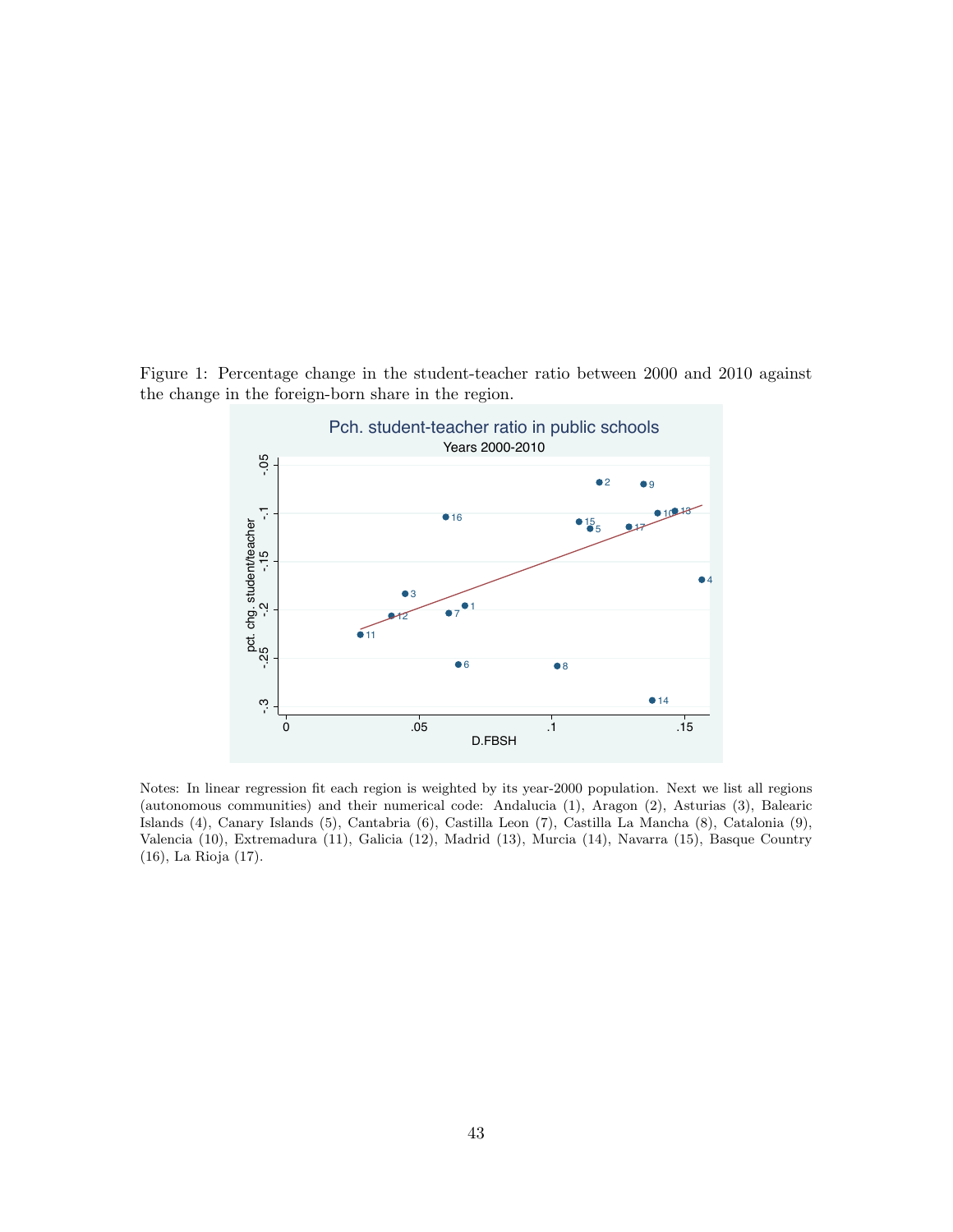Figure 1: Percentage change in the student-teacher ratio between 2000 and 2010 against the change in the foreign-born share in the region.

Notes: In linear regression fit each region is weighted by its year-2000 population. Next we list all regions (autonomous communities) and their numerical code: Andalucia (1), Aragon (2), Asturias (3), Balearic Islands (4), Canary Islands (5), Cantabria (6), Castilla Leon (7), Castilla La Mancha (8), Catalonia (9), Valencia (10), Extremadura (11), Galicia (12), Madrid (13), Murcia (14), Navarra (15), Basque Country (16), La Rioja (17).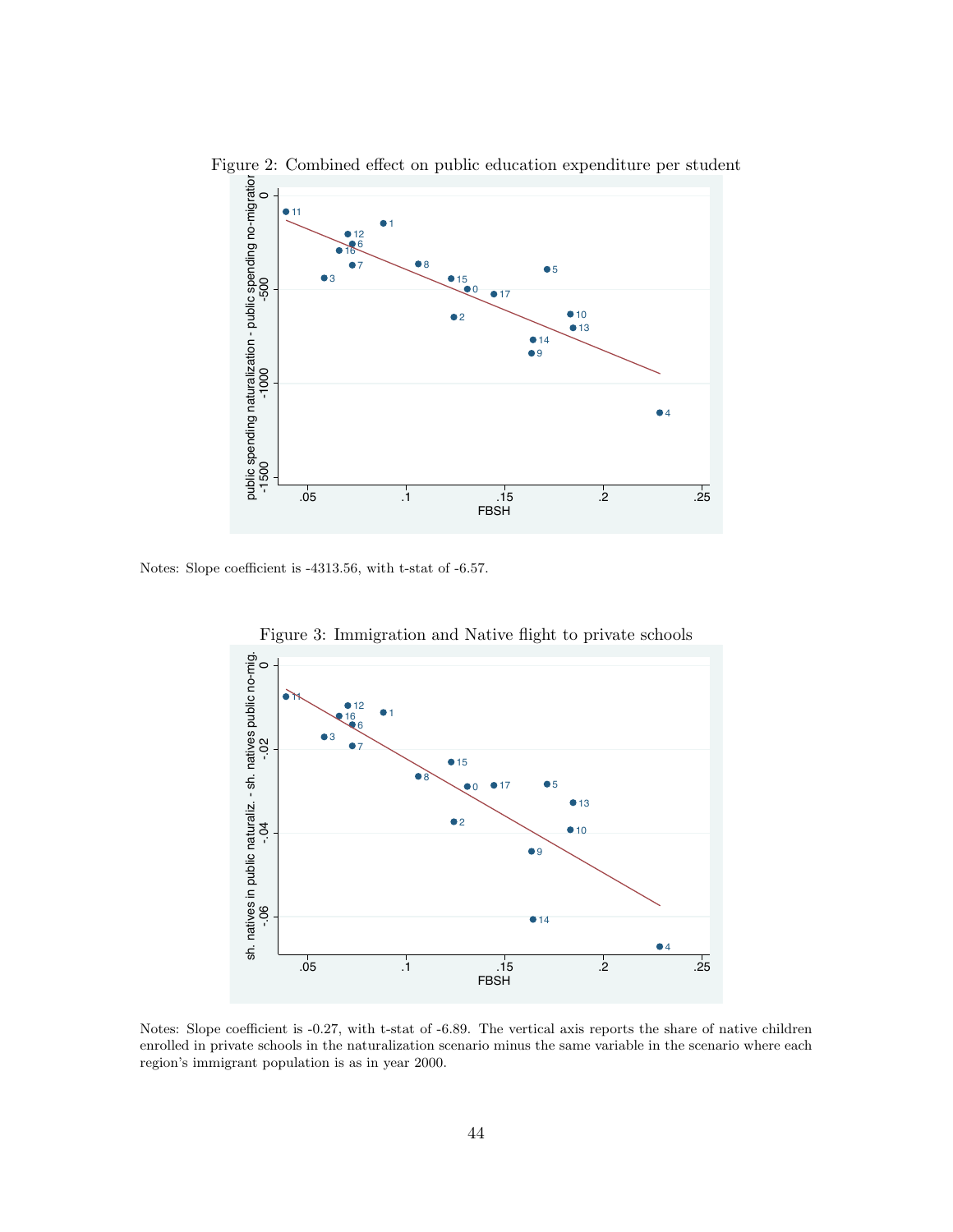Figure 2: Combined effect on public education expenditure per student

Notes: Slope coefficient is -4313.56, with t-stat of -6.57.

Figure 3: Immigration and Native flight to private schools

Notes: Slope coefficient is -0.27, with t-stat of -6.89. The vertical axis reports the share of native children enrolled in private schools in the naturalization scenario minus the same variable in the scenario where each region's immigrant population is as in year 2000.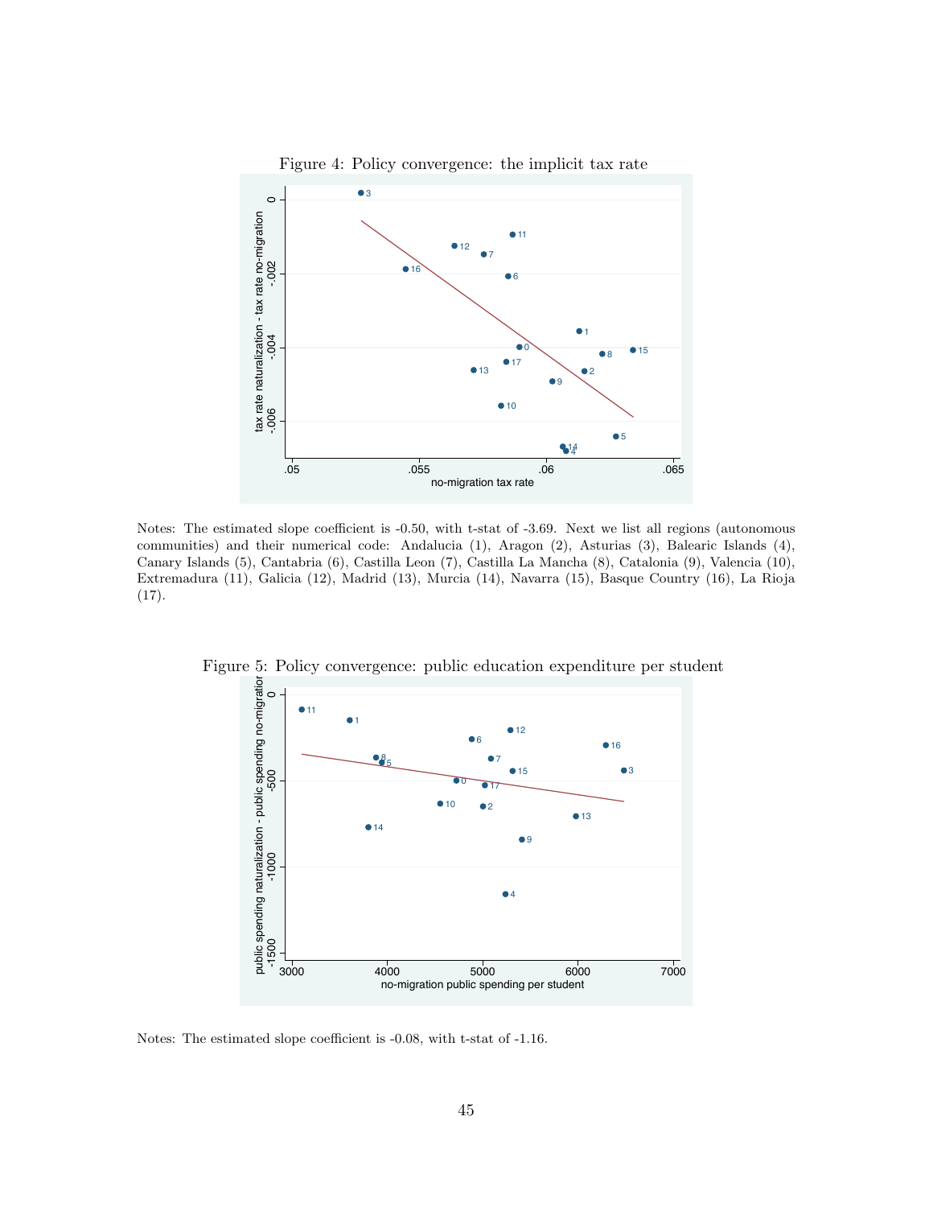Figure 4: Policy convergence: the implicit tax rate

Notes: The estimated slope coefficient is -0.50, with t-stat of -3.69. Next we list all regions (autonomous communities) and their numerical code: Andalucia (1), Aragon (2), Asturias (3), Balearic Islands (4), Canary Islands (5), Cantabria (6), Castilla Leon (7), Castilla La Mancha (8), Catalonia (9), Valencia (10), Extremadura (11), Galicia (12), Madrid (13), Murcia (14), Navarra (15), Basque Country (16), La Rioja (17).

Figure 5: Policy convergence: public education expenditure per student

Notes: The estimated slope coefficient is -0.08, with t-stat of -1.16.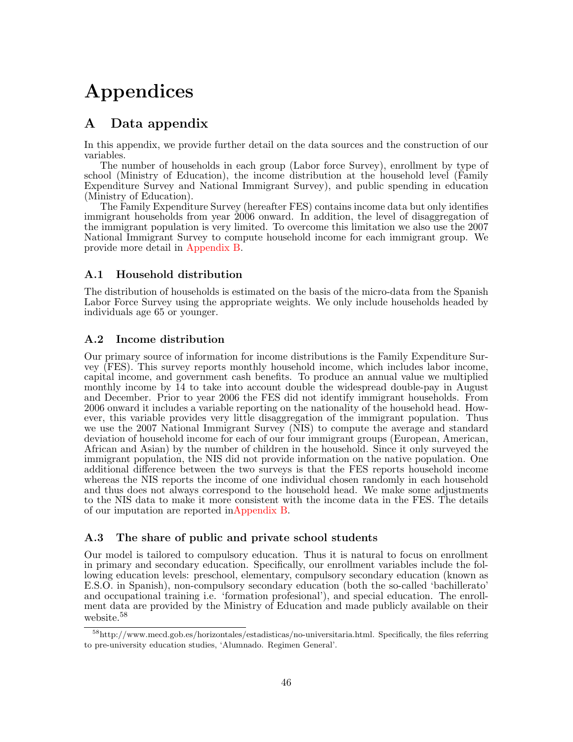# Appendices

## A Data appendix

In this appendix, we provide further detail on the data sources and the construction of our variables.

The number of households in each group (Labor force Survey), enrollment by type of school (Ministry of Education), the income distribution at the household level (Family Expenditure Survey and National Immigrant Survey), and public spending in education (Ministry of Education).

The Family Expenditure Survey (hereafter FES) contains income data but only identifies immigrant households from year 2006 onward. In addition, the level of disaggregation of the immigrant population is very limited. To overcome this limitation we also use the 2007 National Immigrant Survey to compute household income for each immigrant group. We provide more detail in Appendix B.

### A.1 Household distribution

The distribution of households is estimated on the basis of the micro-data from the Spanish Labor Force Survey using the appropriate weights. We only include households headed by individuals age 65 or younger.

### A.2 Income distribution

Our primary source of information for income distributions is the Family Expenditure Survey (FES). This survey reports monthly household income, which includes labor income, capital income, and government cash benefits. To produce an annual value we multiplied monthly income by 14 to take into account double the widespread double-pay in August and December. Prior to year 2006 the FES did not identify immigrant households. From 2006 onward it includes a variable reporting on the nationality of the household head. However, this variable provides very little disaggregation of the immigrant population. Thus we use the 2007 National Immigrant Survey (NIS) to compute the average and standard deviation of household income for each of our four immigrant groups (European, American, African and Asian) by the number of children in the household. Since it only surveyed the immigrant population, the NIS did not provide information on the native population. One additional difference between the two surveys is that the FES reports household income whereas the NIS reports the income of one individual chosen randomly in each household and thus does not always correspond to the household head. We make some adjustments to the NIS data to make it more consistent with the income data in the FES. The details of our imputation are reported inAppendix B.

### A.3 The share of public and private school students

Our model is tailored to compulsory education. Thus it is natural to focus on enrollment in primary and secondary education. Specifically, our enrollment variables include the following education levels: preschool, elementary, compulsory secondary education (known as E.S.O. in Spanish), non-compulsory secondary education (both the so-called 'bachillerato' and occupational training i.e. 'formation profesional'), and special education. The enrollment data are provided by the Ministry of Education and made publicly available on their website.[58]

[58] http://www.mecd.gob.es/horizontales/estadisticas/no-universitaria.html. Specifically, the files referring to pre-university education studies, 'Alumnado. Regimen General'.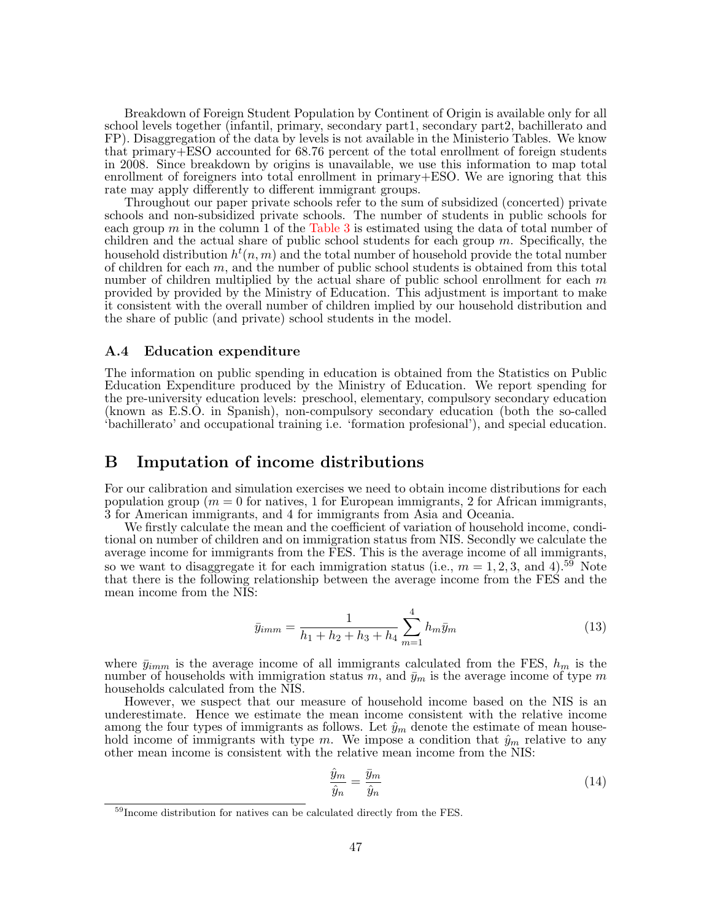Breakdown of Foreign Student Population by Continent of Origin is available only for all school levels together (infantil, primary, secondary part1, secondary part2, bachillerato and FP). Disaggregation of the data by levels is not available in the Ministerio Tables. We know that primary+ESO accounted for 68.76 percent of the total enrollment of foreign students in 2008. Since breakdown by origins is unavailable, we use this information to map total enrollment of foreigners into total enrollment in primary+ESO. We are ignoring that this rate may apply differently to different immigrant groups.

Throughout our paper private schools refer to the sum of subsidized (concerted) private schools and non-subsidized private schools. The number of students in public schools for each group $m$ in the column 1 of the Table 3 is estimated using the data of total number of children and the actual share of public school students for each group $m$. Specifically, the household distribution $h^t(n, m)$ and the total number of household provide the total number of children for each $m$, and the number of public school students is obtained from this total number of children multiplied by the actual share of public school enrollment for each $m$ provided by provided by the Ministry of Education. This adjustment is important to make it consistent with the overall number of children implied by our household distribution and the share of public (and private) school students in the model.

### A.4 Education expenditure

The information on public spending in education is obtained from the Statistics on Public Education Expenditure produced by the Ministry of Education. We report spending for the pre-university education levels: preschool, elementary, compulsory secondary education (known as E.S.O. in Spanish), non-compulsory secondary education (both the so-called 'bachillerato' and occupational training i.e. 'formation profesional'), and special education.

## B Imputation of income distributions

For our calibration and simulation exercises we need to obtain income distributions for each population group ($m = 0$ for natives, 1 for European immigrants, 2 for African immigrants, 3 for American immigrants, and 4 for immigrants from Asia and Oceania.

We firstly calculate the mean and the coefficient of variation of household income, conditional on number of children and on immigration status from NIS. Secondly we calculate the average income for immigrants from the FES. This is the average income of all immigrants, so we want to disaggregate it for each immigration status (i.e., $m = 1, 2, 3$, and 4).[59] Note that there is the following relationship between the average income from the FES and the mean income from the NIS:

$$\bar{y}_{imm} = \frac{1}{h_1 + h_2 + h_3 + h_4} \sum_{m=1}^{4} h_m \bar{y}_m \tag{13}$$

where $\bar{y}_{imm}$ is the average income of all immigrants calculated from the FES, $h_m$ is the number of households with immigration status $m$, and $\bar{y}_m$ is the average income of type $m$ households calculated from the NIS.

However, we suspect that our measure of household income based on the NIS is an underestimate. Hence we estimate the mean income consistent with the relative income among the four types of immigrants as follows. Let $\hat{y}_m$ denote the estimate of mean household income of immigrants with type $m$. We impose a condition that $\hat{y}_m$ relative to any other mean income is consistent with the relative mean income from the NIS:

$$\frac{\hat{y}_m}{\hat{y}_n} = \frac{\bar{y}_m}{\hat{y}_n} \tag{14}$$

[59] Income distribution for natives can be calculated directly from the FES.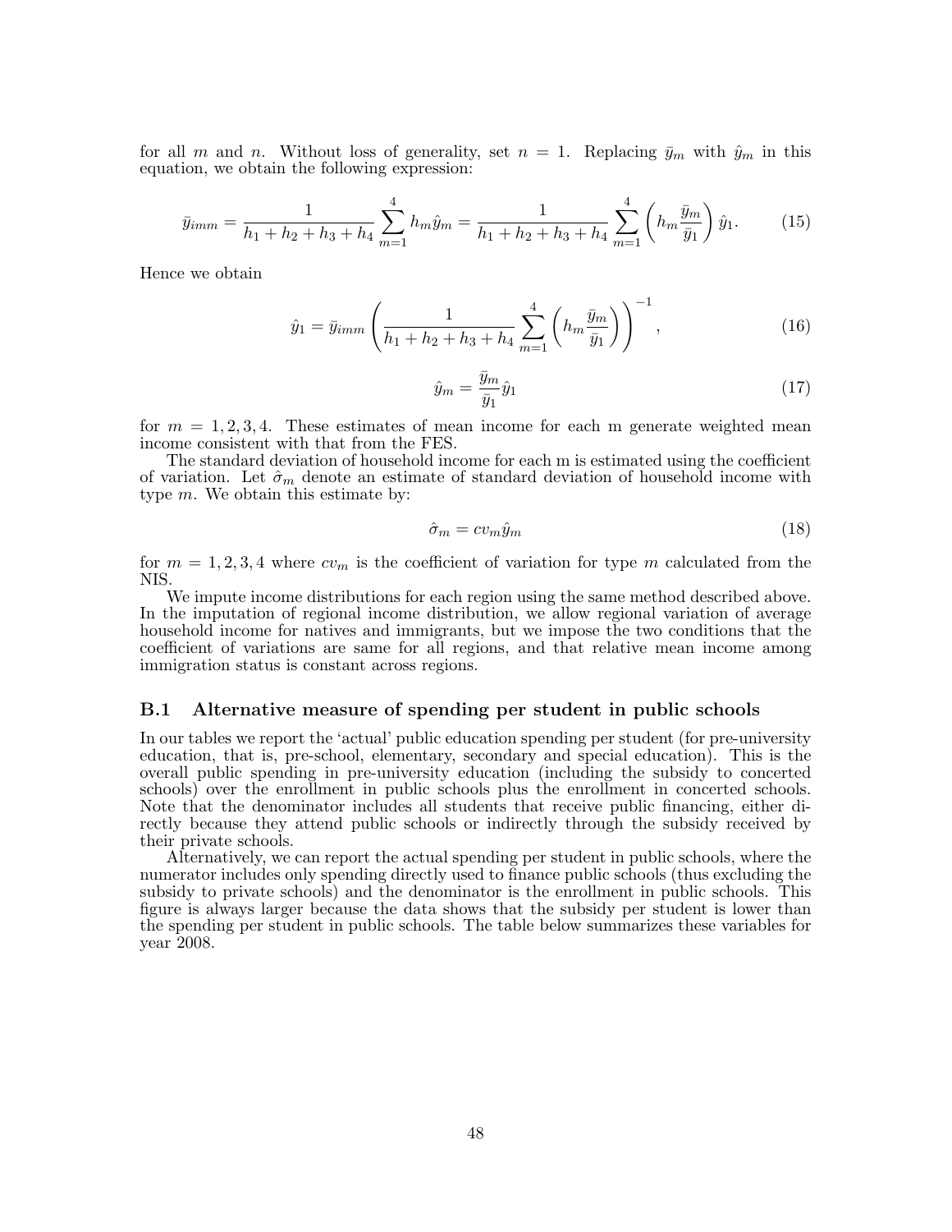for all $m$ and $n$. Without loss of generality, set $n = 1$. Replacing $\bar{y}_m$ with $\hat{y}_m$ in this equation, we obtain the following expression:

$$\bar{y}_{imm} = \frac{1}{h_1 + h_2 + h_3 + h_4} \sum_{m=1}^{4} h_m \hat{y}_m = \frac{1}{h_1 + h_2 + h_3 + h_4} \sum_{m=1}^{4} \left( h_m \frac{\bar{y}_m}{\bar{y}_1} \right) \hat{y}_1. \tag{15}$$

Hence we obtain

$$\hat{y}_1 = \bar{y}_{imm} \left( \frac{1}{h_1 + h_2 + h_3 + h_4} \sum_{m=1}^{4} \left( h_m \frac{\bar{y}_m}{\bar{y}_1} \right) \right)^{-1}, \tag{16}$$

$$\hat{y}_m = \frac{\bar{y}_m}{\bar{y}_1} \hat{y}_1 \tag{17}$$

for $m = 1, 2, 3, 4$. These estimates of mean income for each m generate weighted mean income consistent with that from the FES.

The standard deviation of household income for each m is estimated using the coefficient of variation. Let $\hat{\sigma}_m$ denote an estimate of standard deviation of household income with type $m$. We obtain this estimate by:

$$\hat{\sigma}_m = cv_m \hat{y}_m \tag{18}$$

for $m = 1, 2, 3, 4$ where $cv_m$ is the coefficient of variation for type $m$ calculated from the NIS.

We impute income distributions for each region using the same method described above. In the imputation of regional income distribution, we allow regional variation of average household income for natives and immigrants, but we impose the two conditions that the coefficient of variations are same for all regions, and that relative mean income among immigration status is constant across regions.

## B.1 Alternative measure of spending per student in public schools

In our tables we report the 'actual' public education spending per student (for pre-university education, that is, pre-school, elementary, secondary and special education). This is the overall public spending in pre-university education (including the subsidy to concerted schools) over the enrollment in public schools plus the enrollment in concerted schools. Note that the denominator includes all students that receive public financing, either directly because they attend public schools or indirectly through the subsidy received by their private schools.

Alternatively, we can report the actual spending per student in public schools, where the numerator includes only spending directly used to finance public schools (thus excluding the subsidy to private schools) and the denominator is the enrollment in public schools. This figure is always larger because the data shows that the subsidy per student is lower than the spending per student in public schools. The table below summarizes these variables for year 2008.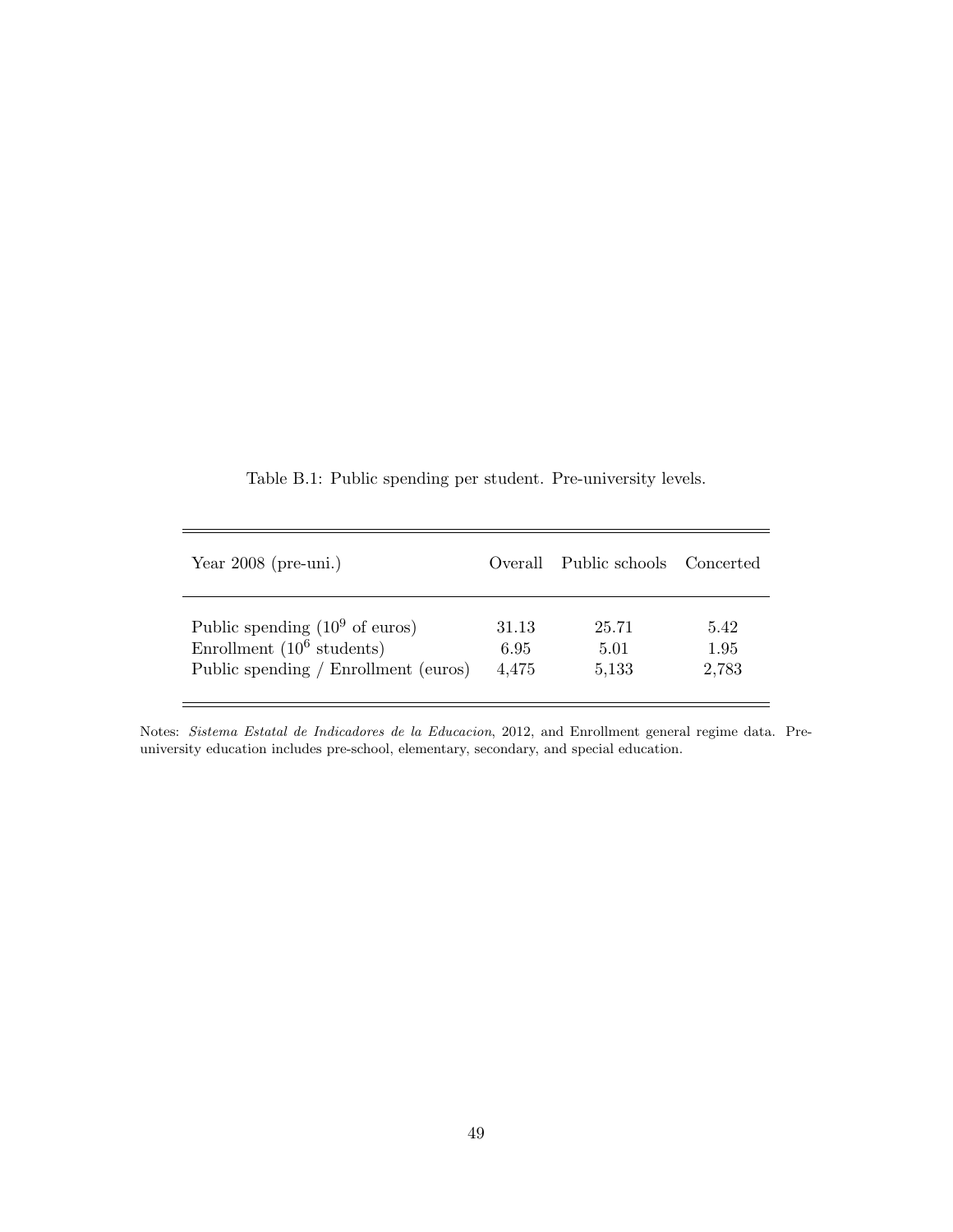Table B.1: Public spending per student. Pre-university levels.

| Year 2008 (pre-uni.) | Overall | Public schools | Concerted |
|---|---|---|---|
| Public spending ($10^9$ of euros) | 31.13 | 25.71 | 5.42 |
| Enrollment ($10^6$ students) | 6.95 | 5.01 | 1.95 |
| Public spending / Enrollment (euros) | 4,475 | 5,133 | 2,783 |

Notes: *Sistema Estatal de Indicadores de la Educacion*, 2012, and Enrollment general regime data. Pre-university education includes pre-school, elementary, secondary, and special education.